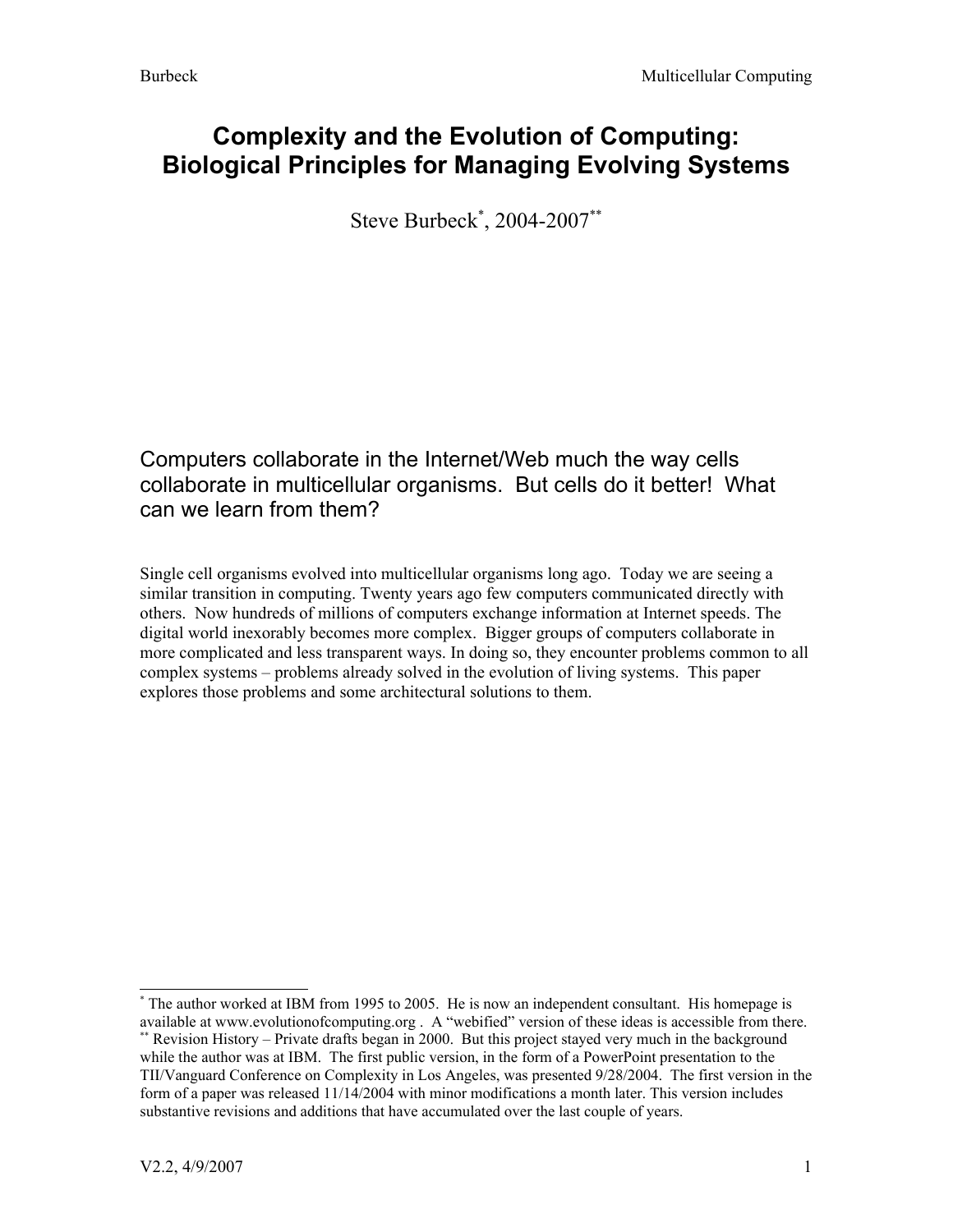# Complexity and the Evolution of Computing: Biological Principles for Managing Evolving Systems

Steve Burbeck[*], 2004-2007[**]

Computers collaborate in the Internet/Web much the way cells collaborate in multicellular organisms. But cells do it better! What can we learn from them?

Single cell organisms evolved into multicellular organisms long ago. Today we are seeing a similar transition in computing. Twenty years ago few computers communicated directly with others. Now hundreds of millions of computers exchange information at Internet speeds. The digital world inexorably becomes more complex. Bigger groups of computers collaborate in more complicated and less transparent ways. In doing so, they encounter problems common to all complex systems – problems already solved in the evolution of living systems. This paper explores those problems and some architectural solutions to them.

---

[*] The author worked at IBM from 1995 to 2005. He is now an independent consultant. His homepage is available at www.evolutionofcomputing.org . A "webified" version of these ideas is accessible from there.

[**] Revision History – Private drafts began in 2000. But this project stayed very much in the background while the author was at IBM. The first public version, in the form of a PowerPoint presentation to the TII/Vanguard Conference on Complexity in Los Angeles, was presented 9/28/2004. The first version in the form of a paper was released 11/14/2004 with minor modifications a month later. This version includes substantive revisions and additions that have accumulated over the last couple of years.

V2.2, 4/9/2007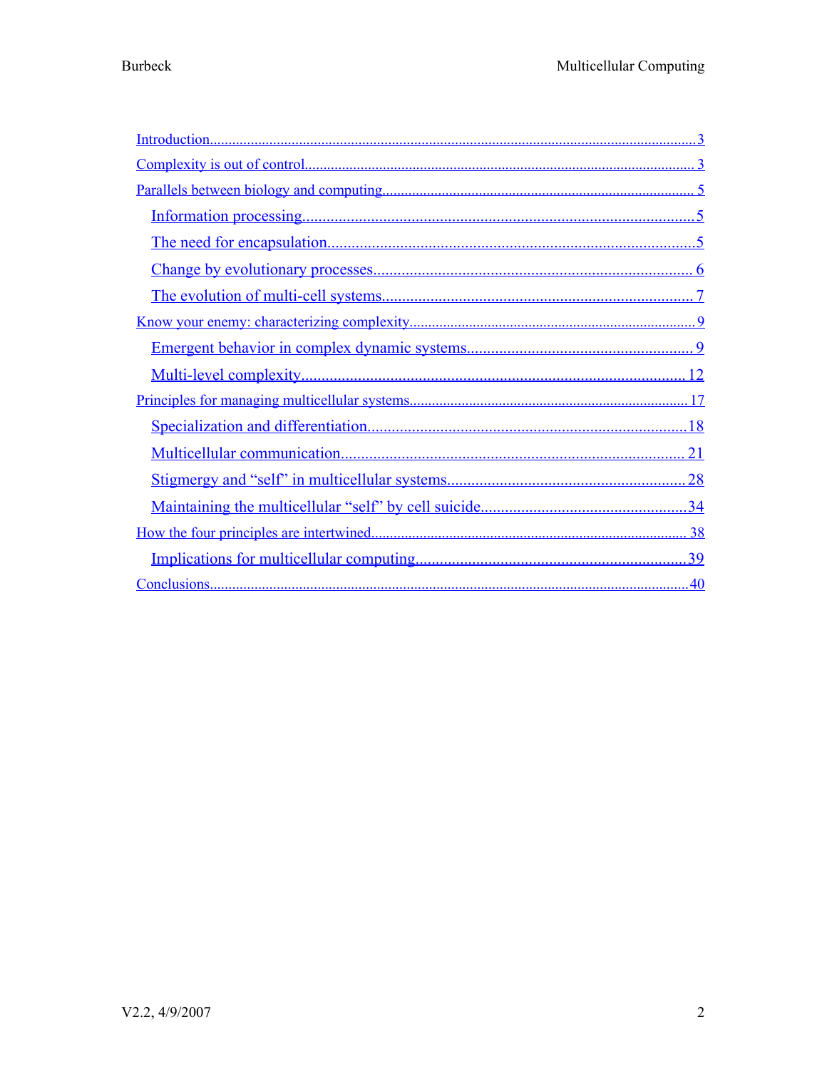- Introduction 3
- Complexity is out of control 3
- Parallels between biology and computing 5
  - Information processing 5
  - The need for encapsulation 5
  - Change by evolutionary processes 6
  - The evolution of multi-cell systems 7
- Know your enemy: characterizing complexity 9
  - Emergent behavior in complex dynamic systems 9
  - Multi-level complexity 12
- Principles for managing multicellular systems 17
  - Specialization and differentiation 18
  - Multicellular communication 21
  - Stigmergy and “self” in multicellular systems 28
  - Maintaining the multicellular “self” by cell suicide 34
- How the four principles are intertwined 38
  - Implications for multicellular computing 39
- Conclusions 40

V2.2, 4/9/2007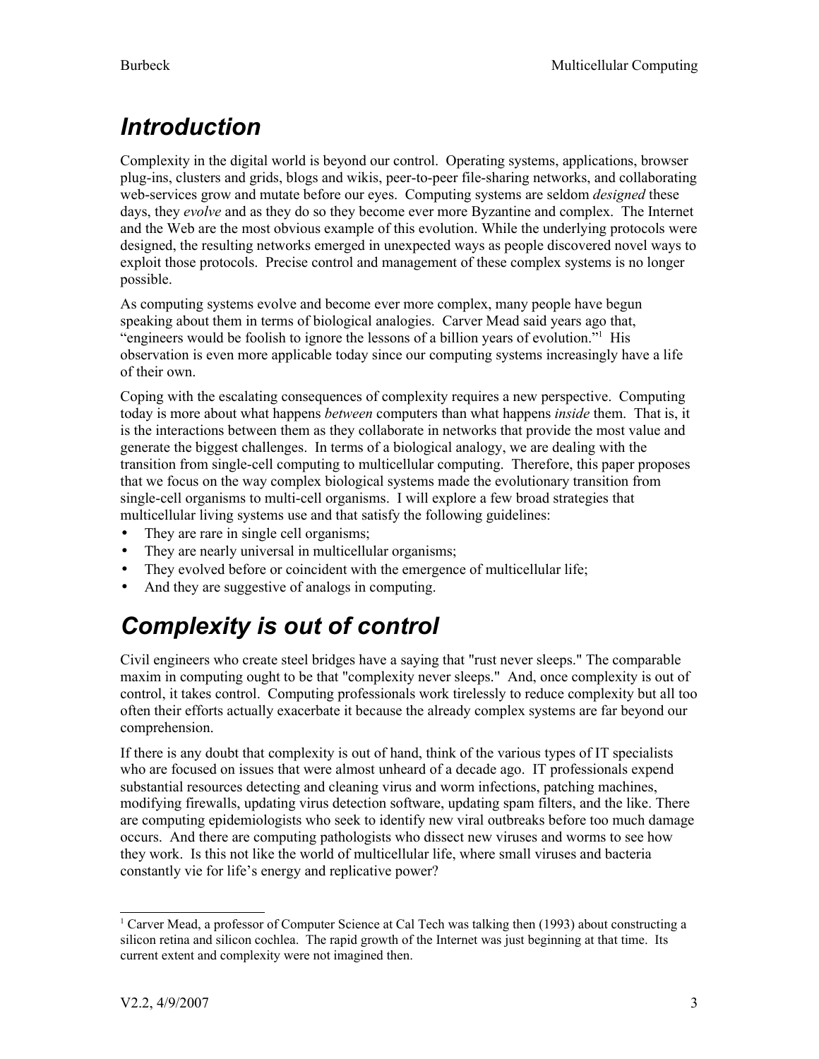# *Introduction*

Complexity in the digital world is beyond our control. Operating systems, applications, browser plug-ins, clusters and grids, blogs and wikis, peer-to-peer file-sharing networks, and collaborating web-services grow and mutate before our eyes. Computing systems are seldom *designed* these days, they *evolve* and as they do so they become ever more Byzantine and complex. The Internet and the Web are the most obvious example of this evolution. While the underlying protocols were designed, the resulting networks emerged in unexpected ways as people discovered novel ways to exploit those protocols. Precise control and management of these complex systems is no longer possible.

As computing systems evolve and become ever more complex, many people have begun speaking about them in terms of biological analogies. Carver Mead said years ago that, "engineers would be foolish to ignore the lessons of a billion years of evolution."[1] His observation is even more applicable today since our computing systems increasingly have a life of their own.

Coping with the escalating consequences of complexity requires a new perspective. Computing today is more about what happens *between* computers than what happens *inside* them. That is, it is the interactions between them as they collaborate in networks that provide the most value and generate the biggest challenges. In terms of a biological analogy, we are dealing with the transition from single-cell computing to multicellular computing. Therefore, this paper proposes that we focus on the way complex biological systems made the evolutionary transition from single-cell organisms to multi-cell organisms. I will explore a few broad strategies that multicellular living systems use and that satisfy the following guidelines:

- They are rare in single cell organisms;
- They are nearly universal in multicellular organisms;
- They evolved before or coincident with the emergence of multicellular life;
- And they are suggestive of analogs in computing.

# *Complexity is out of control*

Civil engineers who create steel bridges have a saying that "rust never sleeps." The comparable maxim in computing ought to be that "complexity never sleeps." And, once complexity is out of control, it takes control. Computing professionals work tirelessly to reduce complexity but all too often their efforts actually exacerbate it because the already complex systems are far beyond our comprehension.

If there is any doubt that complexity is out of hand, think of the various types of IT specialists who are focused on issues that were almost unheard of a decade ago. IT professionals expend substantial resources detecting and cleaning virus and worm infections, patching machines, modifying firewalls, updating virus detection software, updating spam filters, and the like. There are computing epidemiologists who seek to identify new viral outbreaks before too much damage occurs. And there are computing pathologists who dissect new viruses and worms to see how they work. Is this not like the world of multicellular life, where small viruses and bacteria constantly vie for life's energy and replicative power?

[1] Carver Mead, a professor of Computer Science at Cal Tech was talking then (1993) about constructing a silicon retina and silicon cochlea. The rapid growth of the Internet was just beginning at that time. Its current extent and complexity were not imagined then.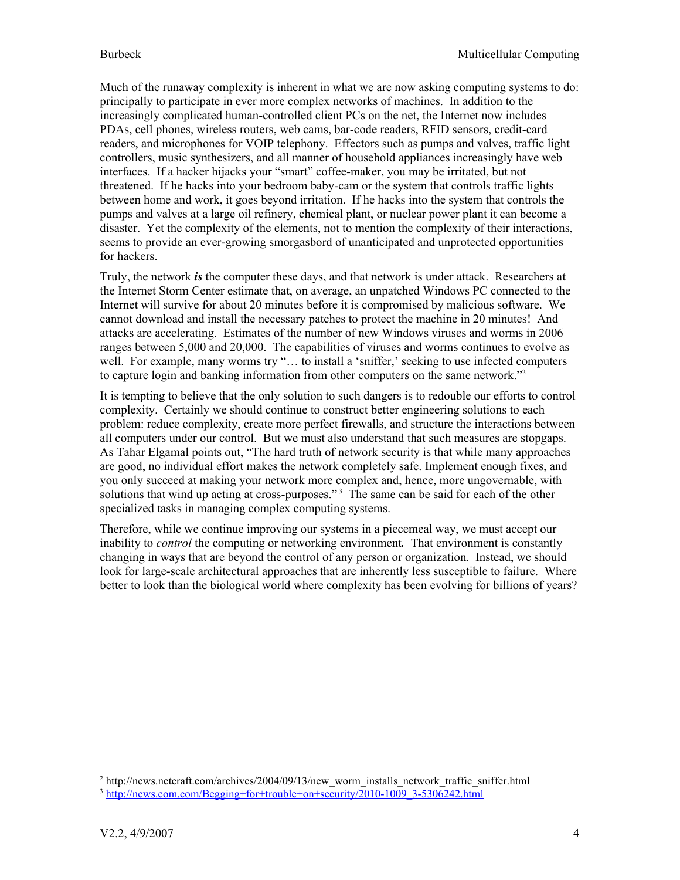Much of the runaway complexity is inherent in what we are now asking computing systems to do: principally to participate in ever more complex networks of machines. In addition to the increasingly complicated human-controlled client PCs on the net, the Internet now includes PDAs, cell phones, wireless routers, web cams, bar-code readers, RFID sensors, credit-card readers, and microphones for VOIP telephony. Effectors such as pumps and valves, traffic light controllers, music synthesizers, and all manner of household appliances increasingly have web interfaces. If a hacker hijacks your "smart" coffee-maker, you may be irritated, but not threatened. If he hacks into your bedroom baby-cam or the system that controls traffic lights between home and work, it goes beyond irritation. If he hacks into the system that controls the pumps and valves at a large oil refinery, chemical plant, or nuclear power plant it can become a disaster. Yet the complexity of the elements, not to mention the complexity of their interactions, seems to provide an ever-growing smorgasbord of unanticipated and unprotected opportunities for hackers.

Truly, the network ***is*** the computer these days, and that network is under attack. Researchers at the Internet Storm Center estimate that, on average, an unpatched Windows PC connected to the Internet will survive for about 20 minutes before it is compromised by malicious software. We cannot download and install the necessary patches to protect the machine in 20 minutes! And attacks are accelerating. Estimates of the number of new Windows viruses and worms in 2006 ranges between 5,000 and 20,000. The capabilities of viruses and worms continues to evolve as well. For example, many worms try "… to install a 'sniffer,' seeking to use infected computers to capture login and banking information from other computers on the same network."[2]

It is tempting to believe that the only solution to such dangers is to redouble our efforts to control complexity. Certainly we should continue to construct better engineering solutions to each problem: reduce complexity, create more perfect firewalls, and structure the interactions between all computers under our control. But we must also understand that such measures are stopgaps. As Tahar Elgamal points out, "The hard truth of network security is that while many approaches are good, no individual effort makes the network completely safe. Implement enough fixes, and you only succeed at making your network more complex and, hence, more ungovernable, with solutions that wind up acting at cross-purposes."[3] The same can be said for each of the other specialized tasks in managing complex computing systems.

Therefore, while we continue improving our systems in a piecemeal way, we must accept our inability to *control* the computing or networking environment***.*** That environment is constantly changing in ways that are beyond the control of any person or organization. Instead, we should look for large-scale architectural approaches that are inherently less susceptible to failure. Where better to look than the biological world where complexity has been evolving for billions of years?

---

[2] http://news.netcraft.com/archives/2004/09/13/new_worm_installs_network_traffic_sniffer.html

[3] http://news.com.com/Begging+for+trouble+on+security/2010-1009_3-5306242.html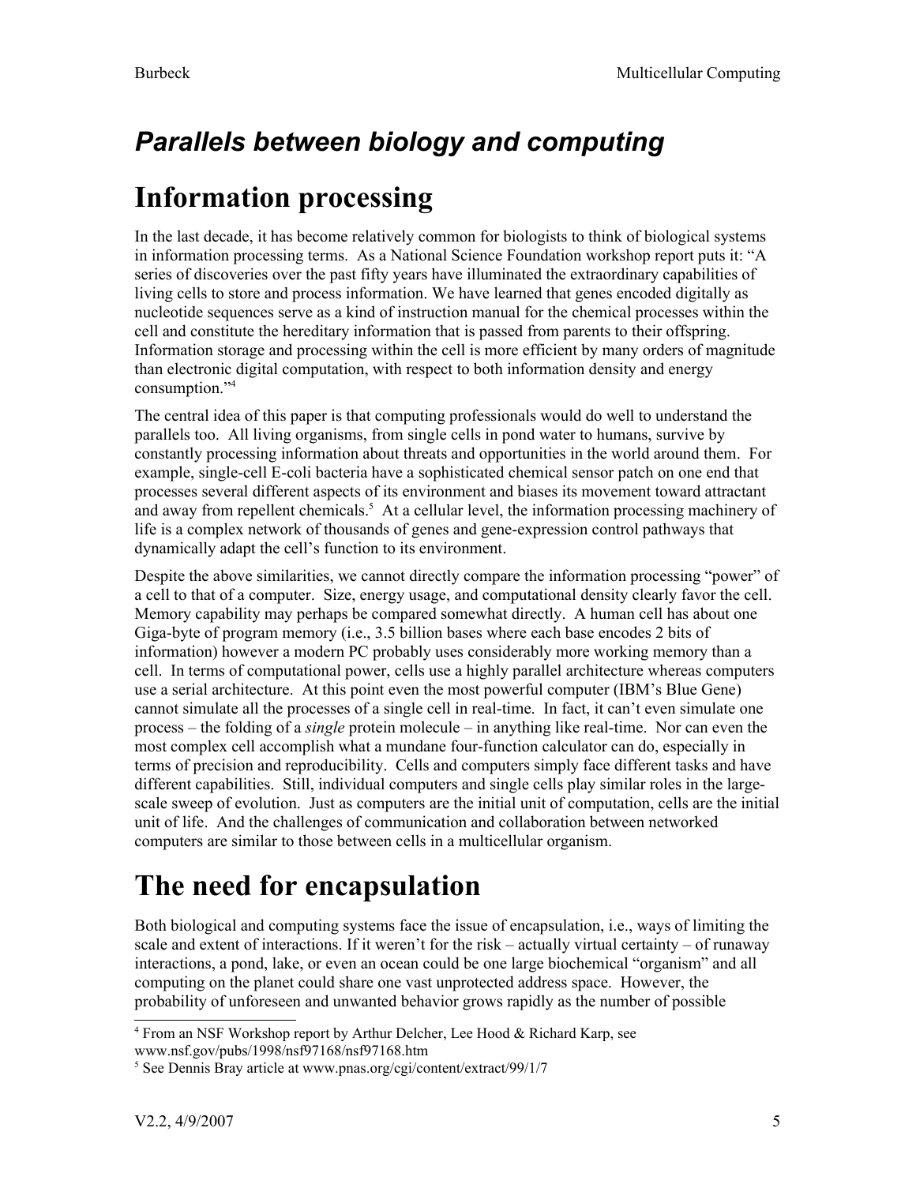## *Parallels between biology and computing*

# Information processing

In the last decade, it has become relatively common for biologists to think of biological systems in information processing terms. As a National Science Foundation workshop report puts it: "A series of discoveries over the past fifty years have illuminated the extraordinary capabilities of living cells to store and process information. We have learned that genes encoded digitally as nucleotide sequences serve as a kind of instruction manual for the chemical processes within the cell and constitute the hereditary information that is passed from parents to their offspring. Information storage and processing within the cell is more efficient by many orders of magnitude than electronic digital computation, with respect to both information density and energy consumption."[4]

The central idea of this paper is that computing professionals would do well to understand the parallels too. All living organisms, from single cells in pond water to humans, survive by constantly processing information about threats and opportunities in the world around them. For example, single-cell E-coli bacteria have a sophisticated chemical sensor patch on one end that processes several different aspects of its environment and biases its movement toward attractant and away from repellent chemicals.[5] At a cellular level, the information processing machinery of life is a complex network of thousands of genes and gene-expression control pathways that dynamically adapt the cell's function to its environment.

Despite the above similarities, we cannot directly compare the information processing "power" of a cell to that of a computer. Size, energy usage, and computational density clearly favor the cell. Memory capability may perhaps be compared somewhat directly. A human cell has about one Giga-byte of program memory (i.e., 3.5 billion bases where each base encodes 2 bits of information) however a modern PC probably uses considerably more working memory than a cell. In terms of computational power, cells use a highly parallel architecture whereas computers use a serial architecture. At this point even the most powerful computer (IBM's Blue Gene) cannot simulate all the processes of a single cell in real-time. In fact, it can't even simulate one process – the folding of a *single* protein molecule – in anything like real-time. Nor can even the most complex cell accomplish what a mundane four-function calculator can do, especially in terms of precision and reproducibility. Cells and computers simply face different tasks and have different capabilities. Still, individual computers and single cells play similar roles in the large-scale sweep of evolution. Just as computers are the initial unit of computation, cells are the initial unit of life. And the challenges of communication and collaboration between networked computers are similar to those between cells in a multicellular organism.

# The need for encapsulation

Both biological and computing systems face the issue of encapsulation, i.e., ways of limiting the scale and extent of interactions. If it weren't for the risk – actually virtual certainty – of runaway interactions, a pond, lake, or even an ocean could be one large biochemical "organism" and all computing on the planet could share one vast unprotected address space. However, the probability of unforeseen and unwanted behavior grows rapidly as the number of possible

---

[4] From an NSF Workshop report by Arthur Delcher, Lee Hood & Richard Karp, see www.nsf.gov/pubs/1998/nsf97168/nsf97168.htm

[5] See Dennis Bray article at www.pnas.org/cgi/content/extract/99/1/7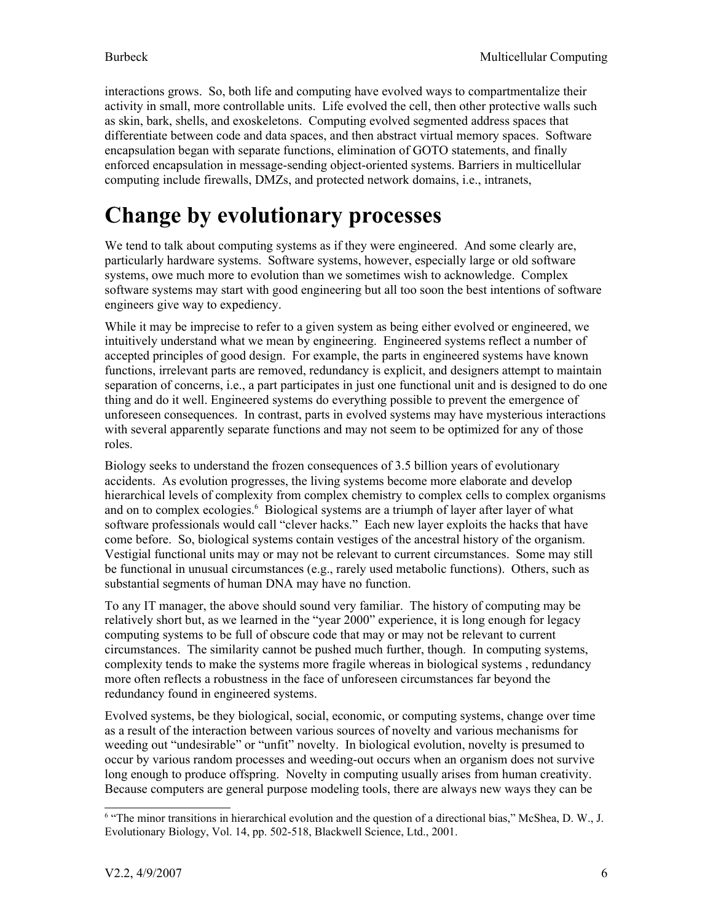interactions grows. So, both life and computing have evolved ways to compartmentalize their activity in small, more controllable units. Life evolved the cell, then other protective walls such as skin, bark, shells, and exoskeletons. Computing evolved segmented address spaces that differentiate between code and data spaces, and then abstract virtual memory spaces. Software encapsulation began with separate functions, elimination of GOTO statements, and finally enforced encapsulation in message-sending object-oriented systems. Barriers in multicellular computing include firewalls, DMZs, and protected network domains, i.e., intranets,

# Change by evolutionary processes

We tend to talk about computing systems as if they were engineered. And some clearly are, particularly hardware systems. Software systems, however, especially large or old software systems, owe much more to evolution than we sometimes wish to acknowledge. Complex software systems may start with good engineering but all too soon the best intentions of software engineers give way to expediency.

While it may be imprecise to refer to a given system as being either evolved or engineered, we intuitively understand what we mean by engineering. Engineered systems reflect a number of accepted principles of good design. For example, the parts in engineered systems have known functions, irrelevant parts are removed, redundancy is explicit, and designers attempt to maintain separation of concerns, i.e., a part participates in just one functional unit and is designed to do one thing and do it well. Engineered systems do everything possible to prevent the emergence of unforeseen consequences. In contrast, parts in evolved systems may have mysterious interactions with several apparently separate functions and may not seem to be optimized for any of those roles.

Biology seeks to understand the frozen consequences of 3.5 billion years of evolutionary accidents. As evolution progresses, the living systems become more elaborate and develop hierarchical levels of complexity from complex chemistry to complex cells to complex organisms and on to complex ecologies.[6] Biological systems are a triumph of layer after layer of what software professionals would call "clever hacks." Each new layer exploits the hacks that have come before. So, biological systems contain vestiges of the ancestral history of the organism. Vestigial functional units may or may not be relevant to current circumstances. Some may still be functional in unusual circumstances (e.g., rarely used metabolic functions). Others, such as substantial segments of human DNA may have no function.

To any IT manager, the above should sound very familiar. The history of computing may be relatively short but, as we learned in the "year 2000" experience, it is long enough for legacy computing systems to be full of obscure code that may or may not be relevant to current circumstances. The similarity cannot be pushed much further, though. In computing systems, complexity tends to make the systems more fragile whereas in biological systems , redundancy more often reflects a robustness in the face of unforeseen circumstances far beyond the redundancy found in engineered systems.

Evolved systems, be they biological, social, economic, or computing systems, change over time as a result of the interaction between various sources of novelty and various mechanisms for weeding out "undesirable" or "unfit" novelty. In biological evolution, novelty is presumed to occur by various random processes and weeding-out occurs when an organism does not survive long enough to produce offspring. Novelty in computing usually arises from human creativity. Because computers are general purpose modeling tools, there are always new ways they can be

[6] "The minor transitions in hierarchical evolution and the question of a directional bias," McShea, D. W., J. Evolutionary Biology, Vol. 14, pp. 502-518, Blackwell Science, Ltd., 2001.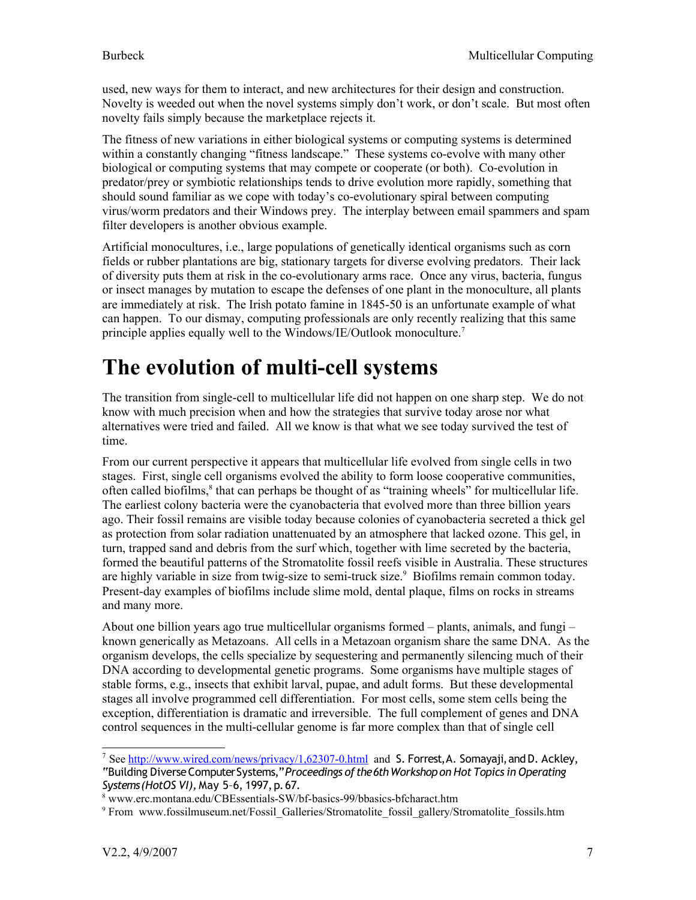used, new ways for them to interact, and new architectures for their design and construction. Novelty is weeded out when the novel systems simply don't work, or don't scale. But most often novelty fails simply because the marketplace rejects it.

The fitness of new variations in either biological systems or computing systems is determined within a constantly changing "fitness landscape." These systems co-evolve with many other biological or computing systems that may compete or cooperate (or both). Co-evolution in predator/prey or symbiotic relationships tends to drive evolution more rapidly, something that should sound familiar as we cope with today's co-evolutionary spiral between computing virus/worm predators and their Windows prey. The interplay between email spammers and spam filter developers is another obvious example.

Artificial monocultures, i.e., large populations of genetically identical organisms such as corn fields or rubber plantations are big, stationary targets for diverse evolving predators. Their lack of diversity puts them at risk in the co-evolutionary arms race. Once any virus, bacteria, fungus or insect manages by mutation to escape the defenses of one plant in the monoculture, all plants are immediately at risk. The Irish potato famine in 1845-50 is an unfortunate example of what can happen. To our dismay, computing professionals are only recently realizing that this same principle applies equally well to the Windows/IE/Outlook monoculture.[7]

# The evolution of multi-cell systems

The transition from single-cell to multicellular life did not happen on one sharp step. We do not know with much precision when and how the strategies that survive today arose nor what alternatives were tried and failed. All we know is that what we see today survived the test of time.

From our current perspective it appears that multicellular life evolved from single cells in two stages. First, single cell organisms evolved the ability to form loose cooperative communities, often called biofilms,[8] that can perhaps be thought of as "training wheels" for multicellular life. The earliest colony bacteria were the cyanobacteria that evolved more than three billion years ago. Their fossil remains are visible today because colonies of cyanobacteria secreted a thick gel as protection from solar radiation unattenuated by an atmosphere that lacked ozone. This gel, in turn, trapped sand and debris from the surf which, together with lime secreted by the bacteria, formed the beautiful patterns of the Stromatolite fossil reefs visible in Australia. These structures are highly variable in size from twig-size to semi-truck size.[9] Biofilms remain common today. Present-day examples of biofilms include slime mold, dental plaque, films on rocks in streams and many more.

About one billion years ago true multicellular organisms formed – plants, animals, and fungi – known generically as Metazoans. All cells in a Metazoan organism share the same DNA. As the organism develops, the cells specialize by sequestering and permanently silencing much of their DNA according to developmental genetic programs. Some organisms have multiple stages of stable forms, e.g., insects that exhibit larval, pupae, and adult forms. But these developmental stages all involve programmed cell differentiation. For most cells, some stem cells being the exception, differentiation is dramatic and irreversible. The full complement of genes and DNA control sequences in the multi-cellular genome is far more complex than that of single cell

---

[7] See http://www.wired.com/news/privacy/1,62307-0.html and S. Forrest, A. Somayaji, and D. Ackley, "Building Diverse Computer Systems," *Proceedings of the 6th Workshop on Hot Topics in Operating Systems (HotOS VI)*, May 5–6, 1997, p. 67.

[8] www.erc.montana.edu/CBEssentials-SW/bf-basics-99/bbasics-bfcharact.htm

[9] From www.fossilmuseum.net/Fossil_Galleries/Stromatolite_fossil_gallery/Stromatolite_fossils.htm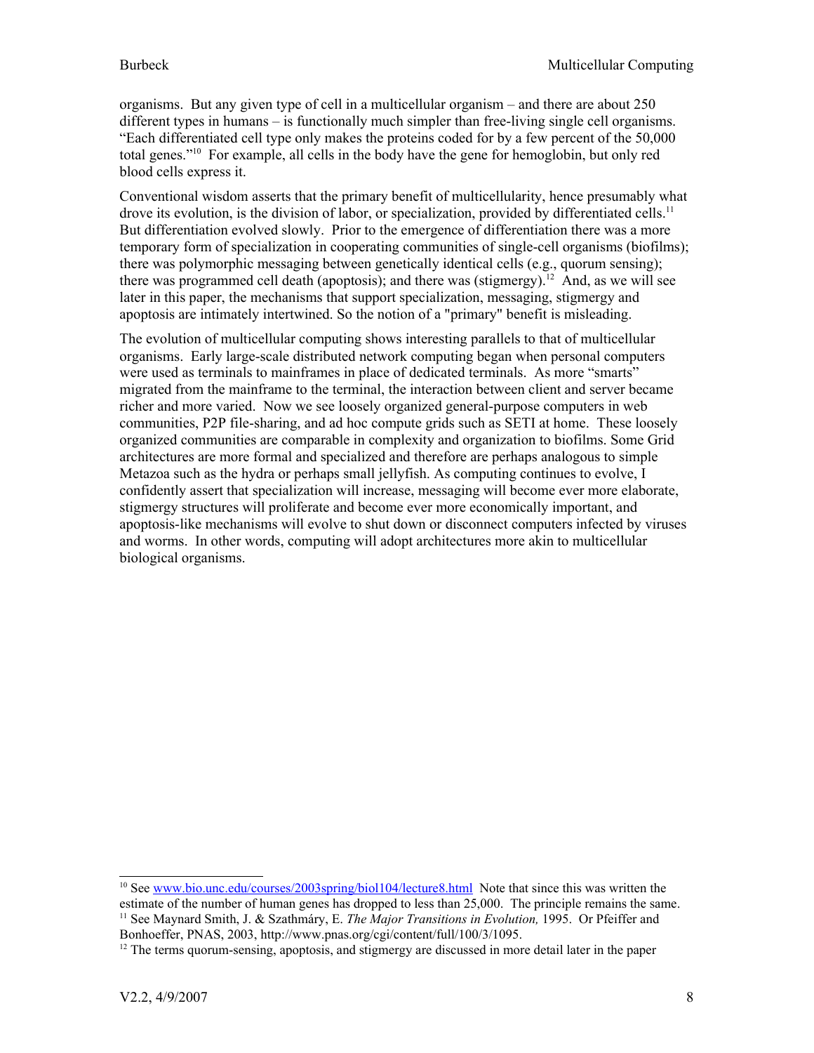organisms. But any given type of cell in a multicellular organism – and there are about 250 different types in humans – is functionally much simpler than free-living single cell organisms. "Each differentiated cell type only makes the proteins coded for by a few percent of the 50,000 total genes."[10] For example, all cells in the body have the gene for hemoglobin, but only red blood cells express it.

Conventional wisdom asserts that the primary benefit of multicellularity, hence presumably what drove its evolution, is the division of labor, or specialization, provided by differentiated cells.[11] But differentiation evolved slowly. Prior to the emergence of differentiation there was a more temporary form of specialization in cooperating communities of single-cell organisms (biofilms); there was polymorphic messaging between genetically identical cells (e.g., quorum sensing); there was programmed cell death (apoptosis); and there was (stigmergy).[12] And, as we will see later in this paper, the mechanisms that support specialization, messaging, stigmergy and apoptosis are intimately intertwined. So the notion of a "primary" benefit is misleading.

The evolution of multicellular computing shows interesting parallels to that of multicellular organisms. Early large-scale distributed network computing began when personal computers were used as terminals to mainframes in place of dedicated terminals. As more "smarts" migrated from the mainframe to the terminal, the interaction between client and server became richer and more varied. Now we see loosely organized general-purpose computers in web communities, P2P file-sharing, and ad hoc compute grids such as SETI at home. These loosely organized communities are comparable in complexity and organization to biofilms. Some Grid architectures are more formal and specialized and therefore are perhaps analogous to simple Metazoa such as the hydra or perhaps small jellyfish. As computing continues to evolve, I confidently assert that specialization will increase, messaging will become ever more elaborate, stigmergy structures will proliferate and become ever more economically important, and apoptosis-like mechanisms will evolve to shut down or disconnect computers infected by viruses and worms. In other words, computing will adopt architectures more akin to multicellular biological organisms.

---

[10] See www.bio.unc.edu/courses/2003spring/biol104/lecture8.html Note that since this was written the estimate of the number of human genes has dropped to less than 25,000. The principle remains the same.

[11] See Maynard Smith, J. & Szathmáry, E. *The Major Transitions in Evolution,* 1995. Or Pfeiffer and Bonhoeffer, PNAS, 2003, http://www.pnas.org/cgi/content/full/100/3/1095.

[12] The terms quorum-sensing, apoptosis, and stigmergy are discussed in more detail later in the paper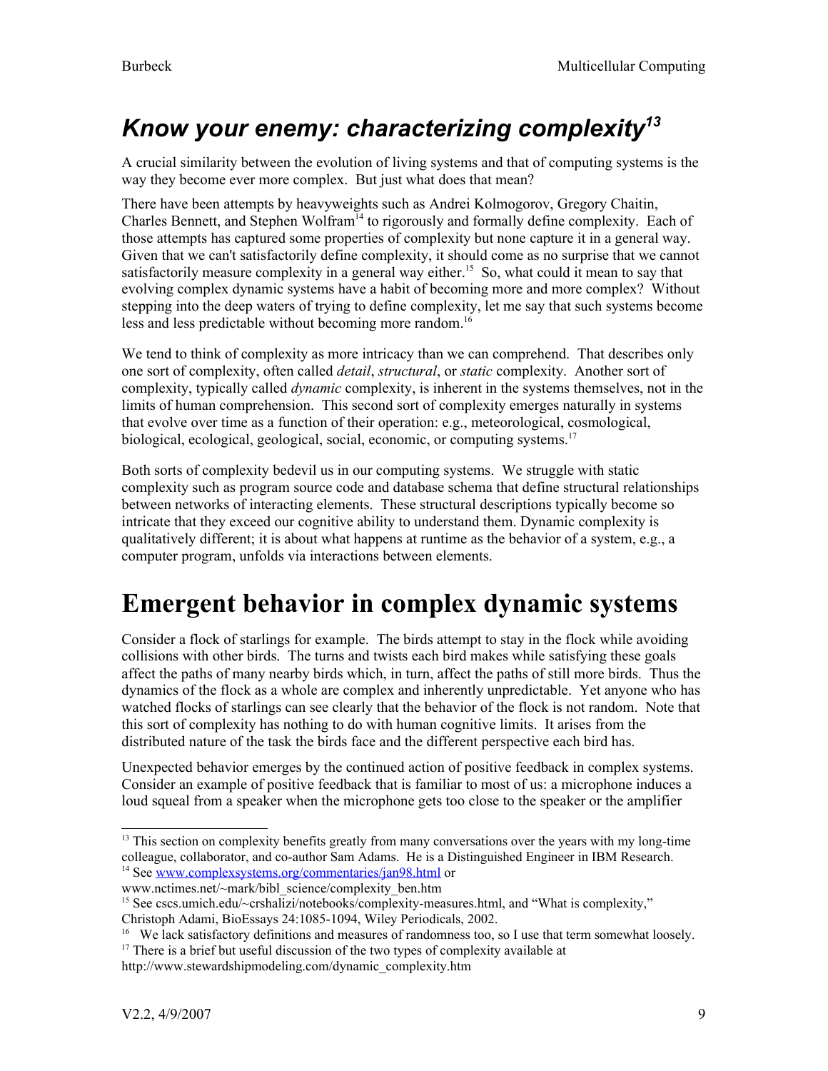## *Know your enemy: characterizing complexity*[13]

A crucial similarity between the evolution of living systems and that of computing systems is the way they become ever more complex. But just what does that mean?

There have been attempts by heavyweights such as Andrei Kolmogorov, Gregory Chaitin, Charles Bennett, and Stephen Wolfram[14] to rigorously and formally define complexity. Each of those attempts has captured some properties of complexity but none capture it in a general way. Given that we can't satisfactorily define complexity, it should come as no surprise that we cannot satisfactorily measure complexity in a general way either.[15] So, what could it mean to say that evolving complex dynamic systems have a habit of becoming more and more complex? Without stepping into the deep waters of trying to define complexity, let me say that such systems become less and less predictable without becoming more random.[16]

We tend to think of complexity as more intricacy than we can comprehend. That describes only one sort of complexity, often called *detail*, *structural*, or *static* complexity. Another sort of complexity, typically called *dynamic* complexity, is inherent in the systems themselves, not in the limits of human comprehension. This second sort of complexity emerges naturally in systems that evolve over time as a function of their operation: e.g., meteorological, cosmological, biological, ecological, geological, social, economic, or computing systems.[17]

Both sorts of complexity bedevil us in our computing systems. We struggle with static complexity such as program source code and database schema that define structural relationships between networks of interacting elements. These structural descriptions typically become so intricate that they exceed our cognitive ability to understand them. Dynamic complexity is qualitatively different; it is about what happens at runtime as the behavior of a system, e.g., a computer program, unfolds via interactions between elements.

# Emergent behavior in complex dynamic systems

Consider a flock of starlings for example. The birds attempt to stay in the flock while avoiding collisions with other birds. The turns and twists each bird makes while satisfying these goals affect the paths of many nearby birds which, in turn, affect the paths of still more birds. Thus the dynamics of the flock as a whole are complex and inherently unpredictable. Yet anyone who has watched flocks of starlings can see clearly that the behavior of the flock is not random. Note that this sort of complexity has nothing to do with human cognitive limits. It arises from the distributed nature of the task the birds face and the different perspective each bird has.

Unexpected behavior emerges by the continued action of positive feedback in complex systems. Consider an example of positive feedback that is familiar to most of us: a microphone induces a loud squeal from a speaker when the microphone gets too close to the speaker or the amplifier

---

[13] This section on complexity benefits greatly from many conversations over the years with my long-time colleague, collaborator, and co-author Sam Adams. He is a Distinguished Engineer in IBM Research.

[14] See www.complexsystems.org/commentaries/jan98.html or www.nctimes.net/~mark/bibl_science/complexity_ben.htm

[15] See cscs.umich.edu/~crshalizi/notebooks/complexity-measures.html, and "What is complexity," Christoph Adami, BioEssays 24:1085-1094, Wiley Periodicals, 2002.

[16] We lack satisfactory definitions and measures of randomness too, so I use that term somewhat loosely.

[17] There is a brief but useful discussion of the two types of complexity available at http://www.stewardshipmodeling.com/dynamic_complexity.htm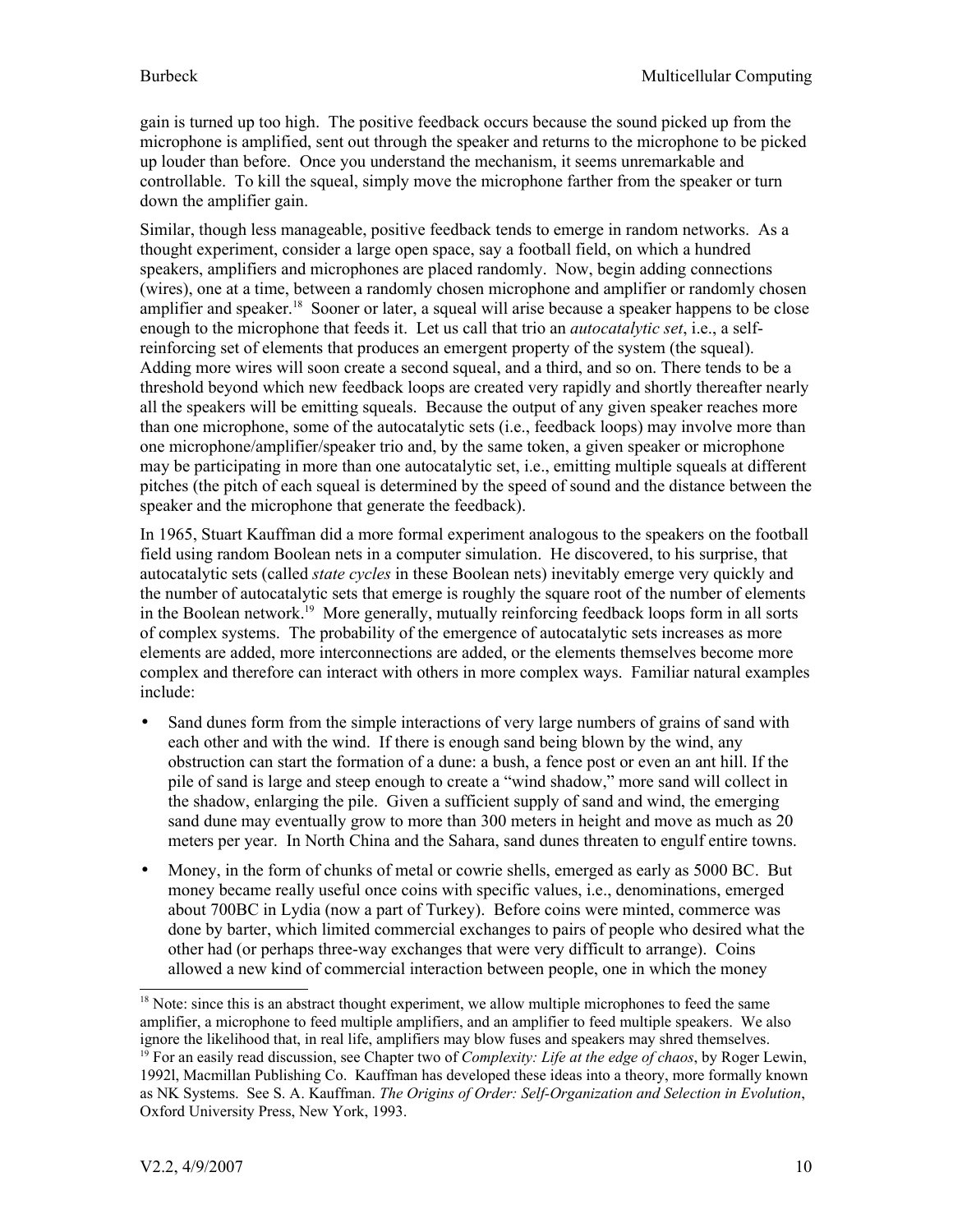gain is turned up too high. The positive feedback occurs because the sound picked up from the microphone is amplified, sent out through the speaker and returns to the microphone to be picked up louder than before. Once you understand the mechanism, it seems unremarkable and controllable. To kill the squeal, simply move the microphone farther from the speaker or turn down the amplifier gain.

Similar, though less manageable, positive feedback tends to emerge in random networks. As a thought experiment, consider a large open space, say a football field, on which a hundred speakers, amplifiers and microphones are placed randomly. Now, begin adding connections (wires), one at a time, between a randomly chosen microphone and amplifier or randomly chosen amplifier and speaker.[18] Sooner or later, a squeal will arise because a speaker happens to be close enough to the microphone that feeds it. Let us call that trio an *autocatalytic set*, i.e., a self-reinforcing set of elements that produces an emergent property of the system (the squeal). Adding more wires will soon create a second squeal, and a third, and so on. There tends to be a threshold beyond which new feedback loops are created very rapidly and shortly thereafter nearly all the speakers will be emitting squeals. Because the output of any given speaker reaches more than one microphone, some of the autocatalytic sets (i.e., feedback loops) may involve more than one microphone/amplifier/speaker trio and, by the same token, a given speaker or microphone may be participating in more than one autocatalytic set, i.e., emitting multiple squeals at different pitches (the pitch of each squeal is determined by the speed of sound and the distance between the speaker and the microphone that generate the feedback).

In 1965, Stuart Kauffman did a more formal experiment analogous to the speakers on the football field using random Boolean nets in a computer simulation. He discovered, to his surprise, that autocatalytic sets (called *state cycles* in these Boolean nets) inevitably emerge very quickly and the number of autocatalytic sets that emerge is roughly the square root of the number of elements in the Boolean network.[19] More generally, mutually reinforcing feedback loops form in all sorts of complex systems. The probability of the emergence of autocatalytic sets increases as more elements are added, more interconnections are added, or the elements themselves become more complex and therefore can interact with others in more complex ways. Familiar natural examples include:

- Sand dunes form from the simple interactions of very large numbers of grains of sand with each other and with the wind. If there is enough sand being blown by the wind, any obstruction can start the formation of a dune: a bush, a fence post or even an ant hill. If the pile of sand is large and steep enough to create a "wind shadow," more sand will collect in the shadow, enlarging the pile. Given a sufficient supply of sand and wind, the emerging sand dune may eventually grow to more than 300 meters in height and move as much as 20 meters per year. In North China and the Sahara, sand dunes threaten to engulf entire towns.
- Money, in the form of chunks of metal or cowrie shells, emerged as early as 5000 BC. But money became really useful once coins with specific values, i.e., denominations, emerged about 700BC in Lydia (now a part of Turkey). Before coins were minted, commerce was done by barter, which limited commercial exchanges to pairs of people who desired what the other had (or perhaps three-way exchanges that were very difficult to arrange). Coins allowed a new kind of commercial interaction between people, one in which the money

---

[18] Note: since this is an abstract thought experiment, we allow multiple microphones to feed the same amplifier, a microphone to feed multiple amplifiers, and an amplifier to feed multiple speakers. We also ignore the likelihood that, in real life, amplifiers may blow fuses and speakers may shred themselves.

[19] For an easily read discussion, see Chapter two of *Complexity: Life at the edge of chaos*, by Roger Lewin, 1992l, Macmillan Publishing Co. Kauffman has developed these ideas into a theory, more formally known as NK Systems. See S. A. Kauffman. *The Origins of Order: Self-Organization and Selection in Evolution*, Oxford University Press, New York, 1993.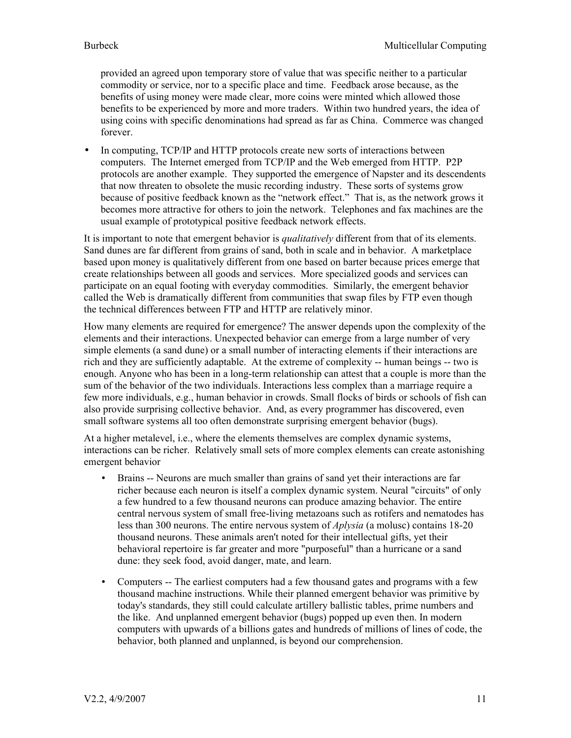provided an agreed upon temporary store of value that was specific neither to a particular commodity or service, nor to a specific place and time. Feedback arose because, as the benefits of using money were made clear, more coins were minted which allowed those benefits to be experienced by more and more traders. Within two hundred years, the idea of using coins with specific denominations had spread as far as China. Commerce was changed forever.

- In computing, TCP/IP and HTTP protocols create new sorts of interactions between computers. The Internet emerged from TCP/IP and the Web emerged from HTTP. P2P protocols are another example. They supported the emergence of Napster and its descendents that now threaten to obsolete the music recording industry. These sorts of systems grow because of positive feedback known as the "network effect." That is, as the network grows it becomes more attractive for others to join the network. Telephones and fax machines are the usual example of prototypical positive feedback network effects.

It is important to note that emergent behavior is *qualitatively* different from that of its elements. Sand dunes are far different from grains of sand, both in scale and in behavior. A marketplace based upon money is qualitatively different from one based on barter because prices emerge that create relationships between all goods and services. More specialized goods and services can participate on an equal footing with everyday commodities. Similarly, the emergent behavior called the Web is dramatically different from communities that swap files by FTP even though the technical differences between FTP and HTTP are relatively minor.

How many elements are required for emergence? The answer depends upon the complexity of the elements and their interactions. Unexpected behavior can emerge from a large number of very simple elements (a sand dune) or a small number of interacting elements if their interactions are rich and they are sufficiently adaptable. At the extreme of complexity -- human beings -- two is enough. Anyone who has been in a long-term relationship can attest that a couple is more than the sum of the behavior of the two individuals. Interactions less complex than a marriage require a few more individuals, e.g., human behavior in crowds. Small flocks of birds or schools of fish can also provide surprising collective behavior. And, as every programmer has discovered, even small software systems all too often demonstrate surprising emergent behavior (bugs).

At a higher metalevel, i.e., where the elements themselves are complex dynamic systems, interactions can be richer. Relatively small sets of more complex elements can create astonishing emergent behavior

- Brains -- Neurons are much smaller than grains of sand yet their interactions are far richer because each neuron is itself a complex dynamic system. Neural "circuits" of only a few hundred to a few thousand neurons can produce amazing behavior. The entire central nervous system of small free-living metazoans such as rotifers and nematodes has less than 300 neurons. The entire nervous system of *Aplysia* (a molusc) contains 18-20 thousand neurons. These animals aren't noted for their intellectual gifts, yet their behavioral repertoire is far greater and more "purposeful" than a hurricane or a sand dune: they seek food, avoid danger, mate, and learn.

- Computers -- The earliest computers had a few thousand gates and programs with a few thousand machine instructions. While their planned emergent behavior was primitive by today's standards, they still could calculate artillery ballistic tables, prime numbers and the like. And unplanned emergent behavior (bugs) popped up even then. In modern computers with upwards of a billions gates and hundreds of millions of lines of code, the behavior, both planned and unplanned, is beyond our comprehension.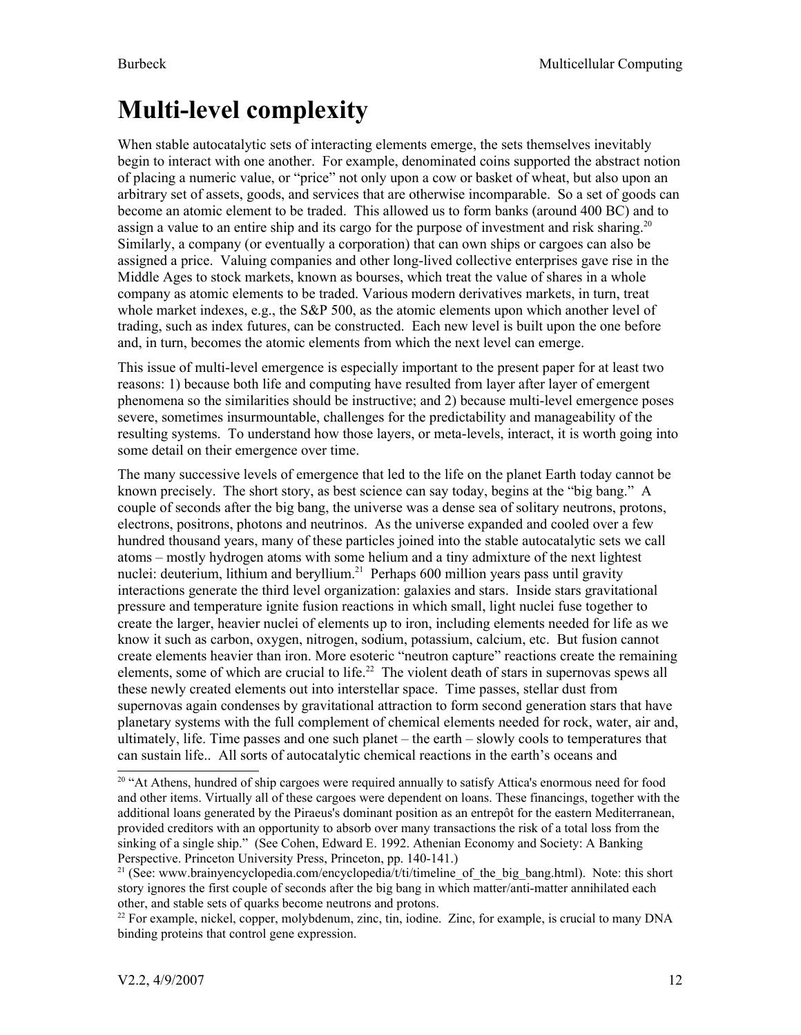# Multi-level complexity

When stable autocatalytic sets of interacting elements emerge, the sets themselves inevitably begin to interact with one another. For example, denominated coins supported the abstract notion of placing a numeric value, or "price" not only upon a cow or basket of wheat, but also upon an arbitrary set of assets, goods, and services that are otherwise incomparable. So a set of goods can become an atomic element to be traded. This allowed us to form banks (around 400 BC) and to assign a value to an entire ship and its cargo for the purpose of investment and risk sharing.[20] Similarly, a company (or eventually a corporation) that can own ships or cargoes can also be assigned a price. Valuing companies and other long-lived collective enterprises gave rise in the Middle Ages to stock markets, known as bourses, which treat the value of shares in a whole company as atomic elements to be traded. Various modern derivatives markets, in turn, treat whole market indexes, e.g., the S&P 500, as the atomic elements upon which another level of trading, such as index futures, can be constructed. Each new level is built upon the one before and, in turn, becomes the atomic elements from which the next level can emerge.

This issue of multi-level emergence is especially important to the present paper for at least two reasons: 1) because both life and computing have resulted from layer after layer of emergent phenomena so the similarities should be instructive; and 2) because multi-level emergence poses severe, sometimes insurmountable, challenges for the predictability and manageability of the resulting systems. To understand how those layers, or meta-levels, interact, it is worth going into some detail on their emergence over time.

The many successive levels of emergence that led to the life on the planet Earth today cannot be known precisely. The short story, as best science can say today, begins at the "big bang." A couple of seconds after the big bang, the universe was a dense sea of solitary neutrons, protons, electrons, positrons, photons and neutrinos. As the universe expanded and cooled over a few hundred thousand years, many of these particles joined into the stable autocatalytic sets we call atoms – mostly hydrogen atoms with some helium and a tiny admixture of the next lightest nuclei: deuterium, lithium and beryllium.[21] Perhaps 600 million years pass until gravity interactions generate the third level organization: galaxies and stars. Inside stars gravitational pressure and temperature ignite fusion reactions in which small, light nuclei fuse together to create the larger, heavier nuclei of elements up to iron, including elements needed for life as we know it such as carbon, oxygen, nitrogen, sodium, potassium, calcium, etc. But fusion cannot create elements heavier than iron. More esoteric "neutron capture" reactions create the remaining elements, some of which are crucial to life.[22] The violent death of stars in supernovas spews all these newly created elements out into interstellar space. Time passes, stellar dust from supernovas again condenses by gravitational attraction to form second generation stars that have planetary systems with the full complement of chemical elements needed for rock, water, air and, ultimately, life. Time passes and one such planet – the earth – slowly cools to temperatures that can sustain life.. All sorts of autocatalytic chemical reactions in the earth's oceans and

---

[20] "At Athens, hundred of ship cargoes were required annually to satisfy Attica's enormous need for food and other items. Virtually all of these cargoes were dependent on loans. These financings, together with the additional loans generated by the Piraeus's dominant position as an entrepôt for the eastern Mediterranean, provided creditors with an opportunity to absorb over many transactions the risk of a total loss from the sinking of a single ship." (See Cohen, Edward E. 1992. Athenian Economy and Society: A Banking Perspective. Princeton University Press, Princeton, pp. 140-141.)

[21] (See: www.brainyencyclopedia.com/encyclopedia/t/ti/timeline_of_the_big_bang.html). Note: this short story ignores the first couple of seconds after the big bang in which matter/anti-matter annihilated each other, and stable sets of quarks become neutrons and protons.

[22] For example, nickel, copper, molybdenum, zinc, tin, iodine. Zinc, for example, is crucial to many DNA binding proteins that control gene expression.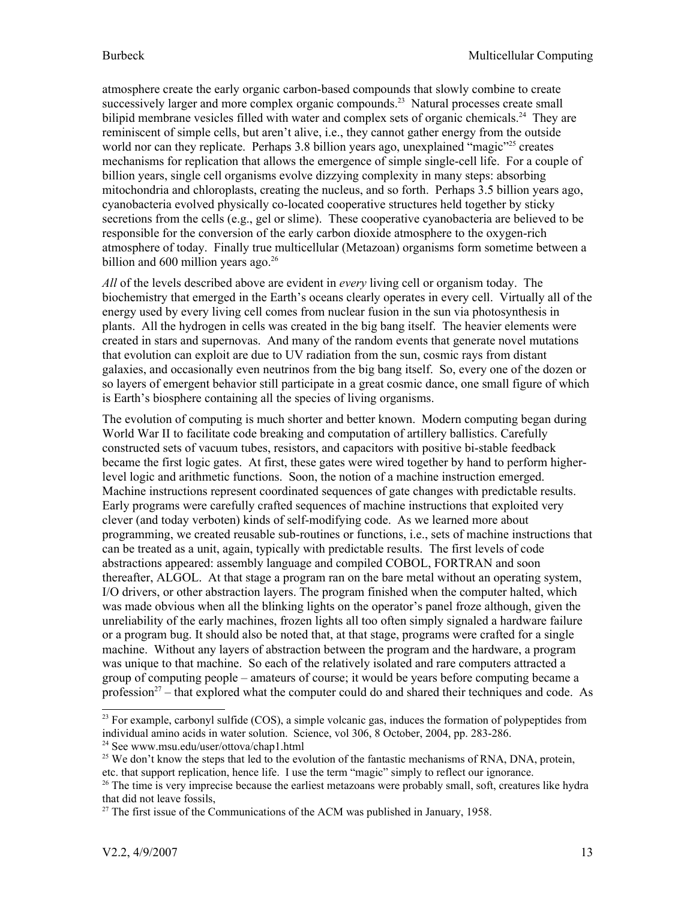atmosphere create the early organic carbon-based compounds that slowly combine to create successively larger and more complex organic compounds.[23] Natural processes create small bilipid membrane vesicles filled with water and complex sets of organic chemicals.[24] They are reminiscent of simple cells, but aren't alive, i.e., they cannot gather energy from the outside world nor can they replicate. Perhaps 3.8 billion years ago, unexplained "magic"[25] creates mechanisms for replication that allows the emergence of simple single-cell life. For a couple of billion years, single cell organisms evolve dizzying complexity in many steps: absorbing mitochondria and chloroplasts, creating the nucleus, and so forth. Perhaps 3.5 billion years ago, cyanobacteria evolved physically co-located cooperative structures held together by sticky secretions from the cells (e.g., gel or slime). These cooperative cyanobacteria are believed to be responsible for the conversion of the early carbon dioxide atmosphere to the oxygen-rich atmosphere of today. Finally true multicellular (Metazoan) organisms form sometime between a billion and 600 million years ago.[26]

*All* of the levels described above are evident in *every* living cell or organism today. The biochemistry that emerged in the Earth's oceans clearly operates in every cell. Virtually all of the energy used by every living cell comes from nuclear fusion in the sun via photosynthesis in plants. All the hydrogen in cells was created in the big bang itself. The heavier elements were created in stars and supernovas. And many of the random events that generate novel mutations that evolution can exploit are due to UV radiation from the sun, cosmic rays from distant galaxies, and occasionally even neutrinos from the big bang itself. So, every one of the dozen or so layers of emergent behavior still participate in a great cosmic dance, one small figure of which is Earth's biosphere containing all the species of living organisms.

The evolution of computing is much shorter and better known. Modern computing began during World War II to facilitate code breaking and computation of artillery ballistics. Carefully constructed sets of vacuum tubes, resistors, and capacitors with positive bi-stable feedback became the first logic gates. At first, these gates were wired together by hand to perform higher-level logic and arithmetic functions. Soon, the notion of a machine instruction emerged. Machine instructions represent coordinated sequences of gate changes with predictable results. Early programs were carefully crafted sequences of machine instructions that exploited very clever (and today verboten) kinds of self-modifying code. As we learned more about programming, we created reusable sub-routines or functions, i.e., sets of machine instructions that can be treated as a unit, again, typically with predictable results. The first levels of code abstractions appeared: assembly language and compiled COBOL, FORTRAN and soon thereafter, ALGOL. At that stage a program ran on the bare metal without an operating system, I/O drivers, or other abstraction layers. The program finished when the computer halted, which was made obvious when all the blinking lights on the operator's panel froze although, given the unreliability of the early machines, frozen lights all too often simply signaled a hardware failure or a program bug. It should also be noted that, at that stage, programs were crafted for a single machine. Without any layers of abstraction between the program and the hardware, a program was unique to that machine. So each of the relatively isolated and rare computers attracted a group of computing people – amateurs of course; it would be years before computing became a profession[27] – that explored what the computer could do and shared their techniques and code. As

---

[23] For example, carbonyl sulfide (COS), a simple volcanic gas, induces the formation of polypeptides from individual amino acids in water solution. Science, vol 306, 8 October, 2004, pp. 283-286.

[24] See www.msu.edu/user/ottova/chap1.html

[25] We don't know the steps that led to the evolution of the fantastic mechanisms of RNA, DNA, protein, etc. that support replication, hence life. I use the term "magic" simply to reflect our ignorance.

[26] The time is very imprecise because the earliest metazoans were probably small, soft, creatures like hydra that did not leave fossils,

[27] The first issue of the Communications of the ACM was published in January, 1958.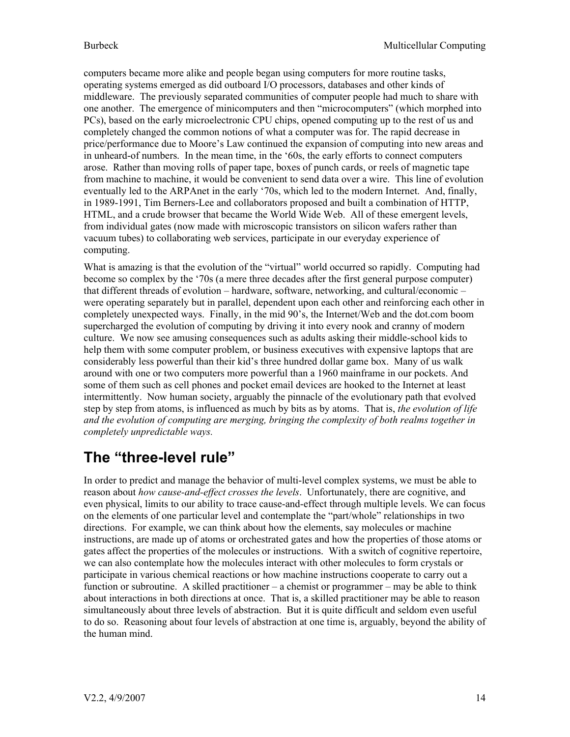computers became more alike and people began using computers for more routine tasks, operating systems emerged as did outboard I/O processors, databases and other kinds of middleware. The previously separated communities of computer people had much to share with one another. The emergence of minicomputers and then "microcomputers" (which morphed into PCs), based on the early microelectronic CPU chips, opened computing up to the rest of us and completely changed the common notions of what a computer was for. The rapid decrease in price/performance due to Moore's Law continued the expansion of computing into new areas and in unheard-of numbers. In the mean time, in the '60s, the early efforts to connect computers arose. Rather than moving rolls of paper tape, boxes of punch cards, or reels of magnetic tape from machine to machine, it would be convenient to send data over a wire. This line of evolution eventually led to the ARPAnet in the early '70s, which led to the modern Internet. And, finally, in 1989-1991, Tim Berners-Lee and collaborators proposed and built a combination of HTTP, HTML, and a crude browser that became the World Wide Web. All of these emergent levels, from individual gates (now made with microscopic transistors on silicon wafers rather than vacuum tubes) to collaborating web services, participate in our everyday experience of computing.

What is amazing is that the evolution of the "virtual" world occurred so rapidly. Computing had become so complex by the '70s (a mere three decades after the first general purpose computer) that different threads of evolution – hardware, software, networking, and cultural/economic – were operating separately but in parallel, dependent upon each other and reinforcing each other in completely unexpected ways. Finally, in the mid 90's, the Internet/Web and the dot.com boom supercharged the evolution of computing by driving it into every nook and cranny of modern culture. We now see amusing consequences such as adults asking their middle-school kids to help them with some computer problem, or business executives with expensive laptops that are considerably less powerful than their kid's three hundred dollar game box. Many of us walk around with one or two computers more powerful than a 1960 mainframe in our pockets. And some of them such as cell phones and pocket email devices are hooked to the Internet at least intermittently. Now human society, arguably the pinnacle of the evolutionary path that evolved step by step from atoms, is influenced as much by bits as by atoms. That is, *the evolution of life and the evolution of computing are merging, bringing the complexity of both realms together in completely unpredictable ways.*

# The "three-level rule"

In order to predict and manage the behavior of multi-level complex systems, we must be able to reason about *how cause-and-effect crosses the levels*. Unfortunately, there are cognitive, and even physical, limits to our ability to trace cause-and-effect through multiple levels. We can focus on the elements of one particular level and contemplate the "part/whole" relationships in two directions. For example, we can think about how the elements, say molecules or machine instructions, are made up of atoms or orchestrated gates and how the properties of those atoms or gates affect the properties of the molecules or instructions. With a switch of cognitive repertoire, we can also contemplate how the molecules interact with other molecules to form crystals or participate in various chemical reactions or how machine instructions cooperate to carry out a function or subroutine. A skilled practitioner – a chemist or programmer – may be able to think about interactions in both directions at once. That is, a skilled practitioner may be able to reason simultaneously about three levels of abstraction. But it is quite difficult and seldom even useful to do so. Reasoning about four levels of abstraction at one time is, arguably, beyond the ability of the human mind.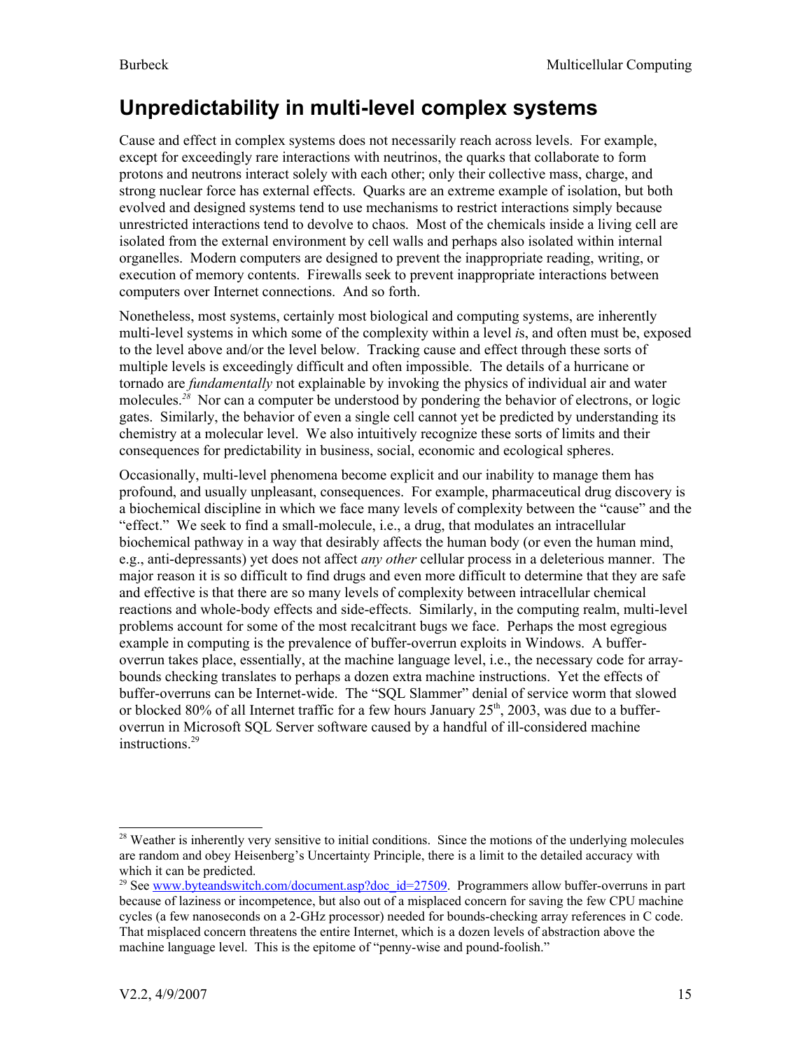# Unpredictability in multi-level complex systems

Cause and effect in complex systems does not necessarily reach across levels. For example, except for exceedingly rare interactions with neutrinos, the quarks that collaborate to form protons and neutrons interact solely with each other; only their collective mass, charge, and strong nuclear force has external effects. Quarks are an extreme example of isolation, but both evolved and designed systems tend to use mechanisms to restrict interactions simply because unrestricted interactions tend to devolve to chaos. Most of the chemicals inside a living cell are isolated from the external environment by cell walls and perhaps also isolated within internal organelles. Modern computers are designed to prevent the inappropriate reading, writing, or execution of memory contents. Firewalls seek to prevent inappropriate interactions between computers over Internet connections. And so forth.

Nonetheless, most systems, certainly most biological and computing systems, are inherently multi-level systems in which some of the complexity within a level *i*s, and often must be, exposed to the level above and/or the level below. Tracking cause and effect through these sorts of multiple levels is exceedingly difficult and often impossible. The details of a hurricane or tornado are *fundamentally* not explainable by invoking the physics of individual air and water molecules.[28] Nor can a computer be understood by pondering the behavior of electrons, or logic gates. Similarly, the behavior of even a single cell cannot yet be predicted by understanding its chemistry at a molecular level. We also intuitively recognize these sorts of limits and their consequences for predictability in business, social, economic and ecological spheres.

Occasionally, multi-level phenomena become explicit and our inability to manage them has profound, and usually unpleasant, consequences. For example, pharmaceutical drug discovery is a biochemical discipline in which we face many levels of complexity between the "cause" and the "effect." We seek to find a small-molecule, i.e., a drug, that modulates an intracellular biochemical pathway in a way that desirably affects the human body (or even the human mind, e.g., anti-depressants) yet does not affect *any other* cellular process in a deleterious manner. The major reason it is so difficult to find drugs and even more difficult to determine that they are safe and effective is that there are so many levels of complexity between intracellular chemical reactions and whole-body effects and side-effects. Similarly, in the computing realm, multi-level problems account for some of the most recalcitrant bugs we face. Perhaps the most egregious example in computing is the prevalence of buffer-overrun exploits in Windows. A buffer-overrun takes place, essentially, at the machine language level, i.e., the necessary code for array-bounds checking translates to perhaps a dozen extra machine instructions. Yet the effects of buffer-overruns can be Internet-wide. The "SQL Slammer" denial of service worm that slowed or blocked 80% of all Internet traffic for a few hours January 25th, 2003, was due to a buffer-overrun in Microsoft SQL Server software caused by a handful of ill-considered machine instructions.[29]

---

[28] Weather is inherently very sensitive to initial conditions. Since the motions of the underlying molecules are random and obey Heisenberg's Uncertainty Principle, there is a limit to the detailed accuracy with which it can be predicted.

[29] See www.byteandswitch.com/document.asp?doc_id=27509. Programmers allow buffer-overruns in part because of laziness or incompetence, but also out of a misplaced concern for saving the few CPU machine cycles (a few nanoseconds on a 2-GHz processor) needed for bounds-checking array references in C code. That misplaced concern threatens the entire Internet, which is a dozen levels of abstraction above the machine language level. This is the epitome of "penny-wise and pound-foolish."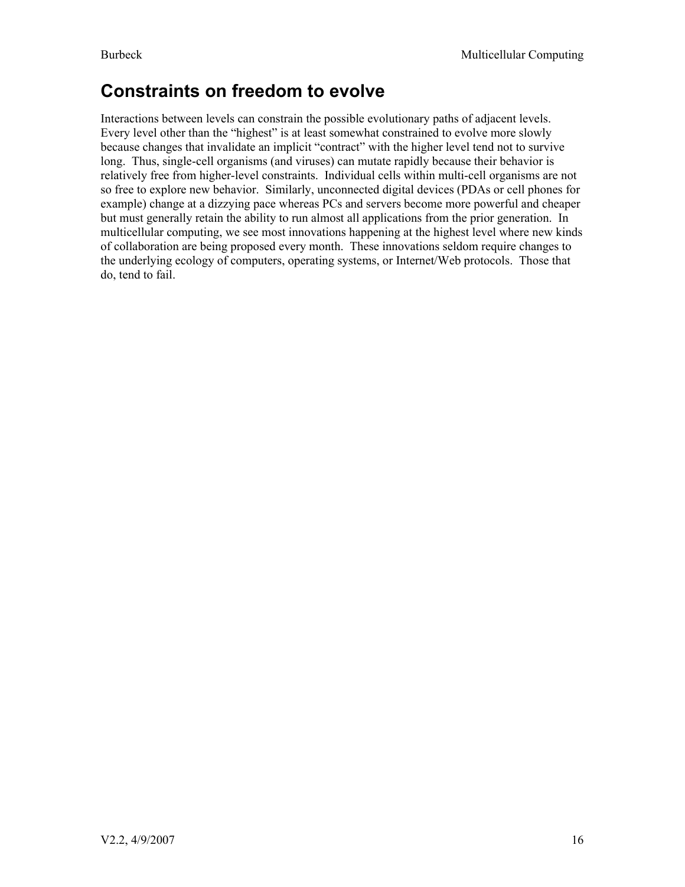## Constraints on freedom to evolve

Interactions between levels can constrain the possible evolutionary paths of adjacent levels. Every level other than the "highest" is at least somewhat constrained to evolve more slowly because changes that invalidate an implicit "contract" with the higher level tend not to survive long. Thus, single-cell organisms (and viruses) can mutate rapidly because their behavior is relatively free from higher-level constraints. Individual cells within multi-cell organisms are not so free to explore new behavior. Similarly, unconnected digital devices (PDAs or cell phones for example) change at a dizzying pace whereas PCs and servers become more powerful and cheaper but must generally retain the ability to run almost all applications from the prior generation. In multicellular computing, we see most innovations happening at the highest level where new kinds of collaboration are being proposed every month. These innovations seldom require changes to the underlying ecology of computers, operating systems, or Internet/Web protocols. Those that do, tend to fail.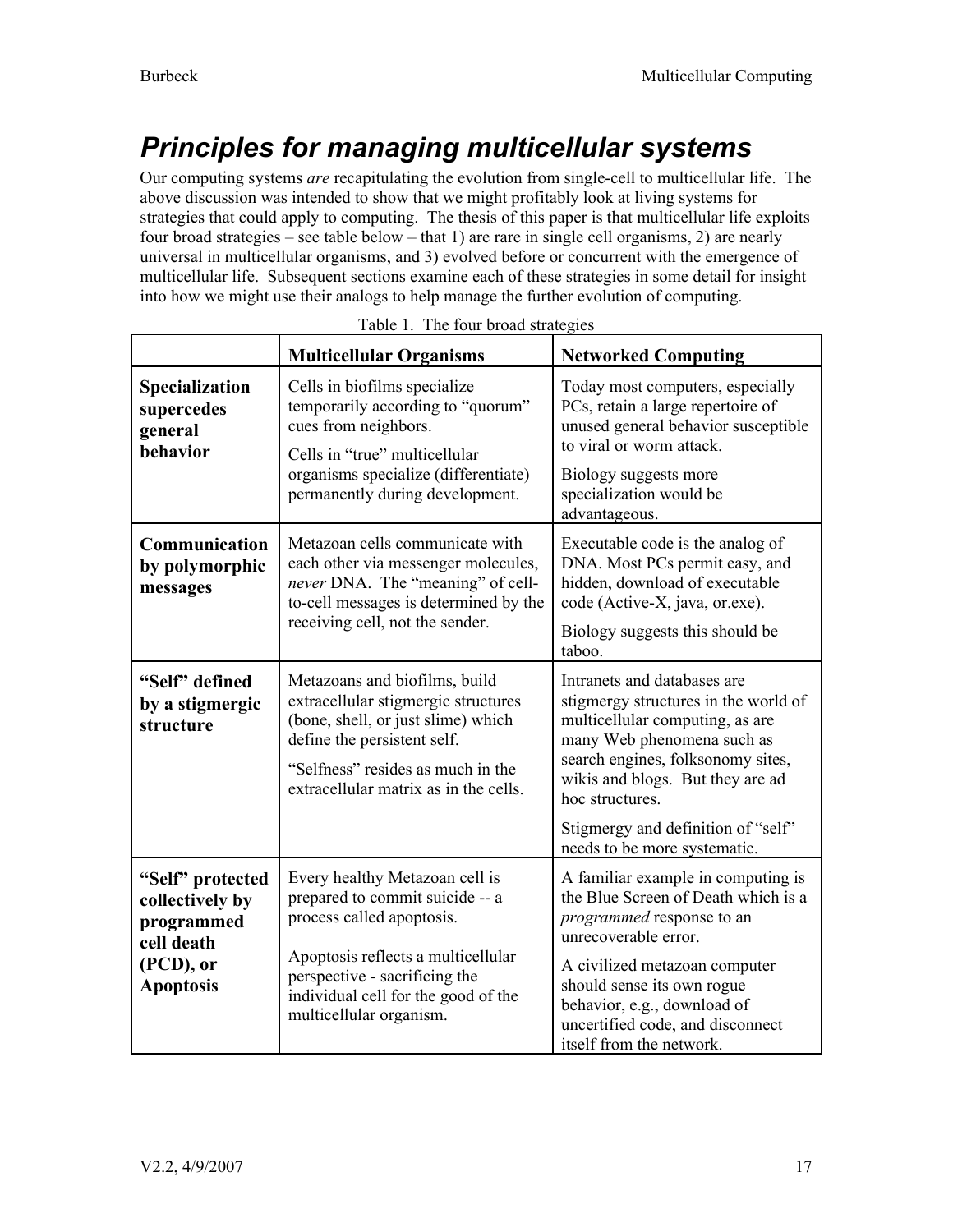## *Principles for managing multicellular systems*

Our computing systems *are* recapitulating the evolution from single-cell to multicellular life. The above discussion was intended to show that we might profitably look at living systems for strategies that could apply to computing. The thesis of this paper is that multicellular life exploits four broad strategies – see table below – that 1) are rare in single cell organisms, 2) are nearly universal in multicellular organisms, and 3) evolved before or concurrent with the emergence of multicellular life. Subsequent sections examine each of these strategies in some detail for insight into how we might use their analogs to help manage the further evolution of computing.

Table 1. The four broad strategies

| | **Multicellular Organisms** | **Networked Computing** |
|---|---|---|
| **Specialization supercedes general behavior** | Cells in biofilms specialize temporarily according to "quorum" cues from neighbors.<br><br>Cells in "true" multicellular organisms specialize (differentiate) permanently during development. | Today most computers, especially PCs, retain a large repertoire of unused general behavior susceptible to viral or worm attack.<br><br>Biology suggests more specialization would be advantageous. |
| **Communication by polymorphic messages** | Metazoan cells communicate with each other via messenger molecules, *never* DNA. The "meaning" of cell-to-cell messages is determined by the receiving cell, not the sender. | Executable code is the analog of DNA. Most PCs permit easy, and hidden, download of executable code (Active-X, java, or.exe).<br><br>Biology suggests this should be taboo. |
| **"Self" defined by a stigmergic structure** | Metazoans and biofilms, build extracellular stigmergic structures (bone, shell, or just slime) which define the persistent self.<br><br>"Selfness" resides as much in the extracellular matrix as in the cells. | Intranets and databases are stigmergy structures in the world of multicellular computing, as are many Web phenomena such as search engines, folksonomy sites, wikis and blogs. But they are ad hoc structures.<br><br>Stigmergy and definition of "self" needs to be more systematic. |
| **"Self" protected collectively by programmed cell death (PCD), or Apoptosis** | Every healthy Metazoan cell is prepared to commit suicide -- a process called apoptosis.<br><br>Apoptosis reflects a multicellular perspective - sacrificing the individual cell for the good of the multicellular organism. | A familiar example in computing is the Blue Screen of Death which is a *programmed* response to an unrecoverable error.<br><br>A civilized metazoan computer should sense its own rogue behavior, e.g., download of uncertified code, and disconnect itself from the network. |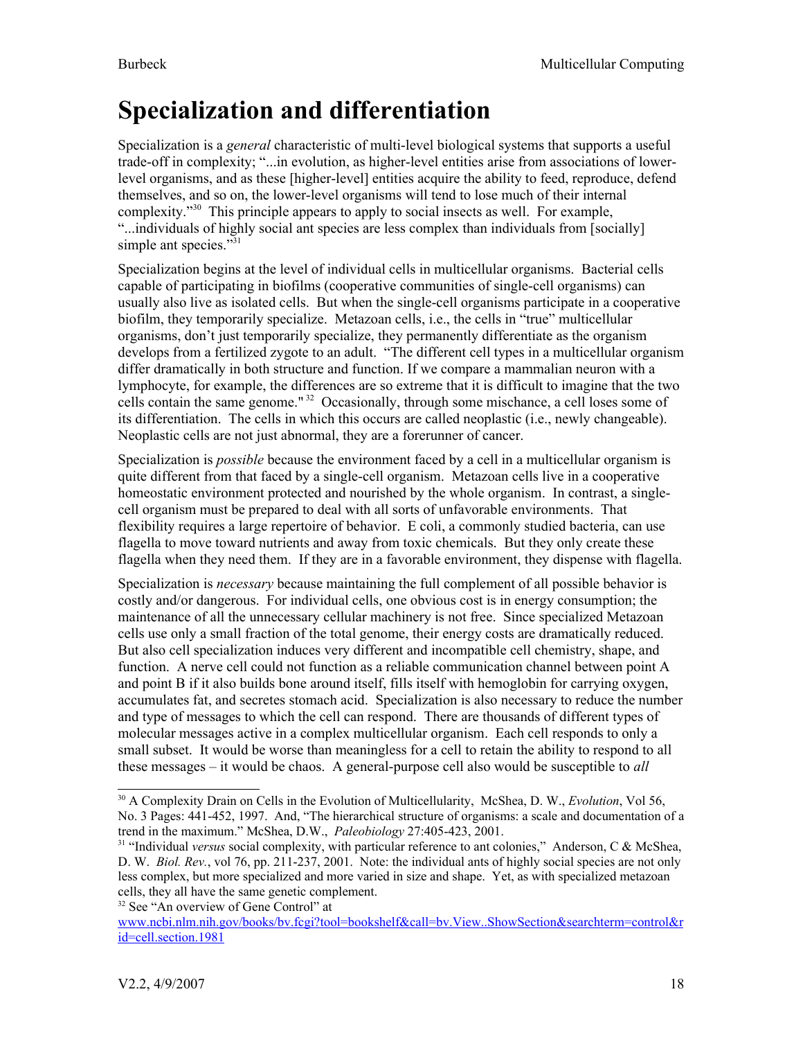# Specialization and differentiation

Specialization is a *general* characteristic of multi-level biological systems that supports a useful trade-off in complexity; "...in evolution, as higher-level entities arise from associations of lower-level organisms, and as these [higher-level] entities acquire the ability to feed, reproduce, defend themselves, and so on, the lower-level organisms will tend to lose much of their internal complexity."[30] This principle appears to apply to social insects as well. For example, "...individuals of highly social ant species are less complex than individuals from [socially] simple ant species."[31]

Specialization begins at the level of individual cells in multicellular organisms. Bacterial cells capable of participating in biofilms (cooperative communities of single-cell organisms) can usually also live as isolated cells. But when the single-cell organisms participate in a cooperative biofilm, they temporarily specialize. Metazoan cells, i.e., the cells in "true" multicellular organisms, don't just temporarily specialize, they permanently differentiate as the organism develops from a fertilized zygote to an adult. "The different cell types in a multicellular organism differ dramatically in both structure and function. If we compare a mammalian neuron with a lymphocyte, for example, the differences are so extreme that it is difficult to imagine that the two cells contain the same genome."[32] Occasionally, through some mischance, a cell loses some of its differentiation. The cells in which this occurs are called neoplastic (i.e., newly changeable). Neoplastic cells are not just abnormal, they are a forerunner of cancer.

Specialization is *possible* because the environment faced by a cell in a multicellular organism is quite different from that faced by a single-cell organism. Metazoan cells live in a cooperative homeostatic environment protected and nourished by the whole organism. In contrast, a single-cell organism must be prepared to deal with all sorts of unfavorable environments. That flexibility requires a large repertoire of behavior. E coli, a commonly studied bacteria, can use flagella to move toward nutrients and away from toxic chemicals. But they only create these flagella when they need them. If they are in a favorable environment, they dispense with flagella.

Specialization is *necessary* because maintaining the full complement of all possible behavior is costly and/or dangerous. For individual cells, one obvious cost is in energy consumption; the maintenance of all the unnecessary cellular machinery is not free. Since specialized Metazoan cells use only a small fraction of the total genome, their energy costs are dramatically reduced. But also cell specialization induces very different and incompatible cell chemistry, shape, and function. A nerve cell could not function as a reliable communication channel between point A and point B if it also builds bone around itself, fills itself with hemoglobin for carrying oxygen, accumulates fat, and secretes stomach acid. Specialization is also necessary to reduce the number and type of messages to which the cell can respond. There are thousands of different types of molecular messages active in a complex multicellular organism. Each cell responds to only a small subset. It would be worse than meaningless for a cell to retain the ability to respond to all these messages – it would be chaos. A general-purpose cell also would be susceptible to *all*

---

[30] A Complexity Drain on Cells in the Evolution of Multicellularity, McShea, D. W., *Evolution*, Vol 56, No. 3 Pages: 441-452, 1997. And, "The hierarchical structure of organisms: a scale and documentation of a trend in the maximum." McShea, D.W., *Paleobiology* 27:405-423, 2001.

[31] "Individual *versus* social complexity, with particular reference to ant colonies," Anderson, C & McShea, D. W. *Biol. Rev.*, vol 76, pp. 211-237, 2001. Note: the individual ants of highly social species are not only less complex, but more specialized and more varied in size and shape. Yet, as with specialized metazoan cells, they all have the same genetic complement.

[32] See "An overview of Gene Control" at www.ncbi.nlm.nih.gov/books/bv.fcgi?tool=bookshelf&call=bv.View..ShowSection&searchterm=control&rid=cell.section.1981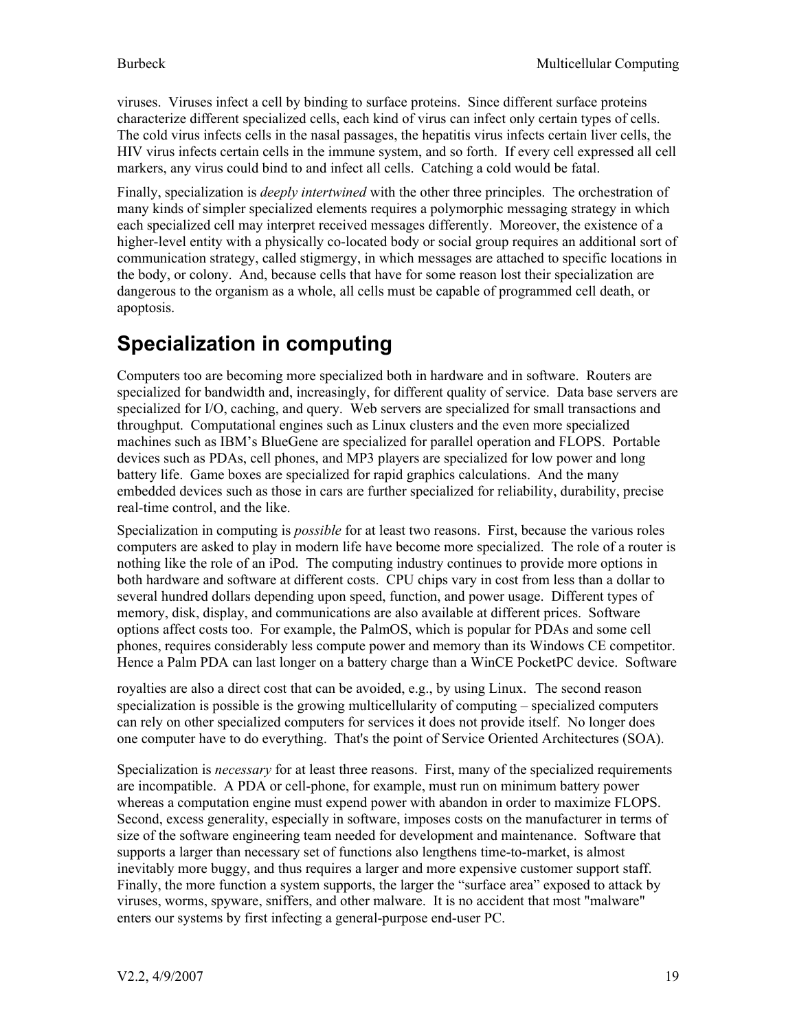viruses. Viruses infect a cell by binding to surface proteins. Since different surface proteins characterize different specialized cells, each kind of virus can infect only certain types of cells. The cold virus infects cells in the nasal passages, the hepatitis virus infects certain liver cells, the HIV virus infects certain cells in the immune system, and so forth. If every cell expressed all cell markers, any virus could bind to and infect all cells. Catching a cold would be fatal.

Finally, specialization is *deeply intertwined* with the other three principles. The orchestration of many kinds of simpler specialized elements requires a polymorphic messaging strategy in which each specialized cell may interpret received messages differently. Moreover, the existence of a higher-level entity with a physically co-located body or social group requires an additional sort of communication strategy, called stigmergy, in which messages are attached to specific locations in the body, or colony. And, because cells that have for some reason lost their specialization are dangerous to the organism as a whole, all cells must be capable of programmed cell death, or apoptosis.

## Specialization in computing

Computers too are becoming more specialized both in hardware and in software. Routers are specialized for bandwidth and, increasingly, for different quality of service. Data base servers are specialized for I/O, caching, and query. Web servers are specialized for small transactions and throughput. Computational engines such as Linux clusters and the even more specialized machines such as IBM's BlueGene are specialized for parallel operation and FLOPS. Portable devices such as PDAs, cell phones, and MP3 players are specialized for low power and long battery life. Game boxes are specialized for rapid graphics calculations. And the many embedded devices such as those in cars are further specialized for reliability, durability, precise real-time control, and the like.

Specialization in computing is *possible* for at least two reasons. First, because the various roles computers are asked to play in modern life have become more specialized. The role of a router is nothing like the role of an iPod. The computing industry continues to provide more options in both hardware and software at different costs. CPU chips vary in cost from less than a dollar to several hundred dollars depending upon speed, function, and power usage. Different types of memory, disk, display, and communications are also available at different prices. Software options affect costs too. For example, the PalmOS, which is popular for PDAs and some cell phones, requires considerably less compute power and memory than its Windows CE competitor. Hence a Palm PDA can last longer on a battery charge than a WinCE PocketPC device. Software royalties are also a direct cost that can be avoided, e.g., by using Linux. The second reason specialization is possible is the growing multicellularity of computing – specialized computers can rely on other specialized computers for services it does not provide itself. No longer does one computer have to do everything. That's the point of Service Oriented Architectures (SOA).

Specialization is *necessary* for at least three reasons. First, many of the specialized requirements are incompatible. A PDA or cell-phone, for example, must run on minimum battery power whereas a computation engine must expend power with abandon in order to maximize FLOPS. Second, excess generality, especially in software, imposes costs on the manufacturer in terms of size of the software engineering team needed for development and maintenance. Software that supports a larger than necessary set of functions also lengthens time-to-market, is almost inevitably more buggy, and thus requires a larger and more expensive customer support staff. Finally, the more function a system supports, the larger the "surface area" exposed to attack by viruses, worms, spyware, sniffers, and other malware. It is no accident that most "malware" enters our systems by first infecting a general-purpose end-user PC.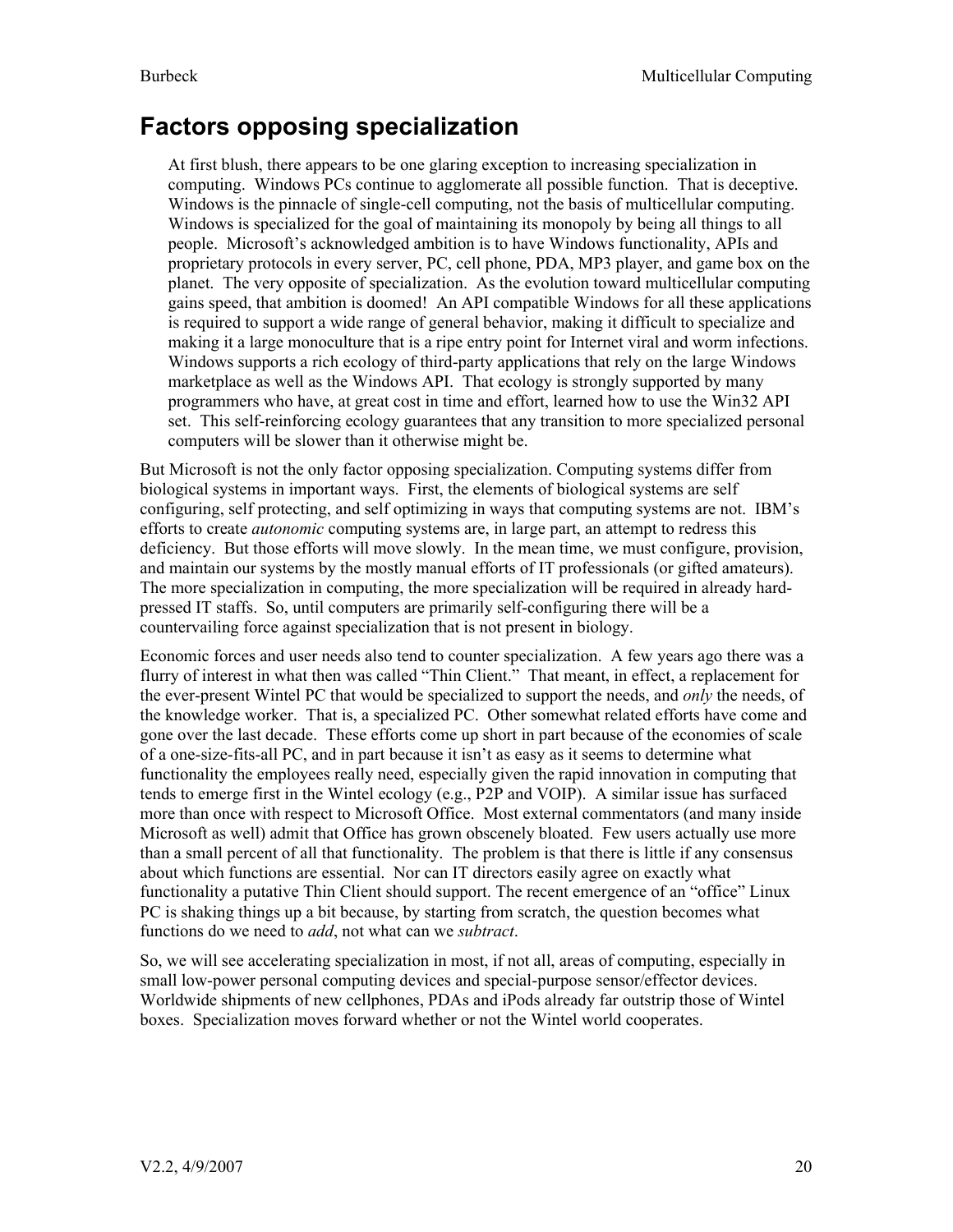## Factors opposing specialization

> At first blush, there appears to be one glaring exception to increasing specialization in computing. Windows PCs continue to agglomerate all possible function. That is deceptive. Windows is the pinnacle of single-cell computing, not the basis of multicellular computing. Windows is specialized for the goal of maintaining its monopoly by being all things to all people. Microsoft's acknowledged ambition is to have Windows functionality, APIs and proprietary protocols in every server, PC, cell phone, PDA, MP3 player, and game box on the planet. The very opposite of specialization. As the evolution toward multicellular computing gains speed, that ambition is doomed! An API compatible Windows for all these applications is required to support a wide range of general behavior, making it difficult to specialize and making it a large monoculture that is a ripe entry point for Internet viral and worm infections. Windows supports a rich ecology of third-party applications that rely on the large Windows marketplace as well as the Windows API. That ecology is strongly supported by many programmers who have, at great cost in time and effort, learned how to use the Win32 API set. This self-reinforcing ecology guarantees that any transition to more specialized personal computers will be slower than it otherwise might be.

But Microsoft is not the only factor opposing specialization. Computing systems differ from biological systems in important ways. First, the elements of biological systems are self configuring, self protecting, and self optimizing in ways that computing systems are not. IBM's efforts to create *autonomic* computing systems are, in large part, an attempt to redress this deficiency. But those efforts will move slowly. In the mean time, we must configure, provision, and maintain our systems by the mostly manual efforts of IT professionals (or gifted amateurs). The more specialization in computing, the more specialization will be required in already hard-pressed IT staffs. So, until computers are primarily self-configuring there will be a countervailing force against specialization that is not present in biology.

Economic forces and user needs also tend to counter specialization. A few years ago there was a flurry of interest in what then was called "Thin Client." That meant, in effect, a replacement for the ever-present Wintel PC that would be specialized to support the needs, and *only* the needs, of the knowledge worker. That is, a specialized PC. Other somewhat related efforts have come and gone over the last decade. These efforts come up short in part because of the economies of scale of a one-size-fits-all PC, and in part because it isn't as easy as it seems to determine what functionality the employees really need, especially given the rapid innovation in computing that tends to emerge first in the Wintel ecology (e.g., P2P and VOIP). A similar issue has surfaced more than once with respect to Microsoft Office. Most external commentators (and many inside Microsoft as well) admit that Office has grown obscenely bloated. Few users actually use more than a small percent of all that functionality. The problem is that there is little if any consensus about which functions are essential. Nor can IT directors easily agree on exactly what functionality a putative Thin Client should support. The recent emergence of an "office" Linux PC is shaking things up a bit because, by starting from scratch, the question becomes what functions do we need to *add*, not what can we *subtract*.

So, we will see accelerating specialization in most, if not all, areas of computing, especially in small low-power personal computing devices and special-purpose sensor/effector devices. Worldwide shipments of new cellphones, PDAs and iPods already far outstrip those of Wintel boxes. Specialization moves forward whether or not the Wintel world cooperates.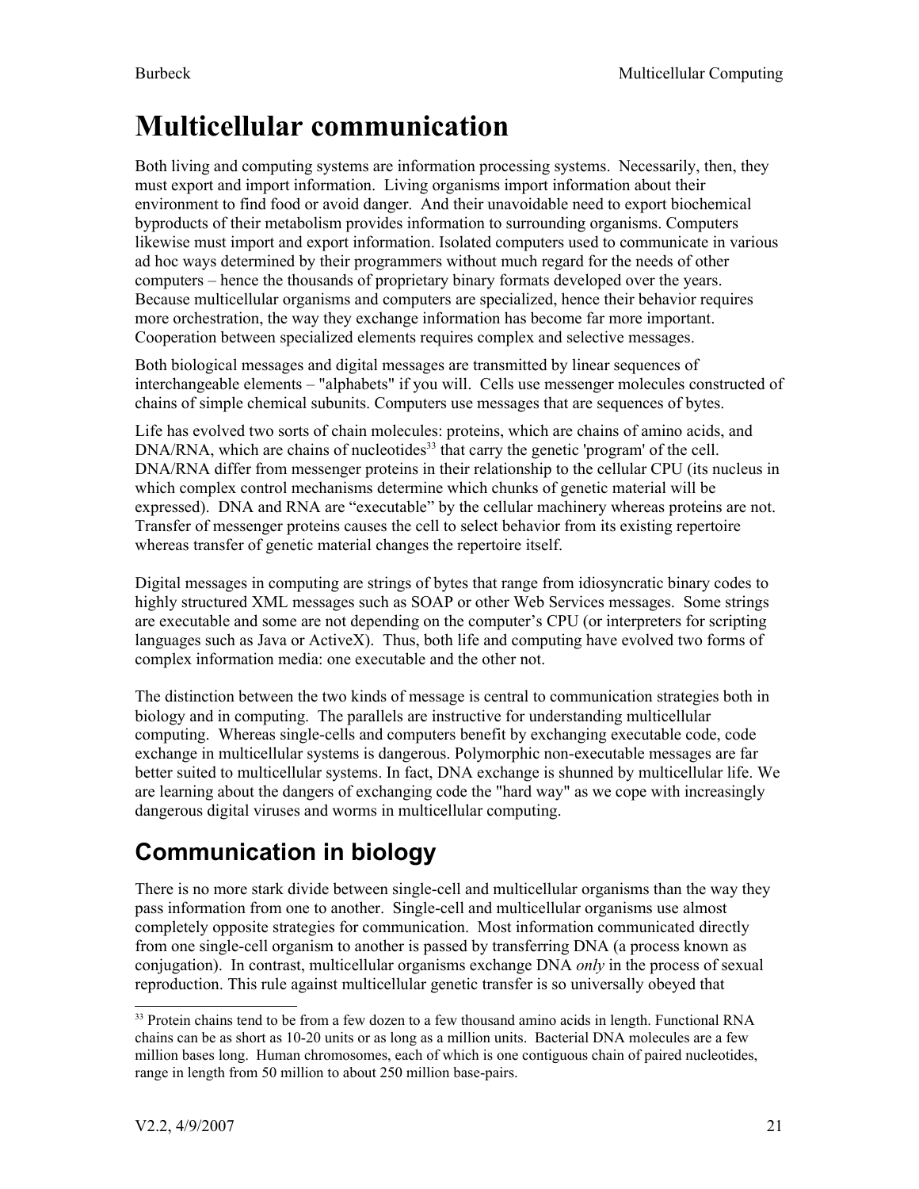# Multicellular communication

Both living and computing systems are information processing systems. Necessarily, then, they must export and import information. Living organisms import information about their environment to find food or avoid danger. And their unavoidable need to export biochemical byproducts of their metabolism provides information to surrounding organisms. Computers likewise must import and export information. Isolated computers used to communicate in various ad hoc ways determined by their programmers without much regard for the needs of other computers – hence the thousands of proprietary binary formats developed over the years. Because multicellular organisms and computers are specialized, hence their behavior requires more orchestration, the way they exchange information has become far more important. Cooperation between specialized elements requires complex and selective messages.

Both biological messages and digital messages are transmitted by linear sequences of interchangeable elements – "alphabets" if you will. Cells use messenger molecules constructed of chains of simple chemical subunits. Computers use messages that are sequences of bytes.

Life has evolved two sorts of chain molecules: proteins, which are chains of amino acids, and DNA/RNA, which are chains of nucleotides[33] that carry the genetic 'program' of the cell. DNA/RNA differ from messenger proteins in their relationship to the cellular CPU (its nucleus in which complex control mechanisms determine which chunks of genetic material will be expressed). DNA and RNA are "executable" by the cellular machinery whereas proteins are not. Transfer of messenger proteins causes the cell to select behavior from its existing repertoire whereas transfer of genetic material changes the repertoire itself.

Digital messages in computing are strings of bytes that range from idiosyncratic binary codes to highly structured XML messages such as SOAP or other Web Services messages. Some strings are executable and some are not depending on the computer's CPU (or interpreters for scripting languages such as Java or ActiveX). Thus, both life and computing have evolved two forms of complex information media: one executable and the other not.

The distinction between the two kinds of message is central to communication strategies both in biology and in computing. The parallels are instructive for understanding multicellular computing. Whereas single-cells and computers benefit by exchanging executable code, code exchange in multicellular systems is dangerous. Polymorphic non-executable messages are far better suited to multicellular systems. In fact, DNA exchange is shunned by multicellular life. We are learning about the dangers of exchanging code the "hard way" as we cope with increasingly dangerous digital viruses and worms in multicellular computing.

## Communication in biology

There is no more stark divide between single-cell and multicellular organisms than the way they pass information from one to another. Single-cell and multicellular organisms use almost completely opposite strategies for communication. Most information communicated directly from one single-cell organism to another is passed by transferring DNA (a process known as conjugation). In contrast, multicellular organisms exchange DNA *only* in the process of sexual reproduction. This rule against multicellular genetic transfer is so universally obeyed that

[33] Protein chains tend to be from a few dozen to a few thousand amino acids in length. Functional RNA chains can be as short as 10-20 units or as long as a million units. Bacterial DNA molecules are a few million bases long. Human chromosomes, each of which is one contiguous chain of paired nucleotides, range in length from 50 million to about 250 million base-pairs.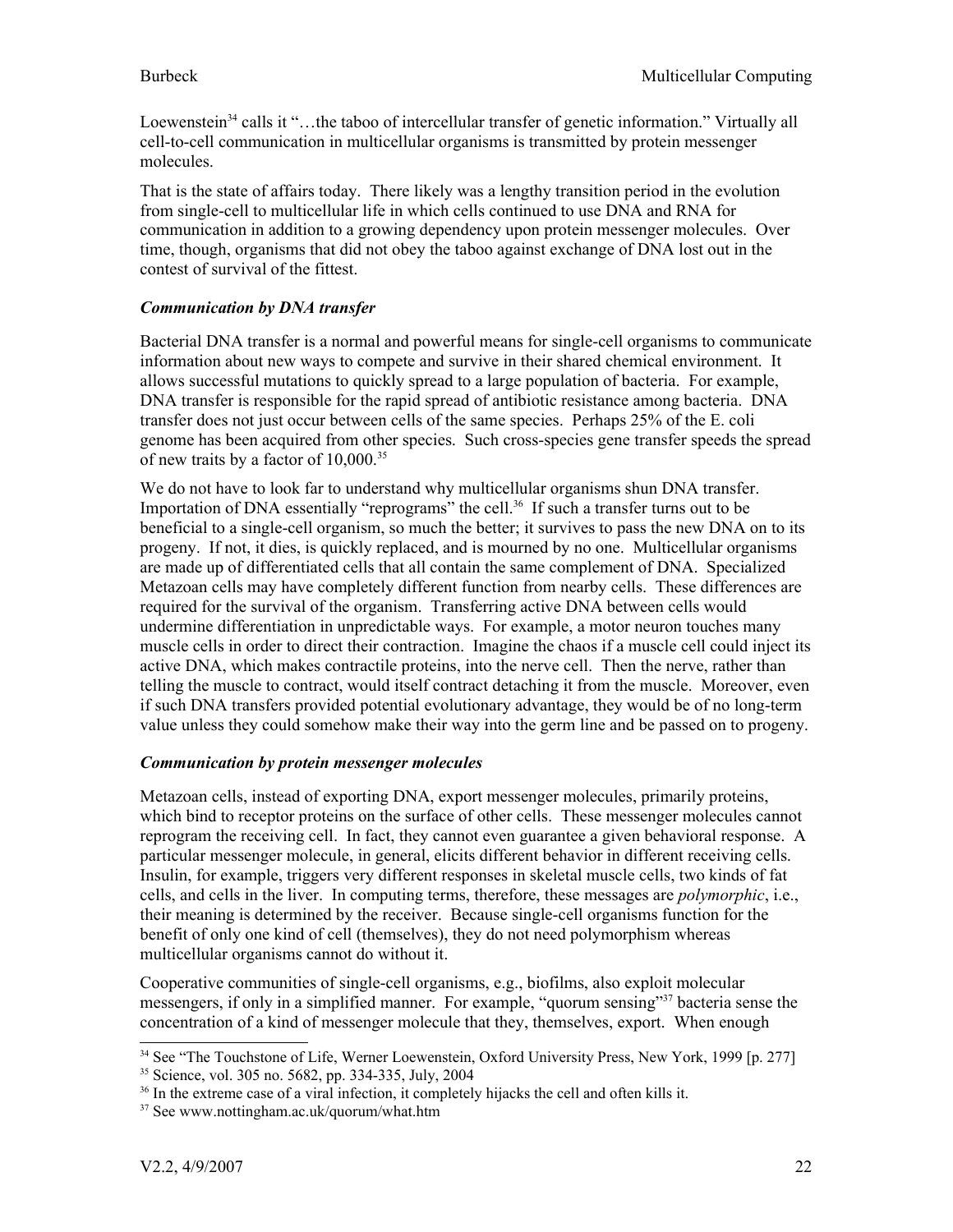Loewenstein[34] calls it "…the taboo of intercellular transfer of genetic information." Virtually all cell-to-cell communication in multicellular organisms is transmitted by protein messenger molecules.

That is the state of affairs today. There likely was a lengthy transition period in the evolution from single-cell to multicellular life in which cells continued to use DNA and RNA for communication in addition to a growing dependency upon protein messenger molecules. Over time, though, organisms that did not obey the taboo against exchange of DNA lost out in the contest of survival of the fittest.

### *Communication by DNA transfer*

Bacterial DNA transfer is a normal and powerful means for single-cell organisms to communicate information about new ways to compete and survive in their shared chemical environment. It allows successful mutations to quickly spread to a large population of bacteria. For example, DNA transfer is responsible for the rapid spread of antibiotic resistance among bacteria. DNA transfer does not just occur between cells of the same species. Perhaps 25% of the E. coli genome has been acquired from other species. Such cross-species gene transfer speeds the spread of new traits by a factor of 10,000.[35]

We do not have to look far to understand why multicellular organisms shun DNA transfer. Importation of DNA essentially "reprograms" the cell.[36] If such a transfer turns out to be beneficial to a single-cell organism, so much the better; it survives to pass the new DNA on to its progeny. If not, it dies, is quickly replaced, and is mourned by no one. Multicellular organisms are made up of differentiated cells that all contain the same complement of DNA. Specialized Metazoan cells may have completely different function from nearby cells. These differences are required for the survival of the organism. Transferring active DNA between cells would undermine differentiation in unpredictable ways. For example, a motor neuron touches many muscle cells in order to direct their contraction. Imagine the chaos if a muscle cell could inject its active DNA, which makes contractile proteins, into the nerve cell. Then the nerve, rather than telling the muscle to contract, would itself contract detaching it from the muscle. Moreover, even if such DNA transfers provided potential evolutionary advantage, they would be of no long-term value unless they could somehow make their way into the germ line and be passed on to progeny.

### *Communication by protein messenger molecules*

Metazoan cells, instead of exporting DNA, export messenger molecules, primarily proteins, which bind to receptor proteins on the surface of other cells. These messenger molecules cannot reprogram the receiving cell. In fact, they cannot even guarantee a given behavioral response. A particular messenger molecule, in general, elicits different behavior in different receiving cells. Insulin, for example, triggers very different responses in skeletal muscle cells, two kinds of fat cells, and cells in the liver. In computing terms, therefore, these messages are *polymorphic*, i.e., their meaning is determined by the receiver. Because single-cell organisms function for the benefit of only one kind of cell (themselves), they do not need polymorphism whereas multicellular organisms cannot do without it.

Cooperative communities of single-cell organisms, e.g., biofilms, also exploit molecular messengers, if only in a simplified manner. For example, "quorum sensing"[37] bacteria sense the concentration of a kind of messenger molecule that they, themselves, export. When enough

---

[34] See "The Touchstone of Life, Werner Loewenstein, Oxford University Press, New York, 1999 [p. 277]

[35] Science, vol. 305 no. 5682, pp. 334-335, July, 2004

[36] In the extreme case of a viral infection, it completely hijacks the cell and often kills it.

[37] See www.nottingham.ac.uk/quorum/what.htm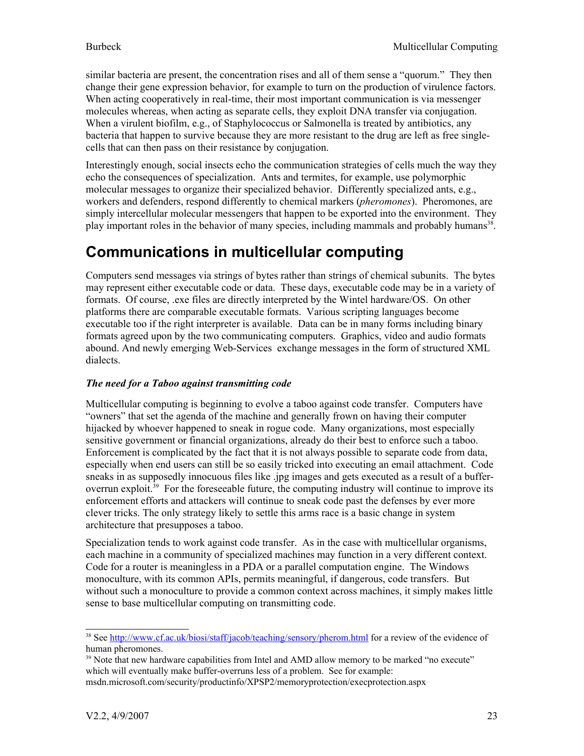similar bacteria are present, the concentration rises and all of them sense a "quorum." They then change their gene expression behavior, for example to turn on the production of virulence factors. When acting cooperatively in real-time, their most important communication is via messenger molecules whereas, when acting as separate cells, they exploit DNA transfer via conjugation. When a virulent biofilm, e.g., of Staphylococcus or Salmonella is treated by antibiotics, any bacteria that happen to survive because they are more resistant to the drug are left as free single-cells that can then pass on their resistance by conjugation.

Interestingly enough, social insects echo the communication strategies of cells much the way they echo the consequences of specialization. Ants and termites, for example, use polymorphic molecular messages to organize their specialized behavior. Differently specialized ants, e.g., workers and defenders, respond differently to chemical markers (*pheromones*). Pheromones, are simply intercellular molecular messengers that happen to be exported into the environment. They play important roles in the behavior of many species, including mammals and probably humans[38].

# Communications in multicellular computing

Computers send messages via strings of bytes rather than strings of chemical subunits. The bytes may represent either executable code or data. These days, executable code may be in a variety of formats. Of course, .exe files are directly interpreted by the Wintel hardware/OS. On other platforms there are comparable executable formats. Various scripting languages become executable too if the right interpreter is available. Data can be in many forms including binary formats agreed upon by the two communicating computers. Graphics, video and audio formats abound. And newly emerging Web-Services exchange messages in the form of structured XML dialects.

***The need for a Taboo against transmitting code***

Multicellular computing is beginning to evolve a taboo against code transfer. Computers have "owners" that set the agenda of the machine and generally frown on having their computer hijacked by whoever happened to sneak in rogue code. Many organizations, most especially sensitive government or financial organizations, already do their best to enforce such a taboo. Enforcement is complicated by the fact that it is not always possible to separate code from data, especially when end users can still be so easily tricked into executing an email attachment. Code sneaks in as supposedly innocuous files like .jpg images and gets executed as a result of a buffer-overrun exploit.[39] For the foreseeable future, the computing industry will continue to improve its enforcement efforts and attackers will continue to sneak code past the defenses by ever more clever tricks. The only strategy likely to settle this arms race is a basic change in system architecture that presupposes a taboo.

Specialization tends to work against code transfer. As in the case with multicellular organisms, each machine in a community of specialized machines may function in a very different context. Code for a router is meaningless in a PDA or a parallel computation engine. The Windows monoculture, with its common APIs, permits meaningful, if dangerous, code transfers. But without such a monoculture to provide a common context across machines, it simply makes little sense to base multicellular computing on transmitting code.

---

[38] See http://www.cf.ac.uk/biosi/staff/jacob/teaching/sensory/pherom.html for a review of the evidence of human pheromones.

[39] Note that new hardware capabilities from Intel and AMD allow memory to be marked "no execute" which will eventually make buffer-overruns less of a problem. See for example: msdn.microsoft.com/security/productinfo/XPSP2/memoryprotection/execprotection.aspx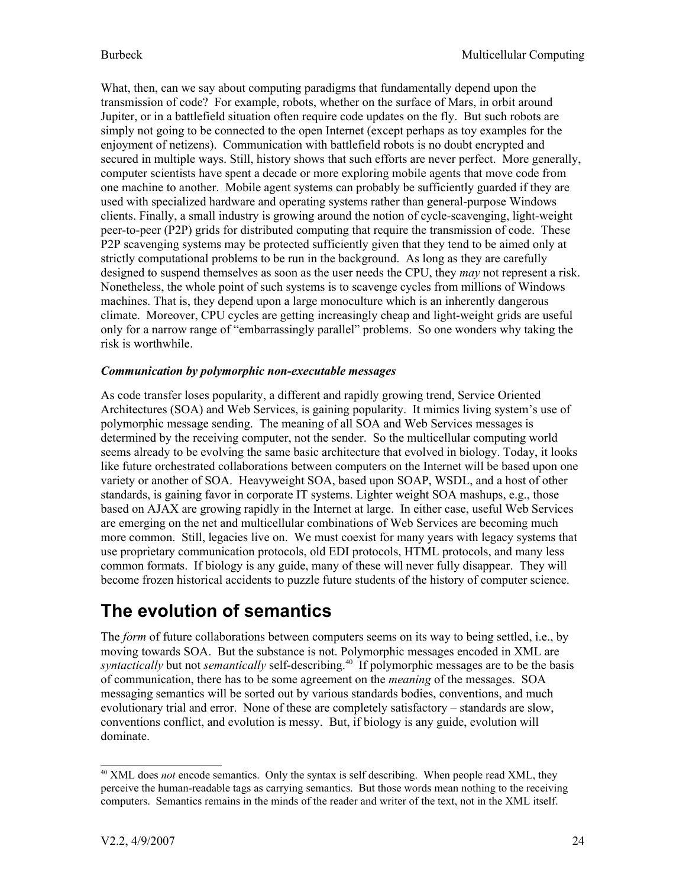What, then, can we say about computing paradigms that fundamentally depend upon the transmission of code? For example, robots, whether on the surface of Mars, in orbit around Jupiter, or in a battlefield situation often require code updates on the fly. But such robots are simply not going to be connected to the open Internet (except perhaps as toy examples for the enjoyment of netizens). Communication with battlefield robots is no doubt encrypted and secured in multiple ways. Still, history shows that such efforts are never perfect. More generally, computer scientists have spent a decade or more exploring mobile agents that move code from one machine to another. Mobile agent systems can probably be sufficiently guarded if they are used with specialized hardware and operating systems rather than general-purpose Windows clients. Finally, a small industry is growing around the notion of cycle-scavenging, light-weight peer-to-peer (P2P) grids for distributed computing that require the transmission of code. These P2P scavenging systems may be protected sufficiently given that they tend to be aimed only at strictly computational problems to be run in the background. As long as they are carefully designed to suspend themselves as soon as the user needs the CPU, they *may* not represent a risk. Nonetheless, the whole point of such systems is to scavenge cycles from millions of Windows machines. That is, they depend upon a large monoculture which is an inherently dangerous climate. Moreover, CPU cycles are getting increasingly cheap and light-weight grids are useful only for a narrow range of "embarrassingly parallel" problems. So one wonders why taking the risk is worthwhile.

***Communication by polymorphic non-executable messages***

As code transfer loses popularity, a different and rapidly growing trend, Service Oriented Architectures (SOA) and Web Services, is gaining popularity. It mimics living system's use of polymorphic message sending. The meaning of all SOA and Web Services messages is determined by the receiving computer, not the sender. So the multicellular computing world seems already to be evolving the same basic architecture that evolved in biology. Today, it looks like future orchestrated collaborations between computers on the Internet will be based upon one variety or another of SOA. Heavyweight SOA, based upon SOAP, WSDL, and a host of other standards, is gaining favor in corporate IT systems. Lighter weight SOA mashups, e.g., those based on AJAX are growing rapidly in the Internet at large. In either case, useful Web Services are emerging on the net and multicellular combinations of Web Services are becoming much more common. Still, legacies live on. We must coexist for many years with legacy systems that use proprietary communication protocols, old EDI protocols, HTML protocols, and many less common formats. If biology is any guide, many of these will never fully disappear. They will become frozen historical accidents to puzzle future students of the history of computer science.

# The evolution of semantics

The *form* of future collaborations between computers seems on its way to being settled, i.e., by moving towards SOA. But the substance is not. Polymorphic messages encoded in XML are *syntactically* but not *semantically* self-describing.[40] If polymorphic messages are to be the basis of communication, there has to be some agreement on the *meaning* of the messages. SOA messaging semantics will be sorted out by various standards bodies, conventions, and much evolutionary trial and error. None of these are completely satisfactory – standards are slow, conventions conflict, and evolution is messy. But, if biology is any guide, evolution will dominate.

---

[40] XML does *not* encode semantics. Only the syntax is self describing. When people read XML, they perceive the human-readable tags as carrying semantics. But those words mean nothing to the receiving computers. Semantics remains in the minds of the reader and writer of the text, not in the XML itself.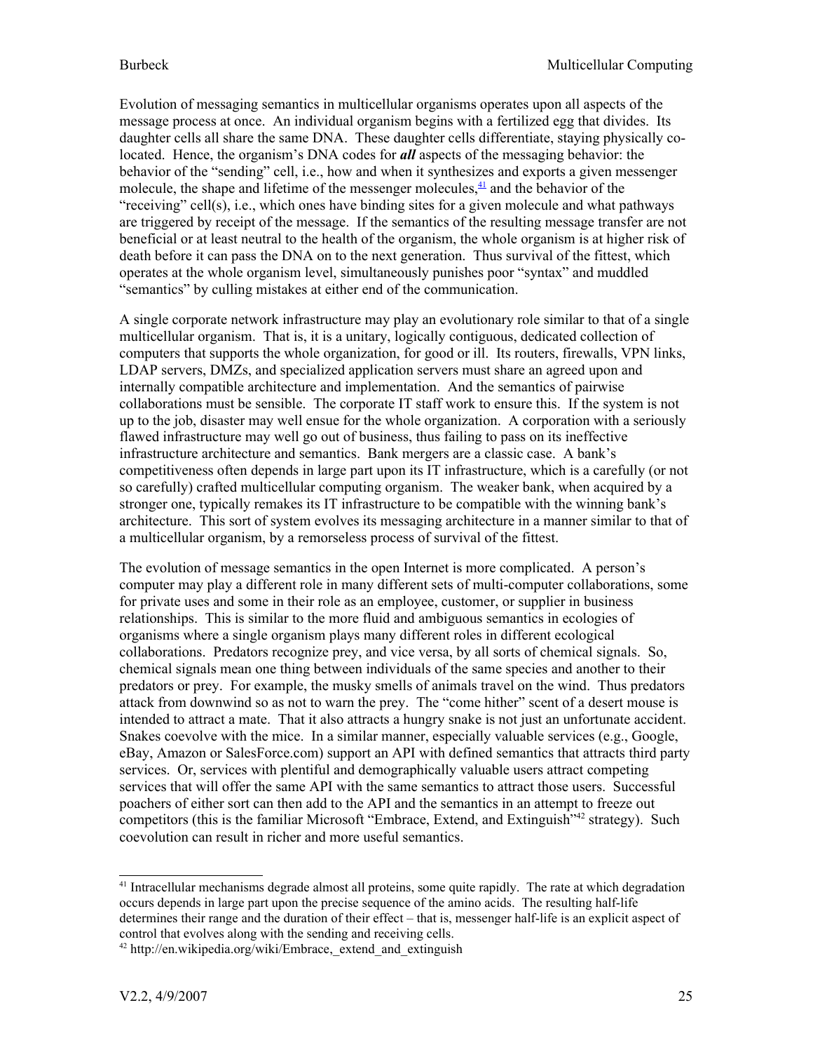Evolution of messaging semantics in multicellular organisms operates upon all aspects of the message process at once. An individual organism begins with a fertilized egg that divides. Its daughter cells all share the same DNA. These daughter cells differentiate, staying physically co-located. Hence, the organism's DNA codes for ***all*** aspects of the messaging behavior: the behavior of the "sending" cell, i.e., how and when it synthesizes and exports a given messenger molecule, the shape and lifetime of the messenger molecules,[41] and the behavior of the "receiving" cell(s), i.e., which ones have binding sites for a given molecule and what pathways are triggered by receipt of the message. If the semantics of the resulting message transfer are not beneficial or at least neutral to the health of the organism, the whole organism is at higher risk of death before it can pass the DNA on to the next generation. Thus survival of the fittest, which operates at the whole organism level, simultaneously punishes poor "syntax" and muddled "semantics" by culling mistakes at either end of the communication.

A single corporate network infrastructure may play an evolutionary role similar to that of a single multicellular organism. That is, it is a unitary, logically contiguous, dedicated collection of computers that supports the whole organization, for good or ill. Its routers, firewalls, VPN links, LDAP servers, DMZs, and specialized application servers must share an agreed upon and internally compatible architecture and implementation. And the semantics of pairwise collaborations must be sensible. The corporate IT staff work to ensure this. If the system is not up to the job, disaster may well ensue for the whole organization. A corporation with a seriously flawed infrastructure may well go out of business, thus failing to pass on its ineffective infrastructure architecture and semantics. Bank mergers are a classic case. A bank's competitiveness often depends in large part upon its IT infrastructure, which is a carefully (or not so carefully) crafted multicellular computing organism. The weaker bank, when acquired by a stronger one, typically remakes its IT infrastructure to be compatible with the winning bank's architecture. This sort of system evolves its messaging architecture in a manner similar to that of a multicellular organism, by a remorseless process of survival of the fittest.

The evolution of message semantics in the open Internet is more complicated. A person's computer may play a different role in many different sets of multi-computer collaborations, some for private uses and some in their role as an employee, customer, or supplier in business relationships. This is similar to the more fluid and ambiguous semantics in ecologies of organisms where a single organism plays many different roles in different ecological collaborations. Predators recognize prey, and vice versa, by all sorts of chemical signals. So, chemical signals mean one thing between individuals of the same species and another to their predators or prey. For example, the musky smells of animals travel on the wind. Thus predators attack from downwind so as not to warn the prey. The "come hither" scent of a desert mouse is intended to attract a mate. That it also attracts a hungry snake is not just an unfortunate accident. Snakes coevolve with the mice. In a similar manner, especially valuable services (e.g., Google, eBay, Amazon or SalesForce.com) support an API with defined semantics that attracts third party services. Or, services with plentiful and demographically valuable users attract competing services that will offer the same API with the same semantics to attract those users. Successful poachers of either sort can then add to the API and the semantics in an attempt to freeze out competitors (this is the familiar Microsoft "Embrace, Extend, and Extinguish"[42] strategy). Such coevolution can result in richer and more useful semantics.

---

[41] Intracellular mechanisms degrade almost all proteins, some quite rapidly. The rate at which degradation occurs depends in large part upon the precise sequence of the amino acids. The resulting half-life determines their range and the duration of their effect – that is, messenger half-life is an explicit aspect of control that evolves along with the sending and receiving cells.

[42] http://en.wikipedia.org/wiki/Embrace,_extend_and_extinguish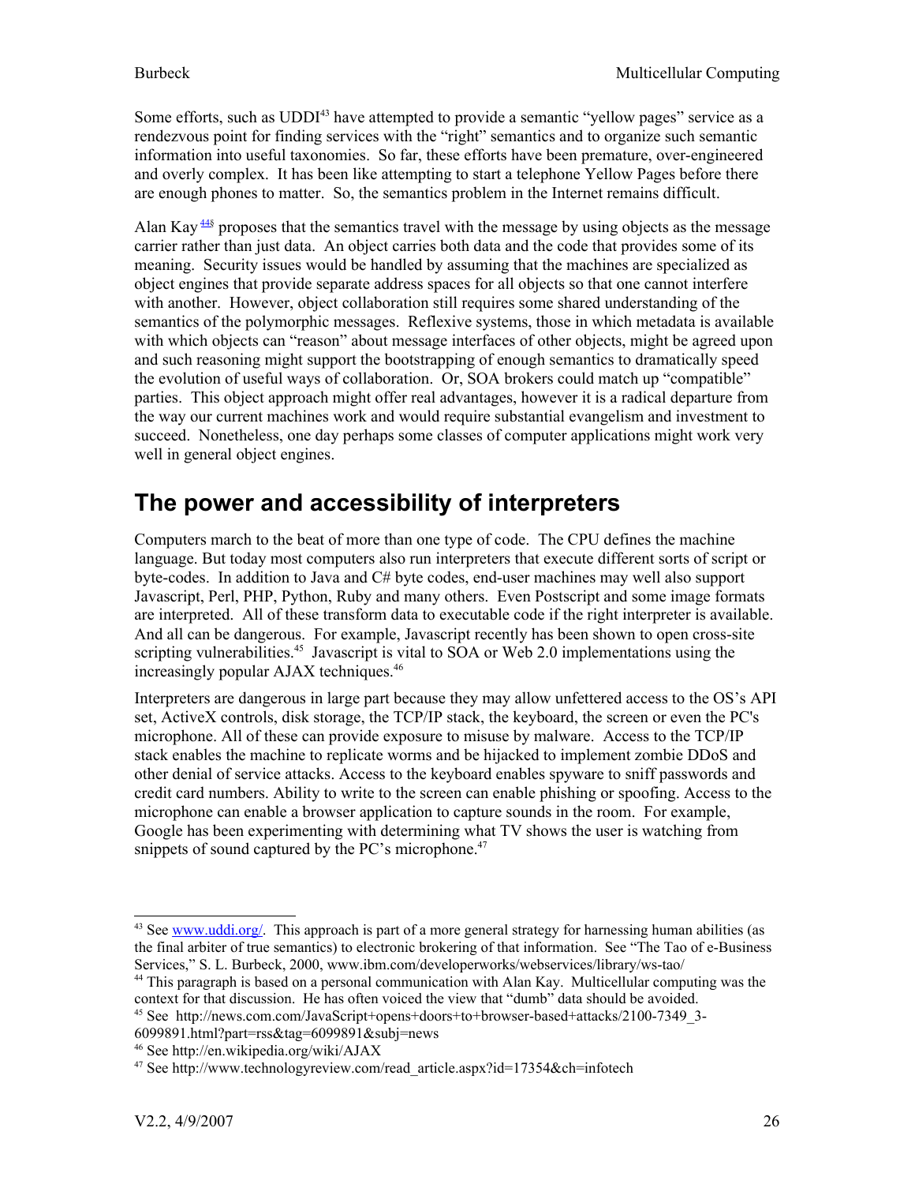Some efforts, such as UDDI[43] have attempted to provide a semantic "yellow pages" service as a rendezvous point for finding services with the "right" semantics and to organize such semantic information into useful taxonomies. So far, these efforts have been premature, over-engineered and overly complex. It has been like attempting to start a telephone Yellow Pages before there are enough phones to matter. So, the semantics problem in the Internet remains difficult.

Alan Kay[44] proposes that the semantics travel with the message by using objects as the message carrier rather than just data. An object carries both data and the code that provides some of its meaning. Security issues would be handled by assuming that the machines are specialized as object engines that provide separate address spaces for all objects so that one cannot interfere with another. However, object collaboration still requires some shared understanding of the semantics of the polymorphic messages. Reflexive systems, those in which metadata is available with which objects can "reason" about message interfaces of other objects, might be agreed upon and such reasoning might support the bootstrapping of enough semantics to dramatically speed the evolution of useful ways of collaboration. Or, SOA brokers could match up "compatible" parties. This object approach might offer real advantages, however it is a radical departure from the way our current machines work and would require substantial evangelism and investment to succeed. Nonetheless, one day perhaps some classes of computer applications might work very well in general object engines.

## The power and accessibility of interpreters

Computers march to the beat of more than one type of code. The CPU defines the machine language. But today most computers also run interpreters that execute different sorts of script or byte-codes. In addition to Java and C# byte codes, end-user machines may well also support Javascript, Perl, PHP, Python, Ruby and many others. Even Postscript and some image formats are interpreted. All of these transform data to executable code if the right interpreter is available. And all can be dangerous. For example, Javascript recently has been shown to open cross-site scripting vulnerabilities.[45] Javascript is vital to SOA or Web 2.0 implementations using the increasingly popular AJAX techniques.[46]

Interpreters are dangerous in large part because they may allow unfettered access to the OS's API set, ActiveX controls, disk storage, the TCP/IP stack, the keyboard, the screen or even the PC's microphone. All of these can provide exposure to misuse by malware. Access to the TCP/IP stack enables the machine to replicate worms and be hijacked to implement zombie DDoS and other denial of service attacks. Access to the keyboard enables spyware to sniff passwords and credit card numbers. Ability to write to the screen can enable phishing or spoofing. Access to the microphone can enable a browser application to capture sounds in the room. For example, Google has been experimenting with determining what TV shows the user is watching from snippets of sound captured by the PC's microphone.[47]

---

[43] See www.uddi.org/. This approach is part of a more general strategy for harnessing human abilities (as the final arbiter of true semantics) to electronic brokering of that information. See "The Tao of e-Business Services," S. L. Burbeck, 2000, www.ibm.com/developerworks/webservices/library/ws-tao/

[44] This paragraph is based on a personal communication with Alan Kay. Multicellular computing was the context for that discussion. He has often voiced the view that "dumb" data should be avoided.

[45] See http://news.com.com/JavaScript+opens+doors+to+browser-based+attacks/2100-7349_3-6099891.html?part=rss&tag=6099891&subj=news

[46] See http://en.wikipedia.org/wiki/AJAX

[47] See http://www.technologyreview.com/read_article.aspx?id=17354&ch=infotech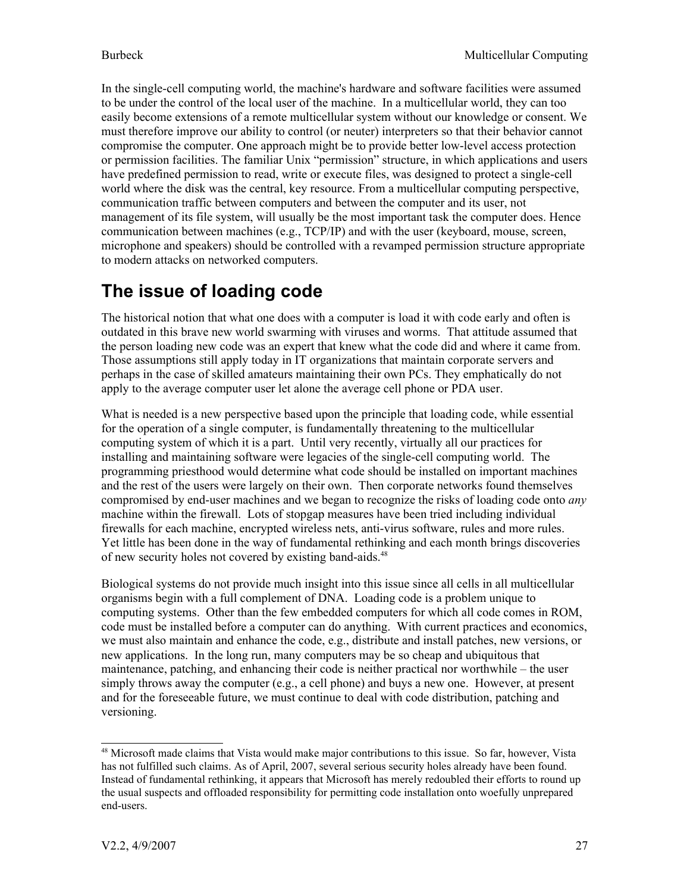In the single-cell computing world, the machine's hardware and software facilities were assumed to be under the control of the local user of the machine. In a multicellular world, they can too easily become extensions of a remote multicellular system without our knowledge or consent. We must therefore improve our ability to control (or neuter) interpreters so that their behavior cannot compromise the computer. One approach might be to provide better low-level access protection or permission facilities. The familiar Unix "permission" structure, in which applications and users have predefined permission to read, write or execute files, was designed to protect a single-cell world where the disk was the central, key resource. From a multicellular computing perspective, communication traffic between computers and between the computer and its user, not management of its file system, will usually be the most important task the computer does. Hence communication between machines (e.g., TCP/IP) and with the user (keyboard, mouse, screen, microphone and speakers) should be controlled with a revamped permission structure appropriate to modern attacks on networked computers.

## The issue of loading code

The historical notion that what one does with a computer is load it with code early and often is outdated in this brave new world swarming with viruses and worms. That attitude assumed that the person loading new code was an expert that knew what the code did and where it came from. Those assumptions still apply today in IT organizations that maintain corporate servers and perhaps in the case of skilled amateurs maintaining their own PCs. They emphatically do not apply to the average computer user let alone the average cell phone or PDA user.

What is needed is a new perspective based upon the principle that loading code, while essential for the operation of a single computer, is fundamentally threatening to the multicellular computing system of which it is a part. Until very recently, virtually all our practices for installing and maintaining software were legacies of the single-cell computing world. The programming priesthood would determine what code should be installed on important machines and the rest of the users were largely on their own. Then corporate networks found themselves compromised by end-user machines and we began to recognize the risks of loading code onto *any* machine within the firewall. Lots of stopgap measures have been tried including individual firewalls for each machine, encrypted wireless nets, anti-virus software, rules and more rules. Yet little has been done in the way of fundamental rethinking and each month brings discoveries of new security holes not covered by existing band-aids.[48]

Biological systems do not provide much insight into this issue since all cells in all multicellular organisms begin with a full complement of DNA. Loading code is a problem unique to computing systems. Other than the few embedded computers for which all code comes in ROM, code must be installed before a computer can do anything. With current practices and economics, we must also maintain and enhance the code, e.g., distribute and install patches, new versions, or new applications. In the long run, many computers may be so cheap and ubiquitous that maintenance, patching, and enhancing their code is neither practical nor worthwhile – the user simply throws away the computer (e.g., a cell phone) and buys a new one. However, at present and for the foreseeable future, we must continue to deal with code distribution, patching and versioning.

---

[48] Microsoft made claims that Vista would make major contributions to this issue. So far, however, Vista has not fulfilled such claims. As of April, 2007, several serious security holes already have been found. Instead of fundamental rethinking, it appears that Microsoft has merely redoubled their efforts to round up the usual suspects and offloaded responsibility for permitting code installation onto woefully unprepared end-users.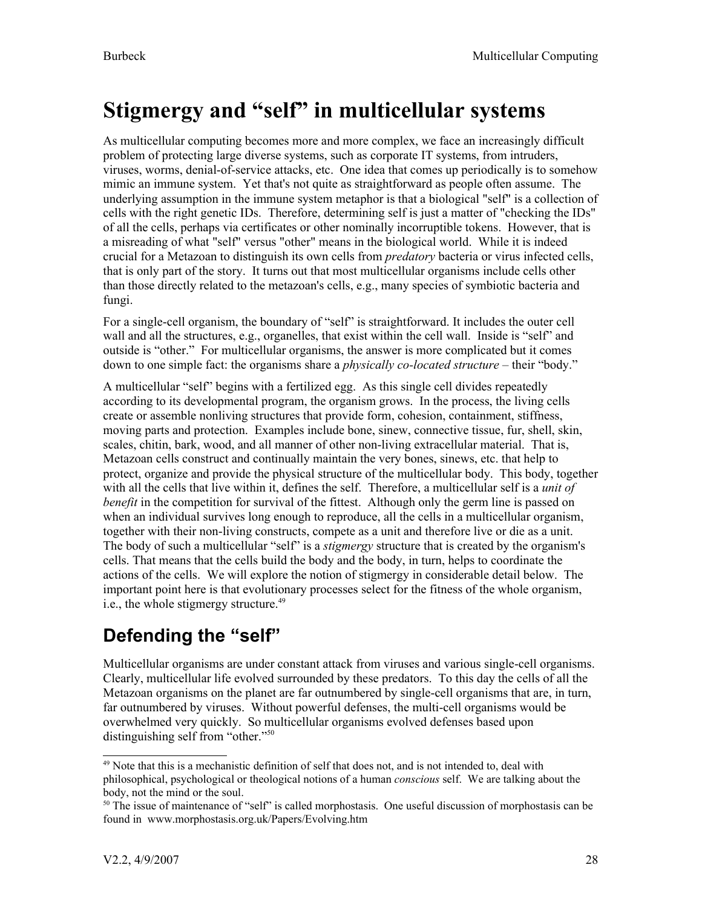# Stigmergy and "self" in multicellular systems

As multicellular computing becomes more and more complex, we face an increasingly difficult problem of protecting large diverse systems, such as corporate IT systems, from intruders, viruses, worms, denial-of-service attacks, etc. One idea that comes up periodically is to somehow mimic an immune system. Yet that's not quite as straightforward as people often assume. The underlying assumption in the immune system metaphor is that a biological "self" is a collection of cells with the right genetic IDs. Therefore, determining self is just a matter of "checking the IDs" of all the cells, perhaps via certificates or other nominally incorruptible tokens. However, that is a misreading of what "self" versus "other" means in the biological world. While it is indeed crucial for a Metazoan to distinguish its own cells from *predatory* bacteria or virus infected cells, that is only part of the story. It turns out that most multicellular organisms include cells other than those directly related to the metazoan's cells, e.g., many species of symbiotic bacteria and fungi.

For a single-cell organism, the boundary of "self" is straightforward. It includes the outer cell wall and all the structures, e.g., organelles, that exist within the cell wall. Inside is "self" and outside is "other." For multicellular organisms, the answer is more complicated but it comes down to one simple fact: the organisms share a *physically co-located structure* – their "body."

A multicellular "self" begins with a fertilized egg. As this single cell divides repeatedly according to its developmental program, the organism grows. In the process, the living cells create or assemble nonliving structures that provide form, cohesion, containment, stiffness, moving parts and protection. Examples include bone, sinew, connective tissue, fur, shell, skin, scales, chitin, bark, wood, and all manner of other non-living extracellular material. That is, Metazoan cells construct and continually maintain the very bones, sinews, etc. that help to protect, organize and provide the physical structure of the multicellular body. This body, together with all the cells that live within it, defines the self. Therefore, a multicellular self is a *unit of benefit* in the competition for survival of the fittest. Although only the germ line is passed on when an individual survives long enough to reproduce, all the cells in a multicellular organism, together with their non-living constructs, compete as a unit and therefore live or die as a unit. The body of such a multicellular "self" is a *stigmergy* structure that is created by the organism's cells. That means that the cells build the body and the body, in turn, helps to coordinate the actions of the cells. We will explore the notion of stigmergy in considerable detail below. The important point here is that evolutionary processes select for the fitness of the whole organism, i.e., the whole stigmergy structure.[49]

## Defending the "self"

Multicellular organisms are under constant attack from viruses and various single-cell organisms. Clearly, multicellular life evolved surrounded by these predators. To this day the cells of all the Metazoan organisms on the planet are far outnumbered by single-cell organisms that are, in turn, far outnumbered by viruses. Without powerful defenses, the multi-cell organisms would be overwhelmed very quickly. So multicellular organisms evolved defenses based upon distinguishing self from "other."[50]

---

[49] Note that this is a mechanistic definition of self that does not, and is not intended to, deal with philosophical, psychological or theological notions of a human *conscious* self. We are talking about the body, not the mind or the soul.

[50] The issue of maintenance of "self" is called morphostasis. One useful discussion of morphostasis can be found in www.morphostasis.org.uk/Papers/Evolving.htm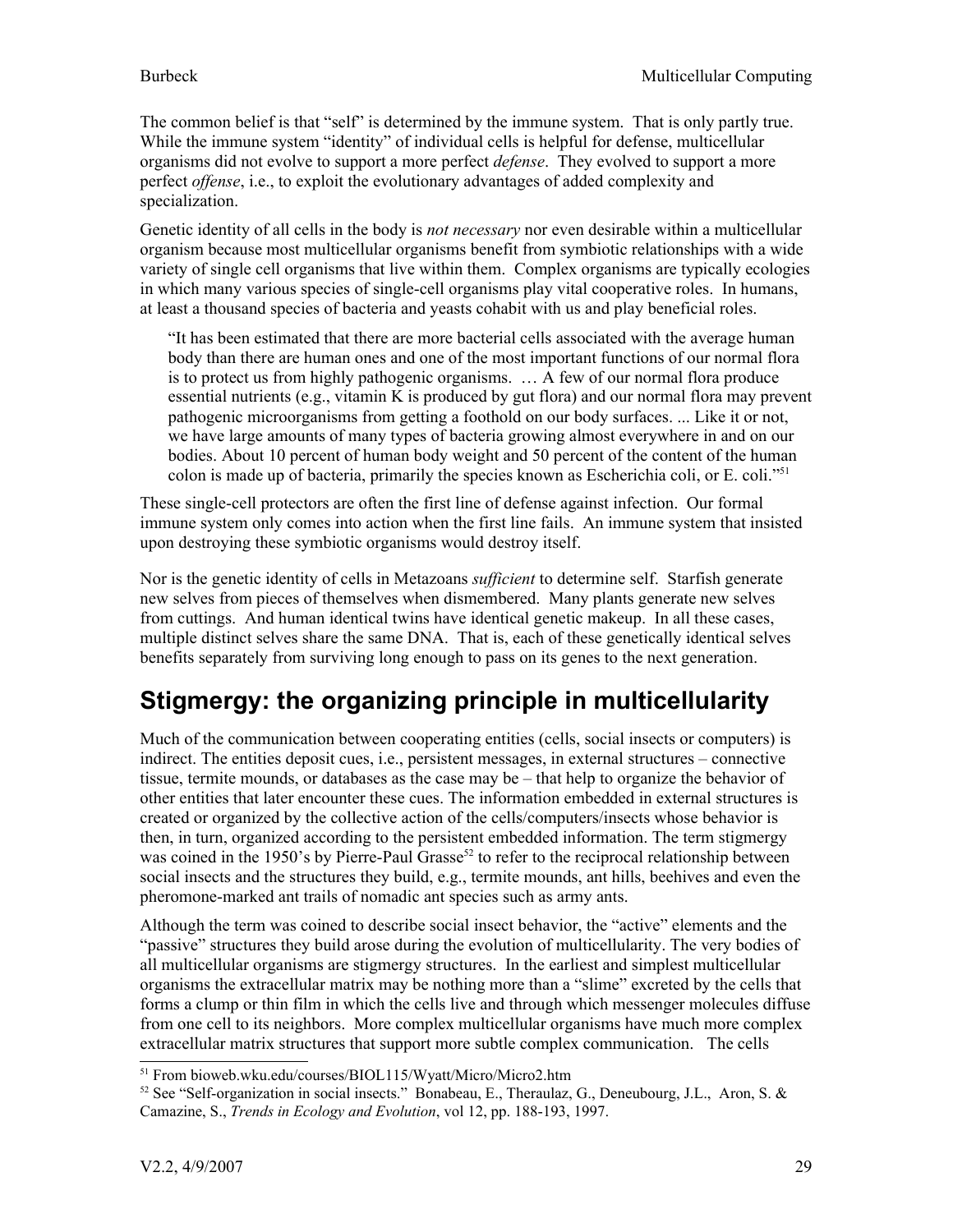The common belief is that "self" is determined by the immune system. That is only partly true. While the immune system "identity" of individual cells is helpful for defense, multicellular organisms did not evolve to support a more perfect *defense*. They evolved to support a more perfect *offense*, i.e., to exploit the evolutionary advantages of added complexity and specialization.

Genetic identity of all cells in the body is *not necessary* nor even desirable within a multicellular organism because most multicellular organisms benefit from symbiotic relationships with a wide variety of single cell organisms that live within them. Complex organisms are typically ecologies in which many various species of single-cell organisms play vital cooperative roles. In humans, at least a thousand species of bacteria and yeasts cohabit with us and play beneficial roles.

> "It has been estimated that there are more bacterial cells associated with the average human body than there are human ones and one of the most important functions of our normal flora is to protect us from highly pathogenic organisms. … A few of our normal flora produce essential nutrients (e.g., vitamin K is produced by gut flora) and our normal flora may prevent pathogenic microorganisms from getting a foothold on our body surfaces. ... Like it or not, we have large amounts of many types of bacteria growing almost everywhere in and on our bodies. About 10 percent of human body weight and 50 percent of the content of the human colon is made up of bacteria, primarily the species known as Escherichia coli, or E. coli."[51]

These single-cell protectors are often the first line of defense against infection. Our formal immune system only comes into action when the first line fails. An immune system that insisted upon destroying these symbiotic organisms would destroy itself.

Nor is the genetic identity of cells in Metazoans *sufficient* to determine self. Starfish generate new selves from pieces of themselves when dismembered. Many plants generate new selves from cuttings. And human identical twins have identical genetic makeup. In all these cases, multiple distinct selves share the same DNA. That is, each of these genetically identical selves benefits separately from surviving long enough to pass on its genes to the next generation.

# Stigmergy: the organizing principle in multicellularity

Much of the communication between cooperating entities (cells, social insects or computers) is indirect. The entities deposit cues, i.e., persistent messages, in external structures – connective tissue, termite mounds, or databases as the case may be – that help to organize the behavior of other entities that later encounter these cues. The information embedded in external structures is created or organized by the collective action of the cells/computers/insects whose behavior is then, in turn, organized according to the persistent embedded information. The term stigmergy was coined in the 1950's by Pierre-Paul Grasse[52] to refer to the reciprocal relationship between social insects and the structures they build, e.g., termite mounds, ant hills, beehives and even the pheromone-marked ant trails of nomadic ant species such as army ants.

Although the term was coined to describe social insect behavior, the "active" elements and the "passive" structures they build arose during the evolution of multicellularity. The very bodies of all multicellular organisms are stigmergy structures. In the earliest and simplest multicellular organisms the extracellular matrix may be nothing more than a "slime" excreted by the cells that forms a clump or thin film in which the cells live and through which messenger molecules diffuse from one cell to its neighbors. More complex multicellular organisms have much more complex extracellular matrix structures that support more subtle complex communication. The cells

[51] From bioweb.wku.edu/courses/BIOL115/Wyatt/Micro/Micro2.htm

[52] See "Self-organization in social insects." Bonabeau, E., Theraulaz, G., Deneubourg, J.L., Aron, S. & Camazine, S., *Trends in Ecology and Evolution*, vol 12, pp. 188-193, 1997.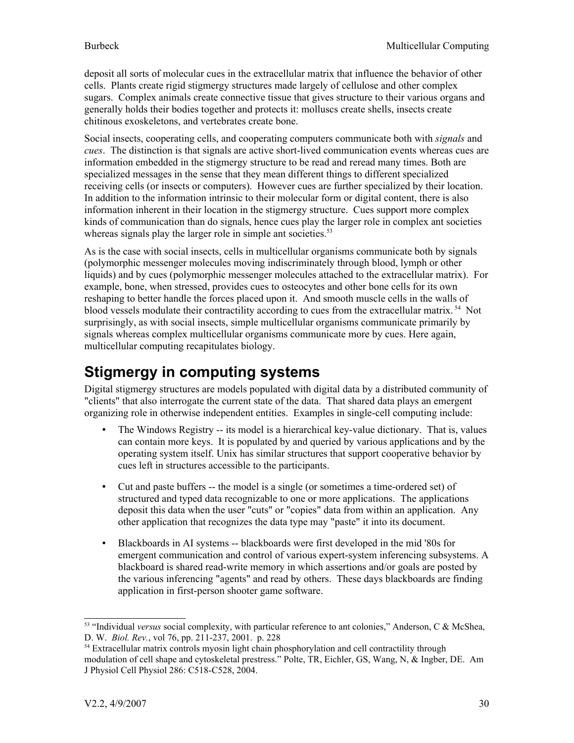deposit all sorts of molecular cues in the extracellular matrix that influence the behavior of other cells. Plants create rigid stigmergy structures made largely of cellulose and other complex sugars. Complex animals create connective tissue that gives structure to their various organs and generally holds their bodies together and protects it: molluscs create shells, insects create chitinous exoskeletons, and vertebrates create bone.

Social insects, cooperating cells, and cooperating computers communicate both with *signals* and *cues*. The distinction is that signals are active short-lived communication events whereas cues are information embedded in the stigmergy structure to be read and reread many times. Both are specialized messages in the sense that they mean different things to different specialized receiving cells (or insects or computers). However cues are further specialized by their location. In addition to the information intrinsic to their molecular form or digital content, there is also information inherent in their location in the stigmergy structure. Cues support more complex kinds of communication than do signals, hence cues play the larger role in complex ant societies whereas signals play the larger role in simple ant societies.[53]

As is the case with social insects, cells in multicellular organisms communicate both by signals (polymorphic messenger molecules moving indiscriminately through blood, lymph or other liquids) and by cues (polymorphic messenger molecules attached to the extracellular matrix). For example, bone, when stressed, provides cues to osteocytes and other bone cells for its own reshaping to better handle the forces placed upon it. And smooth muscle cells in the walls of blood vessels modulate their contractility according to cues from the extracellular matrix.[54] Not surprisingly, as with social insects, simple multicellular organisms communicate primarily by signals whereas complex multicellular organisms communicate more by cues. Here again, multicellular computing recapitulates biology.

## Stigmergy in computing systems

Digital stigmergy structures are models populated with digital data by a distributed community of "clients" that also interrogate the current state of the data. That shared data plays an emergent organizing role in otherwise independent entities. Examples in single-cell computing include:

- The Windows Registry -- its model is a hierarchical key-value dictionary. That is, values can contain more keys. It is populated by and queried by various applications and by the operating system itself. Unix has similar structures that support cooperative behavior by cues left in structures accessible to the participants.

- Cut and paste buffers -- the model is a single (or sometimes a time-ordered set) of structured and typed data recognizable to one or more applications. The applications deposit this data when the user "cuts" or "copies" data from within an application. Any other application that recognizes the data type may "paste" it into its document.

- Blackboards in AI systems -- blackboards were first developed in the mid '80s for emergent communication and control of various expert-system inferencing subsystems. A blackboard is shared read-write memory in which assertions and/or goals are posted by the various inferencing "agents" and read by others. These days blackboards are finding application in first-person shooter game software.

---

[53] "Individual *versus* social complexity, with particular reference to ant colonies," Anderson, C & McShea, D. W. *Biol. Rev.*, vol 76, pp. 211-237, 2001. p. 228

[54] Extracellular matrix controls myosin light chain phosphorylation and cell contractility through modulation of cell shape and cytoskeletal prestress." Polte, TR, Eichler, GS, Wang, N, & Ingber, DE. Am J Physiol Cell Physiol 286: C518-C528, 2004.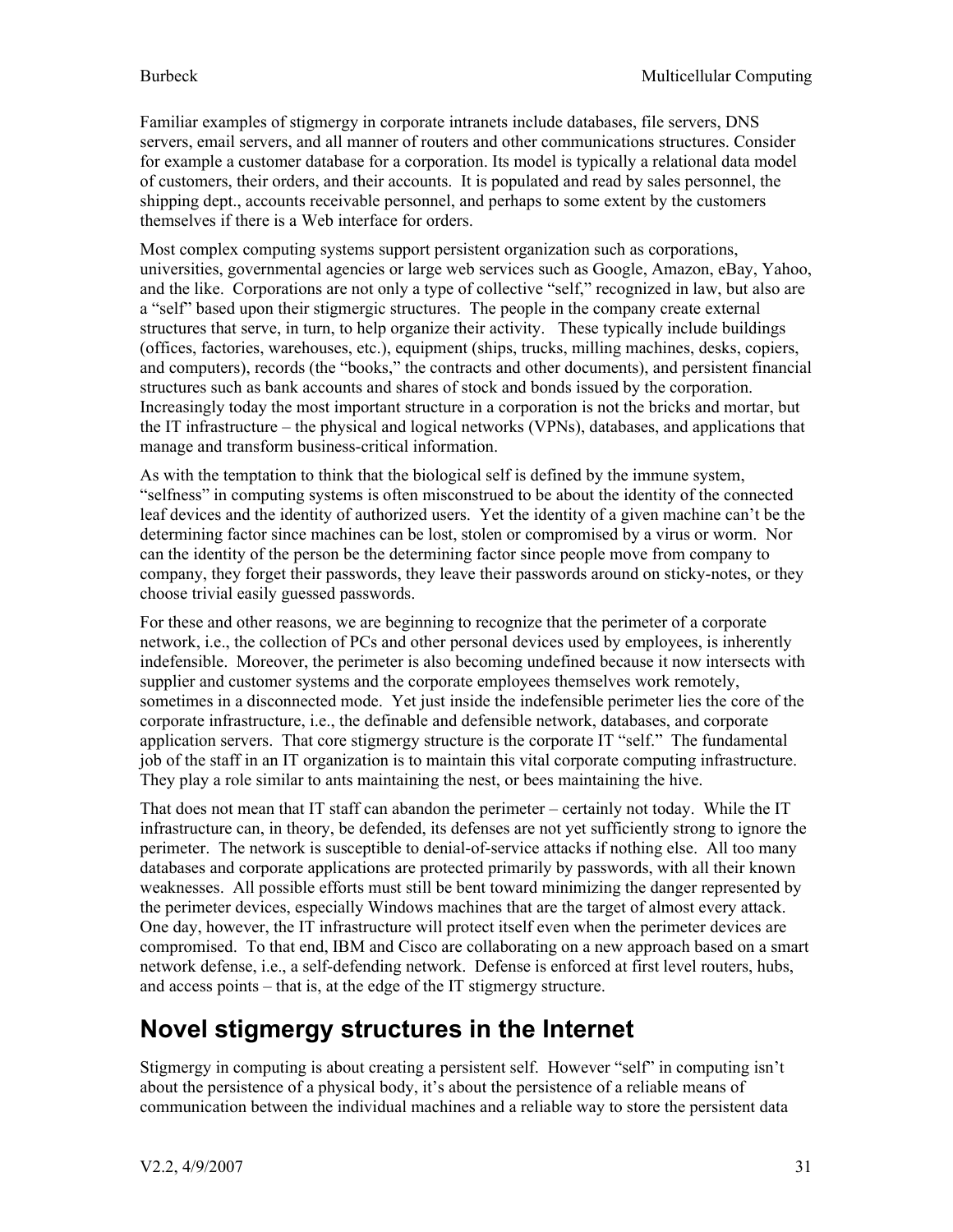Familiar examples of stigmergy in corporate intranets include databases, file servers, DNS servers, email servers, and all manner of routers and other communications structures. Consider for example a customer database for a corporation. Its model is typically a relational data model of customers, their orders, and their accounts. It is populated and read by sales personnel, the shipping dept., accounts receivable personnel, and perhaps to some extent by the customers themselves if there is a Web interface for orders.

Most complex computing systems support persistent organization such as corporations, universities, governmental agencies or large web services such as Google, Amazon, eBay, Yahoo, and the like. Corporations are not only a type of collective "self," recognized in law, but also are a "self" based upon their stigmergic structures. The people in the company create external structures that serve, in turn, to help organize their activity. These typically include buildings (offices, factories, warehouses, etc.), equipment (ships, trucks, milling machines, desks, copiers, and computers), records (the "books," the contracts and other documents), and persistent financial structures such as bank accounts and shares of stock and bonds issued by the corporation. Increasingly today the most important structure in a corporation is not the bricks and mortar, but the IT infrastructure – the physical and logical networks (VPNs), databases, and applications that manage and transform business-critical information.

As with the temptation to think that the biological self is defined by the immune system, "selfness" in computing systems is often misconstrued to be about the identity of the connected leaf devices and the identity of authorized users. Yet the identity of a given machine can't be the determining factor since machines can be lost, stolen or compromised by a virus or worm. Nor can the identity of the person be the determining factor since people move from company to company, they forget their passwords, they leave their passwords around on sticky-notes, or they choose trivial easily guessed passwords.

For these and other reasons, we are beginning to recognize that the perimeter of a corporate network, i.e., the collection of PCs and other personal devices used by employees, is inherently indefensible. Moreover, the perimeter is also becoming undefined because it now intersects with supplier and customer systems and the corporate employees themselves work remotely, sometimes in a disconnected mode. Yet just inside the indefensible perimeter lies the core of the corporate infrastructure, i.e., the definable and defensible network, databases, and corporate application servers. That core stigmergy structure is the corporate IT "self." The fundamental job of the staff in an IT organization is to maintain this vital corporate computing infrastructure. They play a role similar to ants maintaining the nest, or bees maintaining the hive.

That does not mean that IT staff can abandon the perimeter – certainly not today. While the IT infrastructure can, in theory, be defended, its defenses are not yet sufficiently strong to ignore the perimeter. The network is susceptible to denial-of-service attacks if nothing else. All too many databases and corporate applications are protected primarily by passwords, with all their known weaknesses. All possible efforts must still be bent toward minimizing the danger represented by the perimeter devices, especially Windows machines that are the target of almost every attack. One day, however, the IT infrastructure will protect itself even when the perimeter devices are compromised. To that end, IBM and Cisco are collaborating on a new approach based on a smart network defense, i.e., a self-defending network. Defense is enforced at first level routers, hubs, and access points – that is, at the edge of the IT stigmergy structure.

## Novel stigmergy structures in the Internet

Stigmergy in computing is about creating a persistent self. However "self" in computing isn't about the persistence of a physical body, it's about the persistence of a reliable means of communication between the individual machines and a reliable way to store the persistent data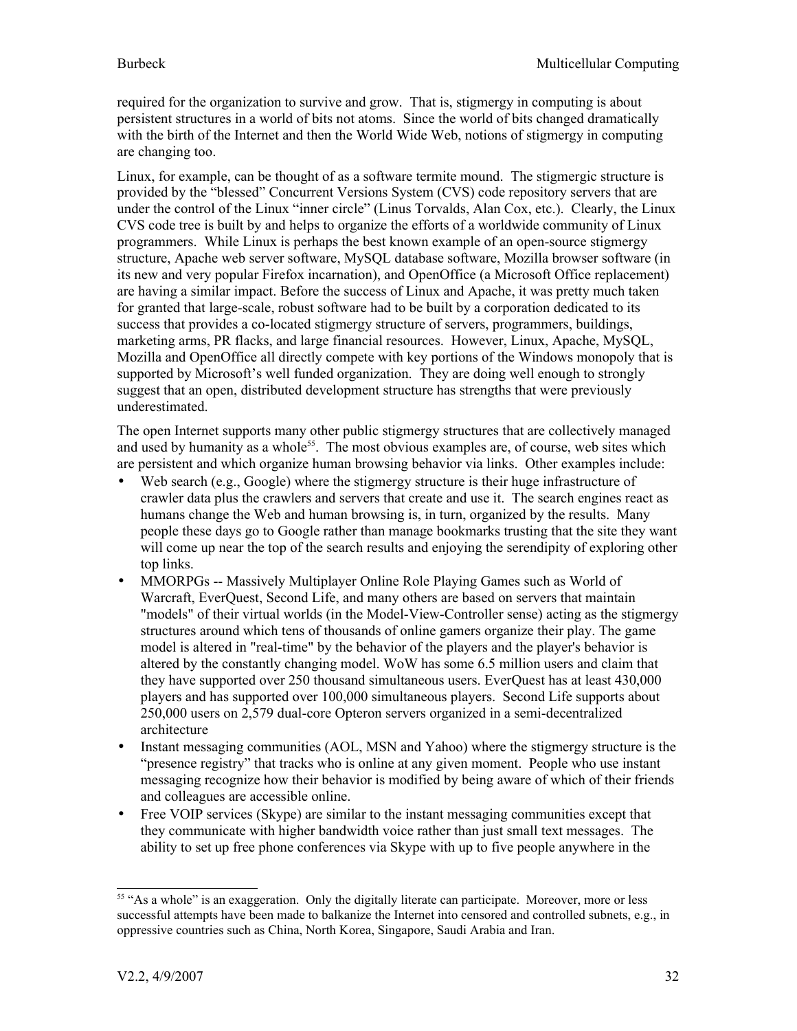required for the organization to survive and grow. That is, stigmergy in computing is about persistent structures in a world of bits not atoms. Since the world of bits changed dramatically with the birth of the Internet and then the World Wide Web, notions of stigmergy in computing are changing too.

Linux, for example, can be thought of as a software termite mound. The stigmergic structure is provided by the "blessed" Concurrent Versions System (CVS) code repository servers that are under the control of the Linux "inner circle" (Linus Torvalds, Alan Cox, etc.). Clearly, the Linux CVS code tree is built by and helps to organize the efforts of a worldwide community of Linux programmers. While Linux is perhaps the best known example of an open-source stigmergy structure, Apache web server software, MySQL database software, Mozilla browser software (in its new and very popular Firefox incarnation), and OpenOffice (a Microsoft Office replacement) are having a similar impact. Before the success of Linux and Apache, it was pretty much taken for granted that large-scale, robust software had to be built by a corporation dedicated to its success that provides a co-located stigmergy structure of servers, programmers, buildings, marketing arms, PR flacks, and large financial resources. However, Linux, Apache, MySQL, Mozilla and OpenOffice all directly compete with key portions of the Windows monopoly that is supported by Microsoft's well funded organization. They are doing well enough to strongly suggest that an open, distributed development structure has strengths that were previously underestimated.

The open Internet supports many other public stigmergy structures that are collectively managed and used by humanity as a whole[55]. The most obvious examples are, of course, web sites which are persistent and which organize human browsing behavior via links. Other examples include:

- Web search (e.g., Google) where the stigmergy structure is their huge infrastructure of crawler data plus the crawlers and servers that create and use it. The search engines react as humans change the Web and human browsing is, in turn, organized by the results. Many people these days go to Google rather than manage bookmarks trusting that the site they want will come up near the top of the search results and enjoying the serendipity of exploring other top links.
- MMORPGs -- Massively Multiplayer Online Role Playing Games such as World of Warcraft, EverQuest, Second Life, and many others are based on servers that maintain "models" of their virtual worlds (in the Model-View-Controller sense) acting as the stigmergy structures around which tens of thousands of online gamers organize their play. The game model is altered in "real-time" by the behavior of the players and the player's behavior is altered by the constantly changing model. WoW has some 6.5 million users and claim that they have supported over 250 thousand simultaneous users. EverQuest has at least 430,000 players and has supported over 100,000 simultaneous players. Second Life supports about 250,000 users on 2,579 dual-core Opteron servers organized in a semi-decentralized architecture
- Instant messaging communities (AOL, MSN and Yahoo) where the stigmergy structure is the "presence registry" that tracks who is online at any given moment. People who use instant messaging recognize how their behavior is modified by being aware of which of their friends and colleagues are accessible online.
- Free VOIP services (Skype) are similar to the instant messaging communities except that they communicate with higher bandwidth voice rather than just small text messages. The ability to set up free phone conferences via Skype with up to five people anywhere in the

[55] "As a whole" is an exaggeration. Only the digitally literate can participate. Moreover, more or less successful attempts have been made to balkanize the Internet into censored and controlled subnets, e.g., in oppressive countries such as China, North Korea, Singapore, Saudi Arabia and Iran.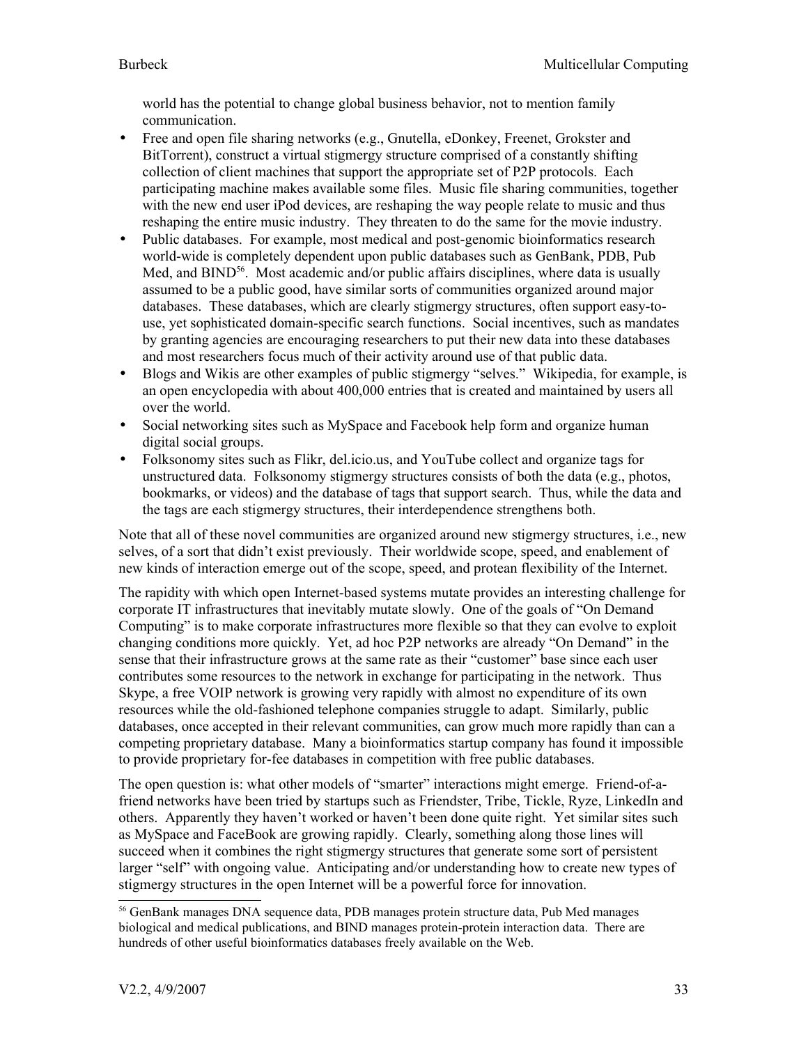world has the potential to change global business behavior, not to mention family communication.

- Free and open file sharing networks (e.g., Gnutella, eDonkey, Freenet, Grokster and BitTorrent), construct a virtual stigmergy structure comprised of a constantly shifting collection of client machines that support the appropriate set of P2P protocols. Each participating machine makes available some files. Music file sharing communities, together with the new end user iPod devices, are reshaping the way people relate to music and thus reshaping the entire music industry. They threaten to do the same for the movie industry.
- Public databases. For example, most medical and post-genomic bioinformatics research world-wide is completely dependent upon public databases such as GenBank, PDB, Pub Med, and BIND[56]. Most academic and/or public affairs disciplines, where data is usually assumed to be a public good, have similar sorts of communities organized around major databases. These databases, which are clearly stigmergy structures, often support easy-to-use, yet sophisticated domain-specific search functions. Social incentives, such as mandates by granting agencies are encouraging researchers to put their new data into these databases and most researchers focus much of their activity around use of that public data.
- Blogs and Wikis are other examples of public stigmergy "selves." Wikipedia, for example, is an open encyclopedia with about 400,000 entries that is created and maintained by users all over the world.
- Social networking sites such as MySpace and Facebook help form and organize human digital social groups.
- Folksonomy sites such as Flikr, del.icio.us, and YouTube collect and organize tags for unstructured data. Folksonomy stigmergy structures consists of both the data (e.g., photos, bookmarks, or videos) and the database of tags that support search. Thus, while the data and the tags are each stigmergy structures, their interdependence strengthens both.

Note that all of these novel communities are organized around new stigmergy structures, i.e., new selves, of a sort that didn't exist previously. Their worldwide scope, speed, and enablement of new kinds of interaction emerge out of the scope, speed, and protean flexibility of the Internet.

The rapidity with which open Internet-based systems mutate provides an interesting challenge for corporate IT infrastructures that inevitably mutate slowly. One of the goals of "On Demand Computing" is to make corporate infrastructures more flexible so that they can evolve to exploit changing conditions more quickly. Yet, ad hoc P2P networks are already "On Demand" in the sense that their infrastructure grows at the same rate as their "customer" base since each user contributes some resources to the network in exchange for participating in the network. Thus Skype, a free VOIP network is growing very rapidly with almost no expenditure of its own resources while the old-fashioned telephone companies struggle to adapt. Similarly, public databases, once accepted in their relevant communities, can grow much more rapidly than can a competing proprietary database. Many a bioinformatics startup company has found it impossible to provide proprietary for-fee databases in competition with free public databases.

The open question is: what other models of "smarter" interactions might emerge. Friend-of-a-friend networks have been tried by startups such as Friendster, Tribe, Tickle, Ryze, LinkedIn and others. Apparently they haven't worked or haven't been done quite right. Yet similar sites such as MySpace and FaceBook are growing rapidly. Clearly, something along those lines will succeed when it combines the right stigmergy structures that generate some sort of persistent larger "self" with ongoing value. Anticipating and/or understanding how to create new types of stigmergy structures in the open Internet will be a powerful force for innovation.

---

[56] GenBank manages DNA sequence data, PDB manages protein structure data, Pub Med manages biological and medical publications, and BIND manages protein-protein interaction data. There are hundreds of other useful bioinformatics databases freely available on the Web.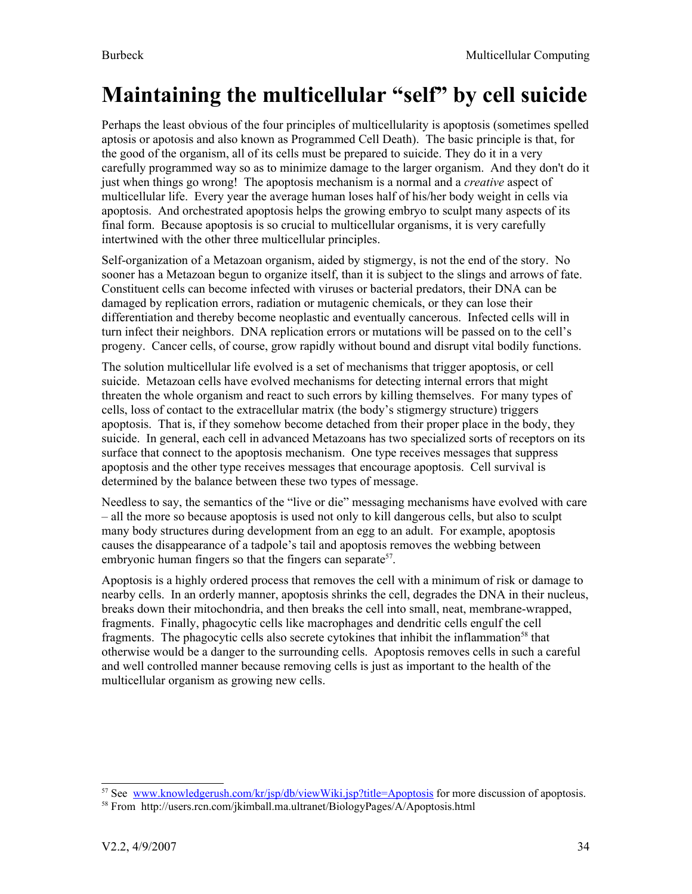# Maintaining the multicellular "self" by cell suicide

Perhaps the least obvious of the four principles of multicellularity is apoptosis (sometimes spelled aptosis or apotosis and also known as Programmed Cell Death). The basic principle is that, for the good of the organism, all of its cells must be prepared to suicide. They do it in a very carefully programmed way so as to minimize damage to the larger organism. And they don't do it just when things go wrong! The apoptosis mechanism is a normal and a *creative* aspect of multicellular life. Every year the average human loses half of his/her body weight in cells via apoptosis. And orchestrated apoptosis helps the growing embryo to sculpt many aspects of its final form. Because apoptosis is so crucial to multicellular organisms, it is very carefully intertwined with the other three multicellular principles.

Self-organization of a Metazoan organism, aided by stigmergy, is not the end of the story. No sooner has a Metazoan begun to organize itself, than it is subject to the slings and arrows of fate. Constituent cells can become infected with viruses or bacterial predators, their DNA can be damaged by replication errors, radiation or mutagenic chemicals, or they can lose their differentiation and thereby become neoplastic and eventually cancerous. Infected cells will in turn infect their neighbors. DNA replication errors or mutations will be passed on to the cell's progeny. Cancer cells, of course, grow rapidly without bound and disrupt vital bodily functions.

The solution multicellular life evolved is a set of mechanisms that trigger apoptosis, or cell suicide. Metazoan cells have evolved mechanisms for detecting internal errors that might threaten the whole organism and react to such errors by killing themselves. For many types of cells, loss of contact to the extracellular matrix (the body's stigmergy structure) triggers apoptosis. That is, if they somehow become detached from their proper place in the body, they suicide. In general, each cell in advanced Metazoans has two specialized sorts of receptors on its surface that connect to the apoptosis mechanism. One type receives messages that suppress apoptosis and the other type receives messages that encourage apoptosis. Cell survival is determined by the balance between these two types of message.

Needless to say, the semantics of the "live or die" messaging mechanisms have evolved with care – all the more so because apoptosis is used not only to kill dangerous cells, but also to sculpt many body structures during development from an egg to an adult. For example, apoptosis causes the disappearance of a tadpole's tail and apoptosis removes the webbing between embryonic human fingers so that the fingers can separate[57].

Apoptosis is a highly ordered process that removes the cell with a minimum of risk or damage to nearby cells. In an orderly manner, apoptosis shrinks the cell, degrades the DNA in their nucleus, breaks down their mitochondria, and then breaks the cell into small, neat, membrane-wrapped, fragments. Finally, phagocytic cells like macrophages and dendritic cells engulf the cell fragments. The phagocytic cells also secrete cytokines that inhibit the inflammation[58] that otherwise would be a danger to the surrounding cells. Apoptosis removes cells in such a careful and well controlled manner because removing cells is just as important to the health of the multicellular organism as growing new cells.

---

[57] See www.knowledgerush.com/kr/jsp/db/viewWiki.jsp?title=Apoptosis for more discussion of apoptosis.

[58] From http://users.rcn.com/jkimball.ma.ultranet/BiologyPages/A/Apoptosis.html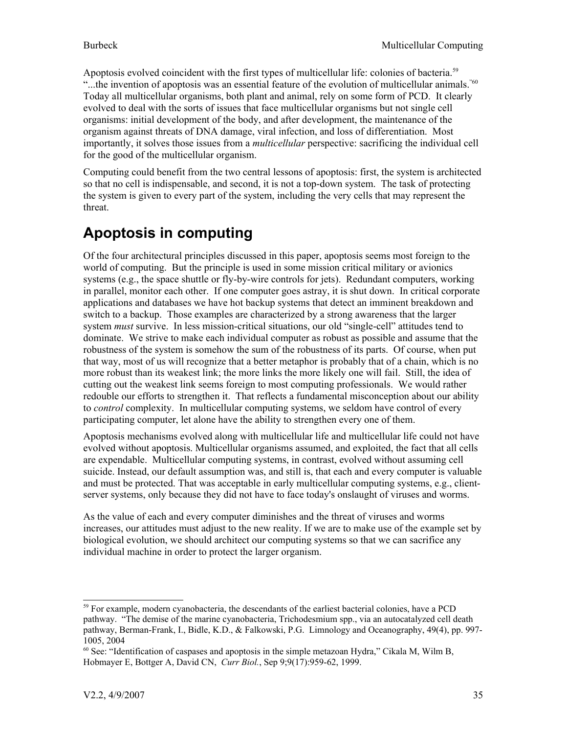Apoptosis evolved coincident with the first types of multicellular life: colonies of bacteria.[59] "...the invention of apoptosis was an essential feature of the evolution of multicellular animals."[60] Today all multicellular organisms, both plant and animal, rely on some form of PCD. It clearly evolved to deal with the sorts of issues that face multicellular organisms but not single cell organisms: initial development of the body, and after development, the maintenance of the organism against threats of DNA damage, viral infection, and loss of differentiation. Most importantly, it solves those issues from a *multicellular* perspective: sacrificing the individual cell for the good of the multicellular organism.

Computing could benefit from the two central lessons of apoptosis: first, the system is architected so that no cell is indispensable, and second, it is not a top-down system. The task of protecting the system is given to every part of the system, including the very cells that may represent the threat.

# Apoptosis in computing

Of the four architectural principles discussed in this paper, apoptosis seems most foreign to the world of computing. But the principle is used in some mission critical military or avionics systems (e.g., the space shuttle or fly-by-wire controls for jets). Redundant computers, working in parallel, monitor each other. If one computer goes astray, it is shut down. In critical corporate applications and databases we have hot backup systems that detect an imminent breakdown and switch to a backup. Those examples are characterized by a strong awareness that the larger system *must* survive. In less mission-critical situations, our old "single-cell" attitudes tend to dominate. We strive to make each individual computer as robust as possible and assume that the robustness of the system is somehow the sum of the robustness of its parts. Of course, when put that way, most of us will recognize that a better metaphor is probably that of a chain, which is no more robust than its weakest link; the more links the more likely one will fail. Still, the idea of cutting out the weakest link seems foreign to most computing professionals. We would rather redouble our efforts to strengthen it. That reflects a fundamental misconception about our ability to *control* complexity. In multicellular computing systems, we seldom have control of every participating computer, let alone have the ability to strengthen every one of them.

Apoptosis mechanisms evolved along with multicellular life and multicellular life could not have evolved without apoptosis. Multicellular organisms assumed, and exploited, the fact that all cells are expendable. Multicellular computing systems, in contrast, evolved without assuming cell suicide. Instead, our default assumption was, and still is, that each and every computer is valuable and must be protected. That was acceptable in early multicellular computing systems, e.g., client-server systems, only because they did not have to face today's onslaught of viruses and worms.

As the value of each and every computer diminishes and the threat of viruses and worms increases, our attitudes must adjust to the new reality. If we are to make use of the example set by biological evolution, we should architect our computing systems so that we can sacrifice any individual machine in order to protect the larger organism.

---

[59] For example, modern cyanobacteria, the descendants of the earliest bacterial colonies, have a PCD pathway. "The demise of the marine cyanobacteria, Trichodesmium spp., via an autocatalyzed cell death pathway, Berman-Frank, I., Bidle, K.D., & Falkowski, P.G. Limnology and Oceanography, 49(4), pp. 997-1005, 2004

[60] See: "Identification of caspases and apoptosis in the simple metazoan Hydra," Cikala M, Wilm B, Hobmayer E, Bottger A, David CN, *Curr Biol.*, Sep 9;9(17):959-62, 1999.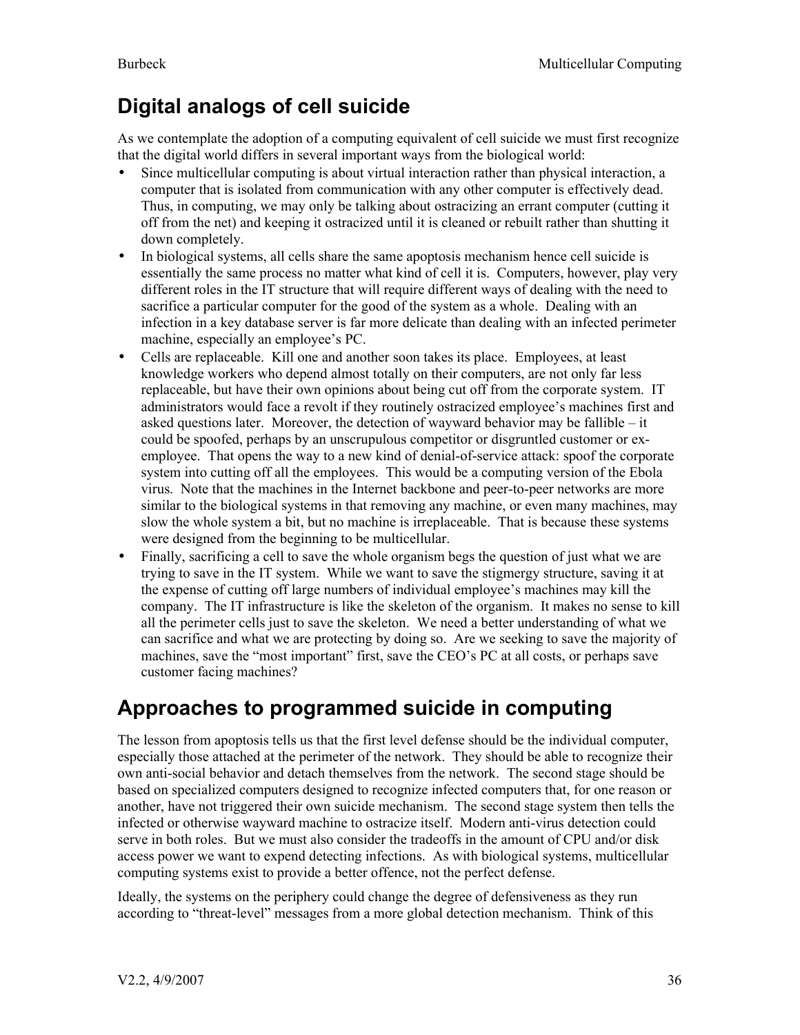## Digital analogs of cell suicide

As we contemplate the adoption of a computing equivalent of cell suicide we must first recognize that the digital world differs in several important ways from the biological world:

- Since multicellular computing is about virtual interaction rather than physical interaction, a computer that is isolated from communication with any other computer is effectively dead. Thus, in computing, we may only be talking about ostracizing an errant computer (cutting it off from the net) and keeping it ostracized until it is cleaned or rebuilt rather than shutting it down completely.
- In biological systems, all cells share the same apoptosis mechanism hence cell suicide is essentially the same process no matter what kind of cell it is. Computers, however, play very different roles in the IT structure that will require different ways of dealing with the need to sacrifice a particular computer for the good of the system as a whole. Dealing with an infection in a key database server is far more delicate than dealing with an infected perimeter machine, especially an employee's PC.
- Cells are replaceable. Kill one and another soon takes its place. Employees, at least knowledge workers who depend almost totally on their computers, are not only far less replaceable, but have their own opinions about being cut off from the corporate system. IT administrators would face a revolt if they routinely ostracized employee's machines first and asked questions later. Moreover, the detection of wayward behavior may be fallible – it could be spoofed, perhaps by an unscrupulous competitor or disgruntled customer or ex-employee. That opens the way to a new kind of denial-of-service attack: spoof the corporate system into cutting off all the employees. This would be a computing version of the Ebola virus. Note that the machines in the Internet backbone and peer-to-peer networks are more similar to the biological systems in that removing any machine, or even many machines, may slow the whole system a bit, but no machine is irreplaceable. That is because these systems were designed from the beginning to be multicellular.
- Finally, sacrificing a cell to save the whole organism begs the question of just what we are trying to save in the IT system. While we want to save the stigmergy structure, saving it at the expense of cutting off large numbers of individual employee's machines may kill the company. The IT infrastructure is like the skeleton of the organism. It makes no sense to kill all the perimeter cells just to save the skeleton. We need a better understanding of what we can sacrifice and what we are protecting by doing so. Are we seeking to save the majority of machines, save the "most important" first, save the CEO's PC at all costs, or perhaps save customer facing machines?

## Approaches to programmed suicide in computing

The lesson from apoptosis tells us that the first level defense should be the individual computer, especially those attached at the perimeter of the network. They should be able to recognize their own anti-social behavior and detach themselves from the network. The second stage should be based on specialized computers designed to recognize infected computers that, for one reason or another, have not triggered their own suicide mechanism. The second stage system then tells the infected or otherwise wayward machine to ostracize itself. Modern anti-virus detection could serve in both roles. But we must also consider the tradeoffs in the amount of CPU and/or disk access power we want to expend detecting infections. As with biological systems, multicellular computing systems exist to provide a better offence, not the perfect defense.

Ideally, the systems on the periphery could change the degree of defensiveness as they run according to "threat-level" messages from a more global detection mechanism. Think of this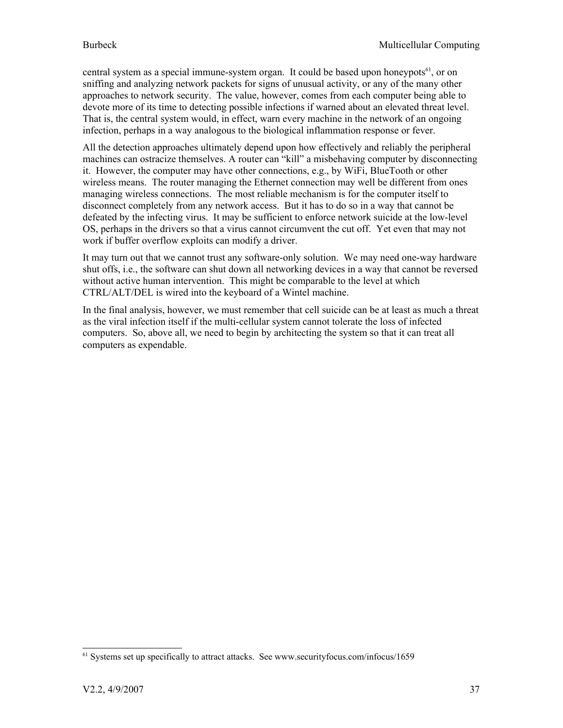central system as a special immune-system organ. It could be based upon honeypots[61], or on sniffing and analyzing network packets for signs of unusual activity, or any of the many other approaches to network security. The value, however, comes from each computer being able to devote more of its time to detecting possible infections if warned about an elevated threat level. That is, the central system would, in effect, warn every machine in the network of an ongoing infection, perhaps in a way analogous to the biological inflammation response or fever.

All the detection approaches ultimately depend upon how effectively and reliably the peripheral machines can ostracize themselves. A router can "kill" a misbehaving computer by disconnecting it. However, the computer may have other connections, e.g., by WiFi, BlueTooth or other wireless means. The router managing the Ethernet connection may well be different from ones managing wireless connections. The most reliable mechanism is for the computer itself to disconnect completely from any network access. But it has to do so in a way that cannot be defeated by the infecting virus. It may be sufficient to enforce network suicide at the low-level OS, perhaps in the drivers so that a virus cannot circumvent the cut off. Yet even that may not work if buffer overflow exploits can modify a driver.

It may turn out that we cannot trust any software-only solution. We may need one-way hardware shut offs, i.e., the software can shut down all networking devices in a way that cannot be reversed without active human intervention. This might be comparable to the level at which CTRL/ALT/DEL is wired into the keyboard of a Wintel machine.

In the final analysis, however, we must remember that cell suicide can be at least as much a threat as the viral infection itself if the multi-cellular system cannot tolerate the loss of infected computers. So, above all, we need to begin by architecting the system so that it can treat all computers as expendable.

---

[61] Systems set up specifically to attract attacks. See www.securityfocus.com/infocus/1659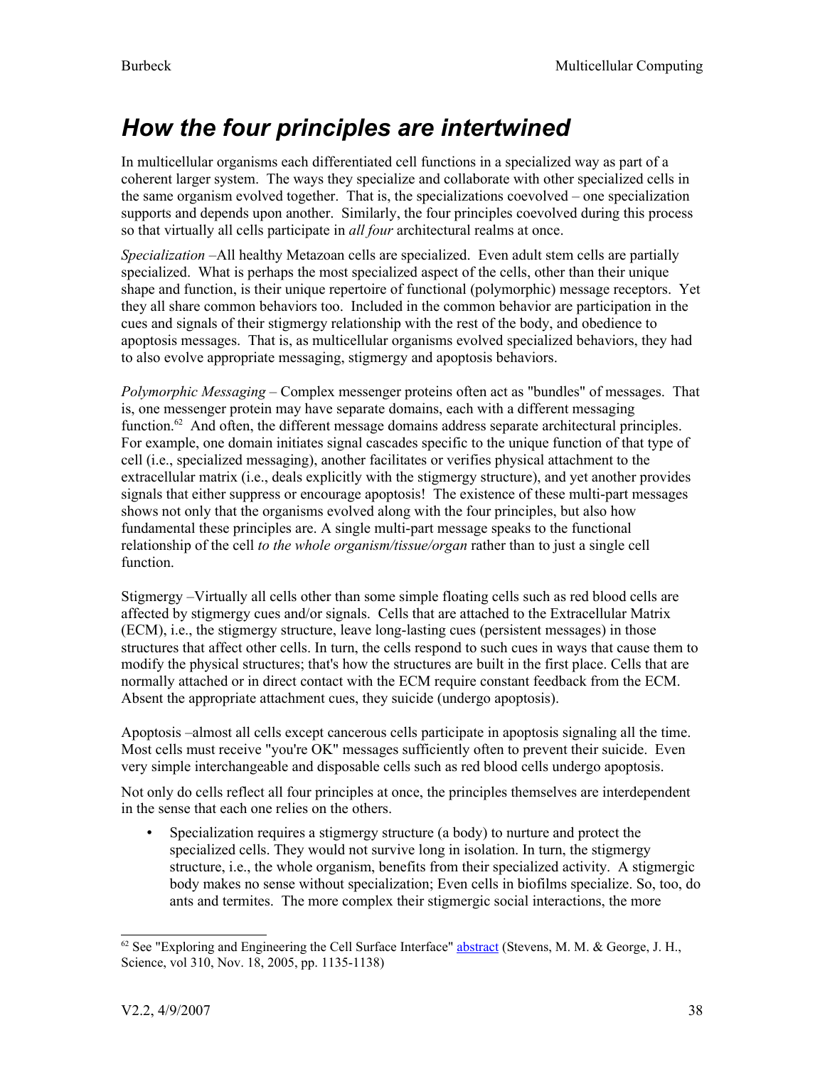## *How the four principles are intertwined*

In multicellular organisms each differentiated cell functions in a specialized way as part of a coherent larger system. The ways they specialize and collaborate with other specialized cells in the same organism evolved together. That is, the specializations coevolved – one specialization supports and depends upon another. Similarly, the four principles coevolved during this process so that virtually all cells participate in *all four* architectural realms at once.

*Specialization* –All healthy Metazoan cells are specialized. Even adult stem cells are partially specialized. What is perhaps the most specialized aspect of the cells, other than their unique shape and function, is their unique repertoire of functional (polymorphic) message receptors. Yet they all share common behaviors too. Included in the common behavior are participation in the cues and signals of their stigmergy relationship with the rest of the body, and obedience to apoptosis messages. That is, as multicellular organisms evolved specialized behaviors, they had to also evolve appropriate messaging, stigmergy and apoptosis behaviors.

*Polymorphic Messaging* – Complex messenger proteins often act as "bundles" of messages. That is, one messenger protein may have separate domains, each with a different messaging function.[62] And often, the different message domains address separate architectural principles. For example, one domain initiates signal cascades specific to the unique function of that type of cell (i.e., specialized messaging), another facilitates or verifies physical attachment to the extracellular matrix (i.e., deals explicitly with the stigmergy structure), and yet another provides signals that either suppress or encourage apoptosis! The existence of these multi-part messages shows not only that the organisms evolved along with the four principles, but also how fundamental these principles are. A single multi-part message speaks to the functional relationship of the cell *to the whole organism/tissue/organ* rather than to just a single cell function.

Stigmergy –Virtually all cells other than some simple floating cells such as red blood cells are affected by stigmergy cues and/or signals. Cells that are attached to the Extracellular Matrix (ECM), i.e., the stigmergy structure, leave long-lasting cues (persistent messages) in those structures that affect other cells. In turn, the cells respond to such cues in ways that cause them to modify the physical structures; that's how the structures are built in the first place. Cells that are normally attached or in direct contact with the ECM require constant feedback from the ECM. Absent the appropriate attachment cues, they suicide (undergo apoptosis).

Apoptosis –almost all cells except cancerous cells participate in apoptosis signaling all the time. Most cells must receive "you're OK" messages sufficiently often to prevent their suicide. Even very simple interchangeable and disposable cells such as red blood cells undergo apoptosis.

Not only do cells reflect all four principles at once, the principles themselves are interdependent in the sense that each one relies on the others.

- Specialization requires a stigmergy structure (a body) to nurture and protect the specialized cells. They would not survive long in isolation. In turn, the stigmergy structure, i.e., the whole organism, benefits from their specialized activity. A stigmergic body makes no sense without specialization; Even cells in biofilms specialize. So, too, do ants and termites. The more complex their stigmergic social interactions, the more

---

[62] See "Exploring and Engineering the Cell Surface Interface" abstract (Stevens, M. M. & George, J. H., Science, vol 310, Nov. 18, 2005, pp. 1135-1138)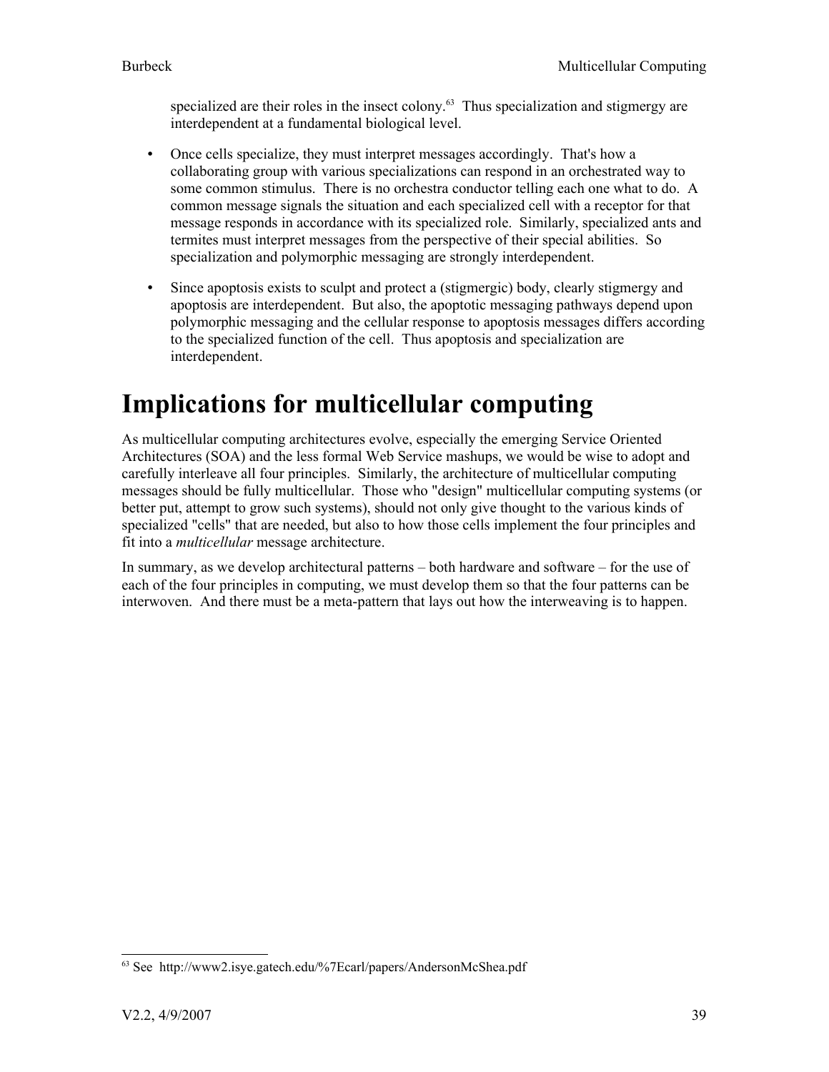specialized are their roles in the insect colony.[63] Thus specialization and stigmergy are interdependent at a fundamental biological level.

- Once cells specialize, they must interpret messages accordingly. That's how a collaborating group with various specializations can respond in an orchestrated way to some common stimulus. There is no orchestra conductor telling each one what to do. A common message signals the situation and each specialized cell with a receptor for that message responds in accordance with its specialized role. Similarly, specialized ants and termites must interpret messages from the perspective of their special abilities. So specialization and polymorphic messaging are strongly interdependent.
- Since apoptosis exists to sculpt and protect a (stigmergic) body, clearly stigmergy and apoptosis are interdependent. But also, the apoptotic messaging pathways depend upon polymorphic messaging and the cellular response to apoptosis messages differs according to the specialized function of the cell. Thus apoptosis and specialization are interdependent.

# Implications for multicellular computing

As multicellular computing architectures evolve, especially the emerging Service Oriented Architectures (SOA) and the less formal Web Service mashups, we would be wise to adopt and carefully interleave all four principles. Similarly, the architecture of multicellular computing messages should be fully multicellular. Those who "design" multicellular computing systems (or better put, attempt to grow such systems), should not only give thought to the various kinds of specialized "cells" that are needed, but also to how those cells implement the four principles and fit into a *multicellular* message architecture.

In summary, as we develop architectural patterns – both hardware and software – for the use of each of the four principles in computing, we must develop them so that the four patterns can be interwoven. And there must be a meta-pattern that lays out how the interweaving is to happen.

[63] See http://www2.isye.gatech.edu/%7Ecarl/papers/AndersonMcShea.pdf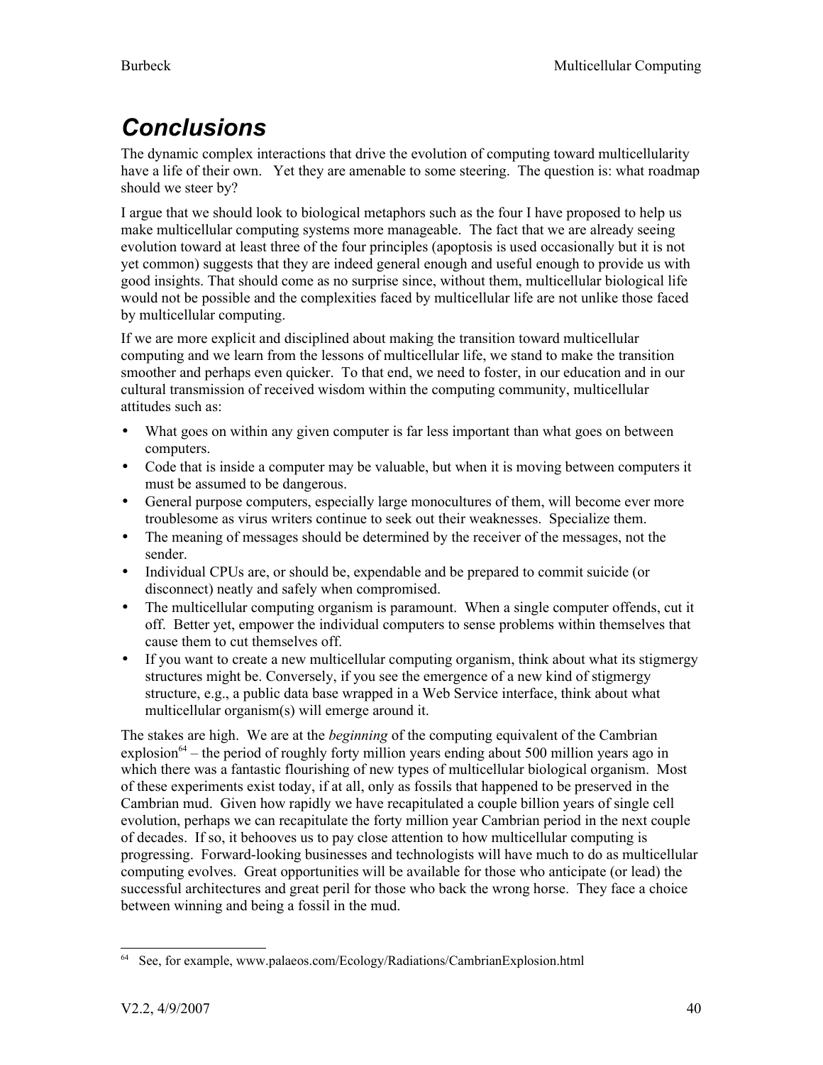# *Conclusions*

The dynamic complex interactions that drive the evolution of computing toward multicellularity have a life of their own. Yet they are amenable to some steering. The question is: what roadmap should we steer by?

I argue that we should look to biological metaphors such as the four I have proposed to help us make multicellular computing systems more manageable. The fact that we are already seeing evolution toward at least three of the four principles (apoptosis is used occasionally but it is not yet common) suggests that they are indeed general enough and useful enough to provide us with good insights. That should come as no surprise since, without them, multicellular biological life would not be possible and the complexities faced by multicellular life are not unlike those faced by multicellular computing.

If we are more explicit and disciplined about making the transition toward multicellular computing and we learn from the lessons of multicellular life, we stand to make the transition smoother and perhaps even quicker. To that end, we need to foster, in our education and in our cultural transmission of received wisdom within the computing community, multicellular attitudes such as:

- What goes on within any given computer is far less important than what goes on between computers.
- Code that is inside a computer may be valuable, but when it is moving between computers it must be assumed to be dangerous.
- General purpose computers, especially large monocultures of them, will become ever more troublesome as virus writers continue to seek out their weaknesses. Specialize them.
- The meaning of messages should be determined by the receiver of the messages, not the sender.
- Individual CPUs are, or should be, expendable and be prepared to commit suicide (or disconnect) neatly and safely when compromised.
- The multicellular computing organism is paramount. When a single computer offends, cut it off. Better yet, empower the individual computers to sense problems within themselves that cause them to cut themselves off.
- If you want to create a new multicellular computing organism, think about what its stigmergy structures might be. Conversely, if you see the emergence of a new kind of stigmergy structure, e.g., a public data base wrapped in a Web Service interface, think about what multicellular organism(s) will emerge around it.

The stakes are high. We are at the *beginning* of the computing equivalent of the Cambrian explosion[64] – the period of roughly forty million years ending about 500 million years ago in which there was a fantastic flourishing of new types of multicellular biological organism. Most of these experiments exist today, if at all, only as fossils that happened to be preserved in the Cambrian mud. Given how rapidly we have recapitulated a couple billion years of single cell evolution, perhaps we can recapitulate the forty million year Cambrian period in the next couple of decades. If so, it behooves us to pay close attention to how multicellular computing is progressing. Forward-looking businesses and technologists will have much to do as multicellular computing evolves. Great opportunities will be available for those who anticipate (or lead) the successful architectures and great peril for those who back the wrong horse. They face a choice between winning and being a fossil in the mud.

[64] See, for example, www.palaeos.com/Ecology/Radiations/CambrianExplosion.html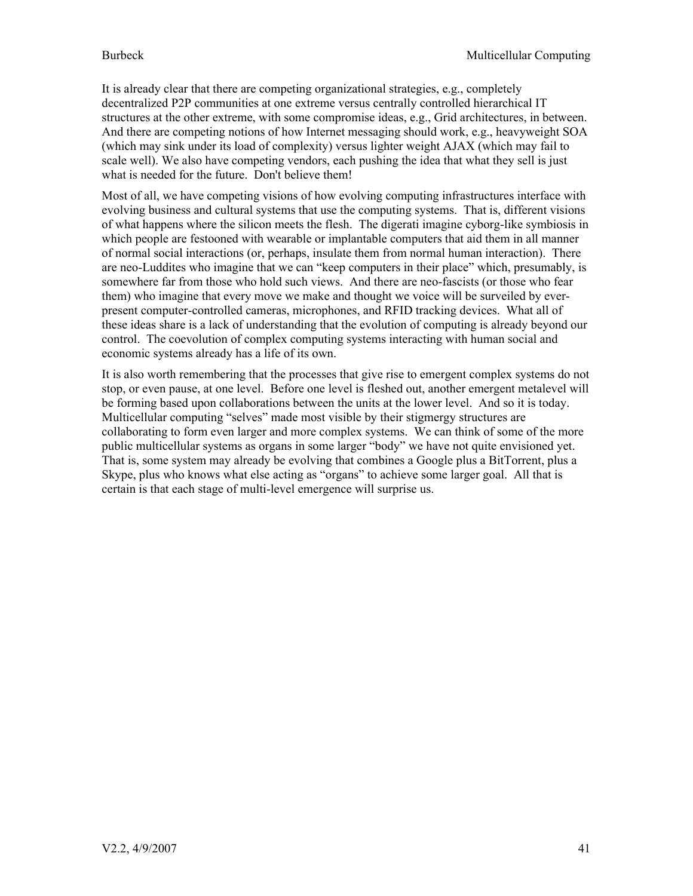It is already clear that there are competing organizational strategies, e.g., completely decentralized P2P communities at one extreme versus centrally controlled hierarchical IT structures at the other extreme, with some compromise ideas, e.g., Grid architectures, in between. And there are competing notions of how Internet messaging should work, e.g., heavyweight SOA (which may sink under its load of complexity) versus lighter weight AJAX (which may fail to scale well). We also have competing vendors, each pushing the idea that what they sell is just what is needed for the future. Don't believe them!

Most of all, we have competing visions of how evolving computing infrastructures interface with evolving business and cultural systems that use the computing systems. That is, different visions of what happens where the silicon meets the flesh. The digerati imagine cyborg-like symbiosis in which people are festooned with wearable or implantable computers that aid them in all manner of normal social interactions (or, perhaps, insulate them from normal human interaction). There are neo-Luddites who imagine that we can "keep computers in their place" which, presumably, is somewhere far from those who hold such views. And there are neo-fascists (or those who fear them) who imagine that every move we make and thought we voice will be surveiled by ever-present computer-controlled cameras, microphones, and RFID tracking devices. What all of these ideas share is a lack of understanding that the evolution of computing is already beyond our control. The coevolution of complex computing systems interacting with human social and economic systems already has a life of its own.

It is also worth remembering that the processes that give rise to emergent complex systems do not stop, or even pause, at one level. Before one level is fleshed out, another emergent metalevel will be forming based upon collaborations between the units at the lower level. And so it is today. Multicellular computing "selves" made most visible by their stigmergy structures are collaborating to form even larger and more complex systems. We can think of some of the more public multicellular systems as organs in some larger "body" we have not quite envisioned yet. That is, some system may already be evolving that combines a Google plus a BitTorrent, plus a Skype, plus who knows what else acting as "organs" to achieve some larger goal. All that is certain is that each stage of multi-level emergence will surprise us.